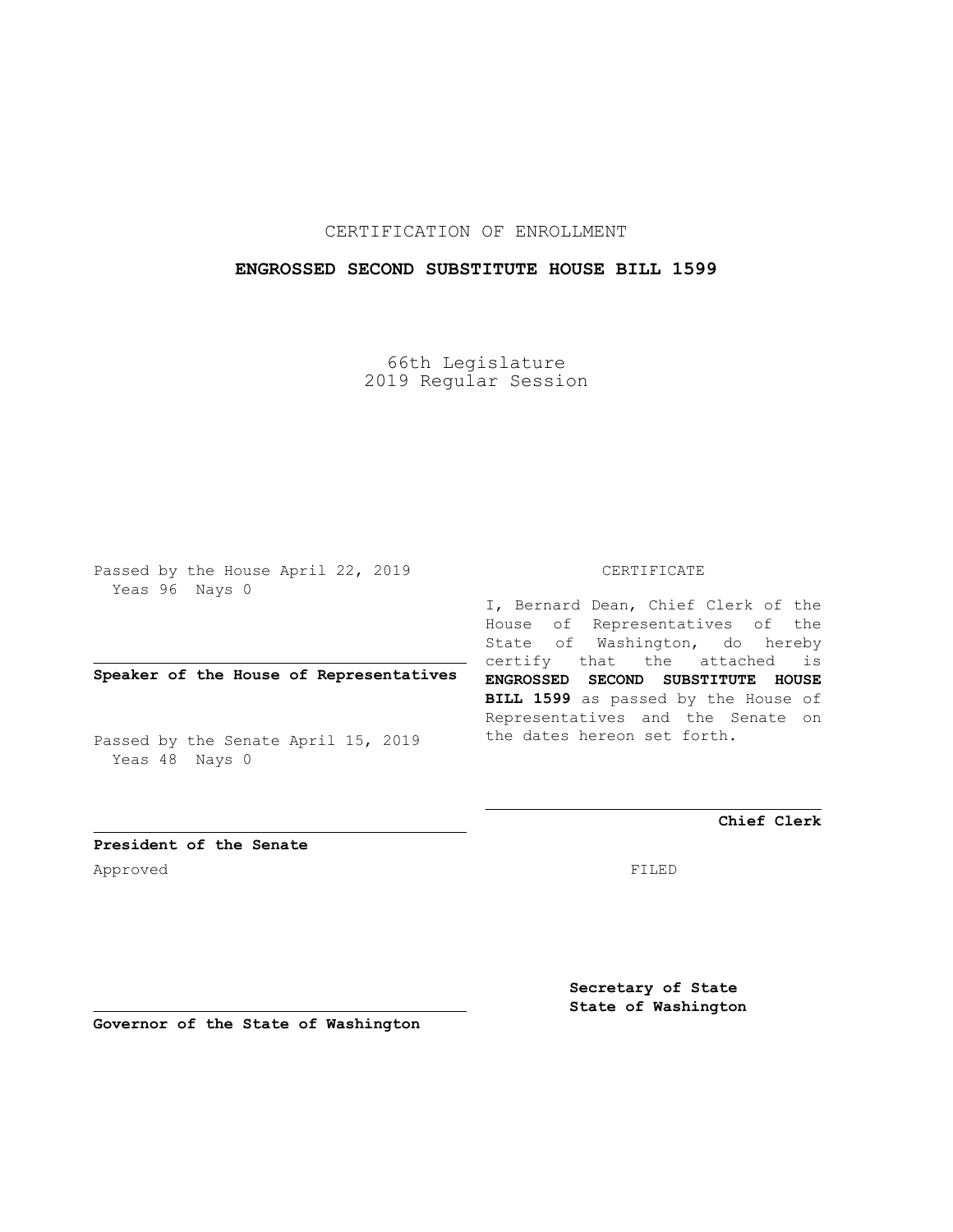CERTIFICATION OF ENROLLMENT

**ENGROSSED SECOND SUBSTITUTE HOUSE BILL 1599**

66th Legislature
2019 Regular Session

Passed by the House April 22, 2019
Yeas 96 Nays 0

**Speaker of the House of Representatives**

Passed by the Senate April 15, 2019
Yeas 48 Nays 0

**President of the Senate**

Approved

**Governor of the State of Washington**

CERTIFICATE

I, Bernard Dean, Chief Clerk of the House of Representatives of the State of Washington, do hereby certify that the attached is **ENGROSSED SECOND SUBSTITUTE HOUSE BILL 1599** as passed by the House of Representatives and the Senate on the dates hereon set forth.

**Chief Clerk**

FILED

**Secretary of State**
**State of Washington**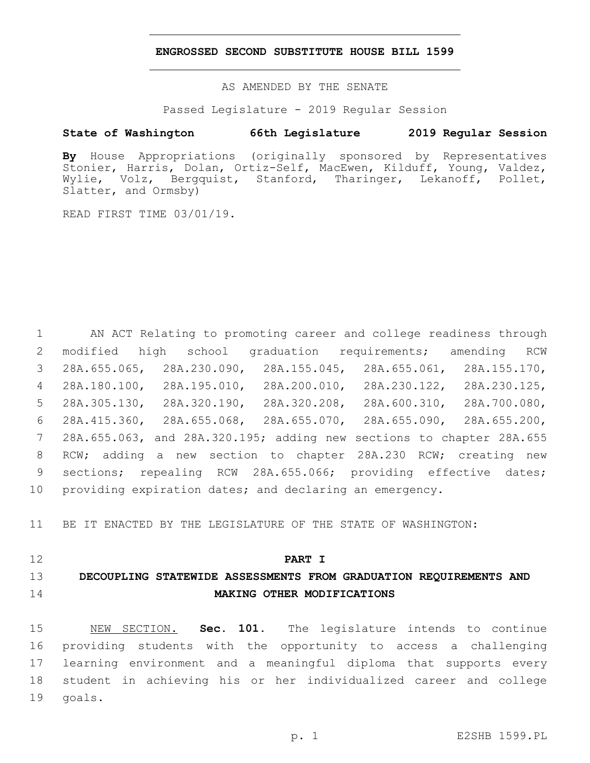# ENGROSSED SECOND SUBSTITUTE HOUSE BILL 1599

AS AMENDED BY THE SENATE

Passed Legislature - 2019 Regular Session

**State of Washington 66th Legislature 2019 Regular Session**

**By** House Appropriations (originally sponsored by Representatives Stonier, Harris, Dolan, Ortiz-Self, MacEwen, Kilduff, Young, Valdez, Wylie, Volz, Bergquist, Stanford, Tharinger, Lekanoff, Pollet, Slatter, and Ormsby)

READ FIRST TIME 03/01/19.

1 AN ACT Relating to promoting career and college readiness through
2 modified high school graduation requirements; amending RCW
3 28A.655.065, 28A.230.090, 28A.155.045, 28A.655.061, 28A.155.170,
4 28A.180.100, 28A.195.010, 28A.200.010, 28A.230.122, 28A.230.125,
5 28A.305.130, 28A.320.190, 28A.320.208, 28A.600.310, 28A.700.080,
6 28A.415.360, 28A.655.068, 28A.655.070, 28A.655.090, 28A.655.200,
7 28A.655.063, and 28A.320.195; adding new sections to chapter 28A.655
8 RCW; adding a new section to chapter 28A.230 RCW; creating new
9 sections; repealing RCW 28A.655.066; providing effective dates;
10 providing expiration dates; and declaring an emergency.

11 BE IT ENACTED BY THE LEGISLATURE OF THE STATE OF WASHINGTON:

12 **PART I**

13 **DECOUPLING STATEWIDE ASSESSMENTS FROM GRADUATION REQUIREMENTS AND**
14 **MAKING OTHER MODIFICATIONS**

15 NEW SECTION. **Sec. 101.** The legislature intends to continue
16 providing students with the opportunity to access a challenging
17 learning environment and a meaningful diploma that supports every
18 student in achieving his or her individualized career and college
19 goals.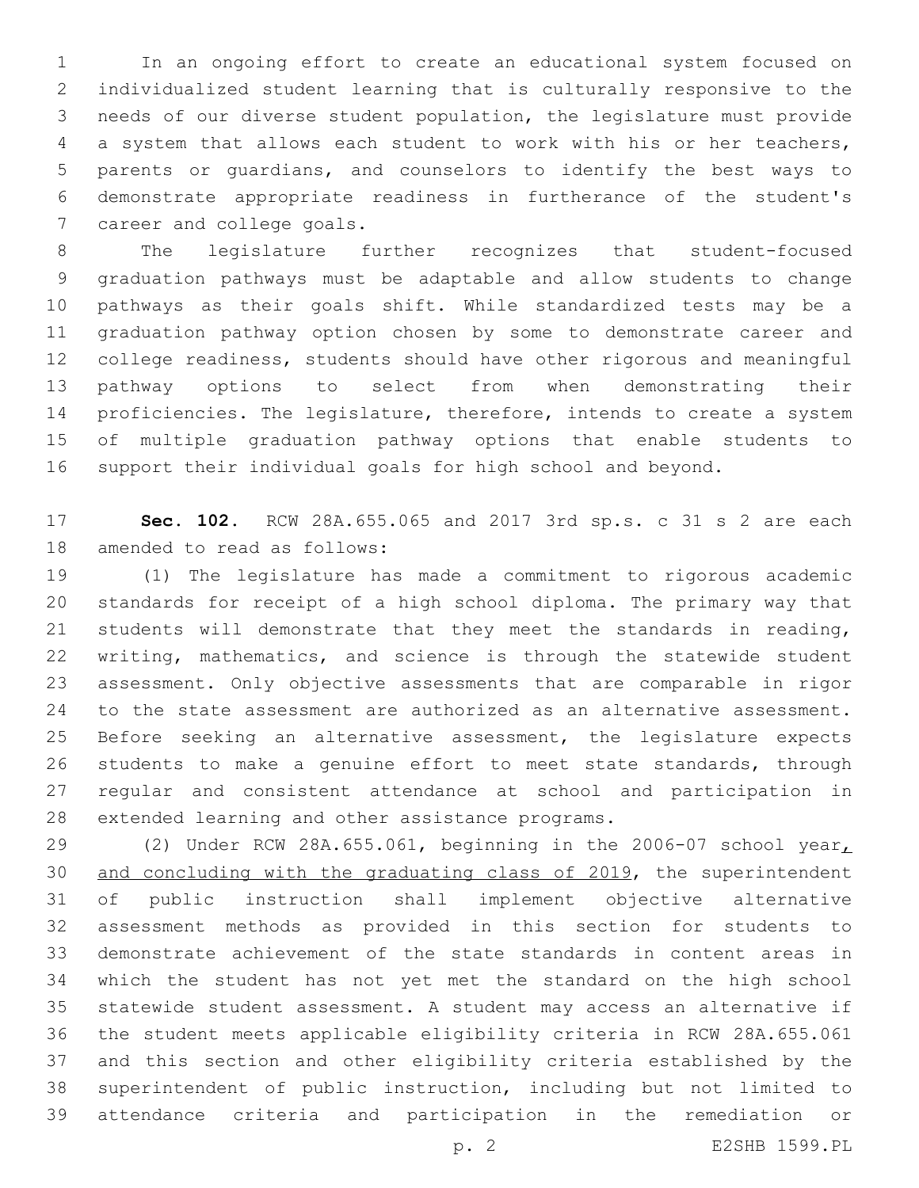In an ongoing effort to create an educational system focused on individualized student learning that is culturally responsive to the needs of our diverse student population, the legislature must provide a system that allows each student to work with his or her teachers, parents or guardians, and counselors to identify the best ways to demonstrate appropriate readiness in furtherance of the student's career and college goals.

The legislature further recognizes that student-focused graduation pathways must be adaptable and allow students to change pathways as their goals shift. While standardized tests may be a graduation pathway option chosen by some to demonstrate career and college readiness, students should have other rigorous and meaningful pathway options to select from when demonstrating their proficiencies. The legislature, therefore, intends to create a system of multiple graduation pathway options that enable students to support their individual goals for high school and beyond.

**Sec. 102.** RCW 28A.655.065 and 2017 3rd sp.s. c 31 s 2 are each amended to read as follows:

(1) The legislature has made a commitment to rigorous academic standards for receipt of a high school diploma. The primary way that students will demonstrate that they meet the standards in reading, writing, mathematics, and science is through the statewide student assessment. Only objective assessments that are comparable in rigor to the state assessment are authorized as an alternative assessment. Before seeking an alternative assessment, the legislature expects students to make a genuine effort to meet state standards, through regular and consistent attendance at school and participation in extended learning and other assistance programs.

(2) Under RCW 28A.655.061, beginning in the 2006-07 school year, and concluding with the graduating class of 2019, the superintendent of public instruction shall implement objective alternative assessment methods as provided in this section for students to demonstrate achievement of the state standards in content areas in which the student has not yet met the standard on the high school statewide student assessment. A student may access an alternative if the student meets applicable eligibility criteria in RCW 28A.655.061 and this section and other eligibility criteria established by the superintendent of public instruction, including but not limited to attendance criteria and participation in the remediation or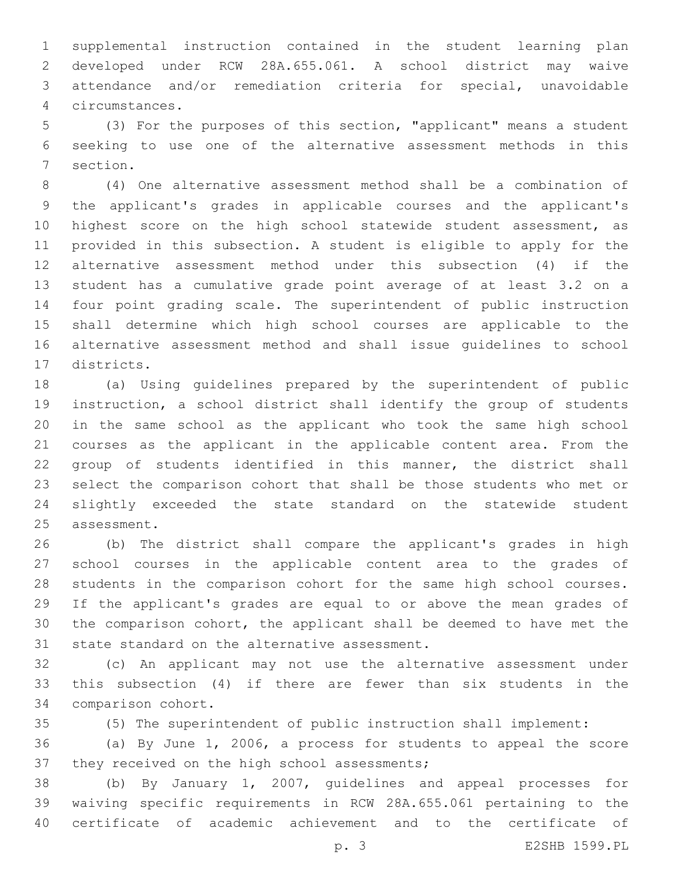supplemental instruction contained in the student learning plan developed under RCW 28A.655.061. A school district may waive attendance and/or remediation criteria for special, unavoidable circumstances.

(3) For the purposes of this section, "applicant" means a student seeking to use one of the alternative assessment methods in this section.

(4) One alternative assessment method shall be a combination of the applicant's grades in applicable courses and the applicant's highest score on the high school statewide student assessment, as provided in this subsection. A student is eligible to apply for the alternative assessment method under this subsection (4) if the student has a cumulative grade point average of at least 3.2 on a four point grading scale. The superintendent of public instruction shall determine which high school courses are applicable to the alternative assessment method and shall issue guidelines to school districts.

(a) Using guidelines prepared by the superintendent of public instruction, a school district shall identify the group of students in the same school as the applicant who took the same high school courses as the applicant in the applicable content area. From the group of students identified in this manner, the district shall select the comparison cohort that shall be those students who met or slightly exceeded the state standard on the statewide student assessment.

(b) The district shall compare the applicant's grades in high school courses in the applicable content area to the grades of students in the comparison cohort for the same high school courses. If the applicant's grades are equal to or above the mean grades of the comparison cohort, the applicant shall be deemed to have met the state standard on the alternative assessment.

(c) An applicant may not use the alternative assessment under this subsection (4) if there are fewer than six students in the comparison cohort.

(5) The superintendent of public instruction shall implement:

(a) By June 1, 2006, a process for students to appeal the score they received on the high school assessments;

(b) By January 1, 2007, guidelines and appeal processes for waiving specific requirements in RCW 28A.655.061 pertaining to the certificate of academic achievement and to the certificate of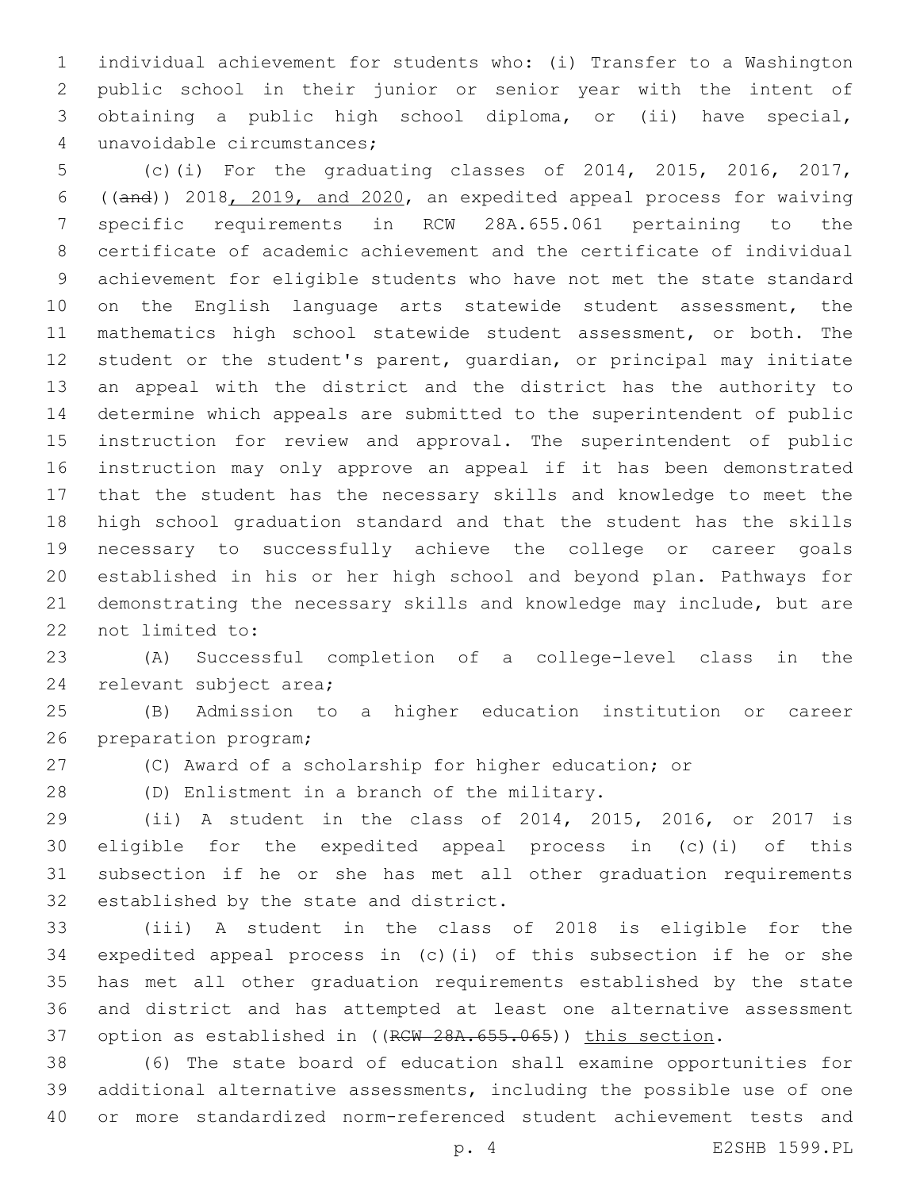individual achievement for students who: (i) Transfer to a Washington public school in their junior or senior year with the intent of obtaining a public high school diploma, or (ii) have special, unavoidable circumstances;

(c)(i) For the graduating classes of 2014, 2015, 2016, 2017, ((~~and~~)) 2018, 2019, and 2020, an expedited appeal process for waiving specific requirements in RCW 28A.655.061 pertaining to the certificate of academic achievement and the certificate of individual achievement for eligible students who have not met the state standard on the English language arts statewide student assessment, the mathematics high school statewide student assessment, or both. The student or the student's parent, guardian, or principal may initiate an appeal with the district and the district has the authority to determine which appeals are submitted to the superintendent of public instruction for review and approval. The superintendent of public instruction may only approve an appeal if it has been demonstrated that the student has the necessary skills and knowledge to meet the high school graduation standard and that the student has the skills necessary to successfully achieve the college or career goals established in his or her high school and beyond plan. Pathways for demonstrating the necessary skills and knowledge may include, but are not limited to:

(A) Successful completion of a college-level class in the relevant subject area;

(B) Admission to a higher education institution or career preparation program;

(C) Award of a scholarship for higher education; or

(D) Enlistment in a branch of the military.

(ii) A student in the class of 2014, 2015, 2016, or 2017 is eligible for the expedited appeal process in (c)(i) of this subsection if he or she has met all other graduation requirements established by the state and district.

(iii) A student in the class of 2018 is eligible for the expedited appeal process in (c)(i) of this subsection if he or she has met all other graduation requirements established by the state and district and has attempted at least one alternative assessment option as established in ((~~RCW 28A.655.065~~)) this section.

(6) The state board of education shall examine opportunities for additional alternative assessments, including the possible use of one or more standardized norm-referenced student achievement tests and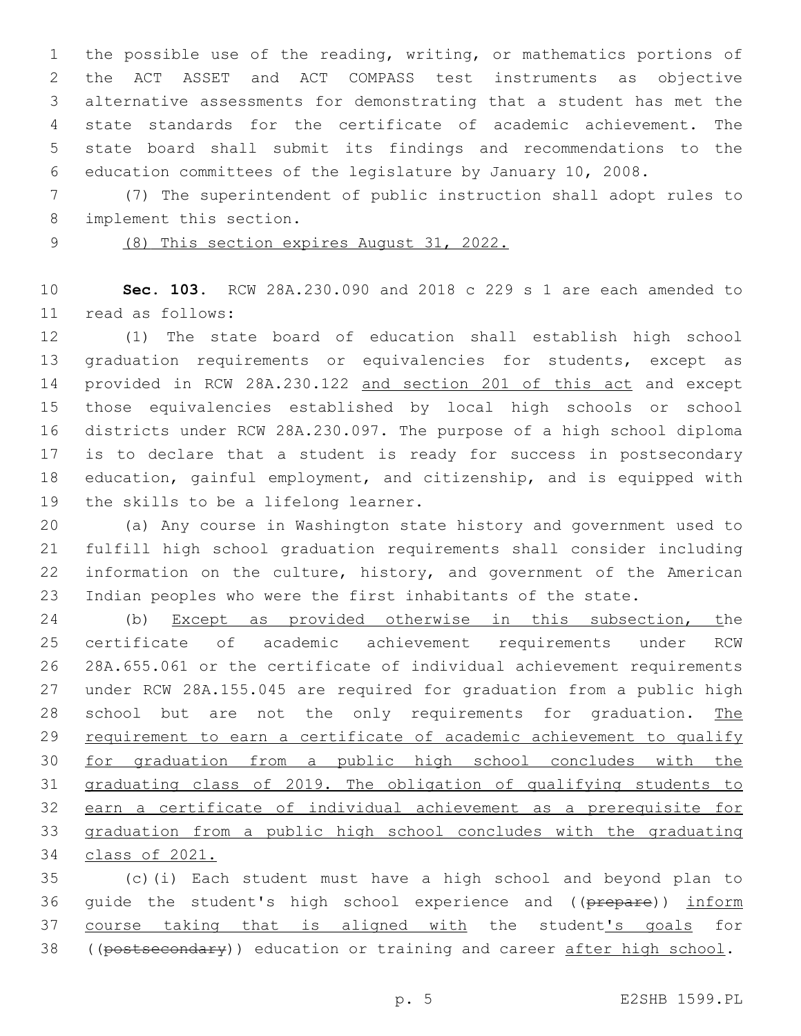the possible use of the reading, writing, or mathematics portions of the ACT ASSET and ACT COMPASS test instruments as objective alternative assessments for demonstrating that a student has met the state standards for the certificate of academic achievement. The state board shall submit its findings and recommendations to the education committees of the legislature by January 10, 2008.

(7) The superintendent of public instruction shall adopt rules to implement this section.

<u>(8) This section expires August 31, 2022.</u>

**Sec. 103.** RCW 28A.230.090 and 2018 c 229 s 1 are each amended to read as follows:

(1) The state board of education shall establish high school graduation requirements or equivalencies for students, except as provided in RCW 28A.230.122 <u>and section 201 of this act</u> and except those equivalencies established by local high schools or school districts under RCW 28A.230.097. The purpose of a high school diploma is to declare that a student is ready for success in postsecondary education, gainful employment, and citizenship, and is equipped with the skills to be a lifelong learner.

(a) Any course in Washington state history and government used to fulfill high school graduation requirements shall consider including information on the culture, history, and government of the American Indian peoples who were the first inhabitants of the state.

(b) <u>Except as provided otherwise in this subsection, t</u>he certificate of academic achievement requirements under RCW 28A.655.061 or the certificate of individual achievement requirements under RCW 28A.155.045 are required for graduation from a public high school but are not the only requirements for graduation. <u>The requirement to earn a certificate of academic achievement to qualify for graduation from a public high school concludes with the graduating class of 2019. The obligation of qualifying students to earn a certificate of individual achievement as a prerequisite for graduation from a public high school concludes with the graduating class of 2021.</u>

(c)(i) Each student must have a high school and beyond plan to guide the student's high school experience and ((~~prepare~~)) <u>inform course taking that is aligned with</u> the student<u>'s goals</u> for ((~~postsecondary~~)) education or training and career <u>after high school</u>.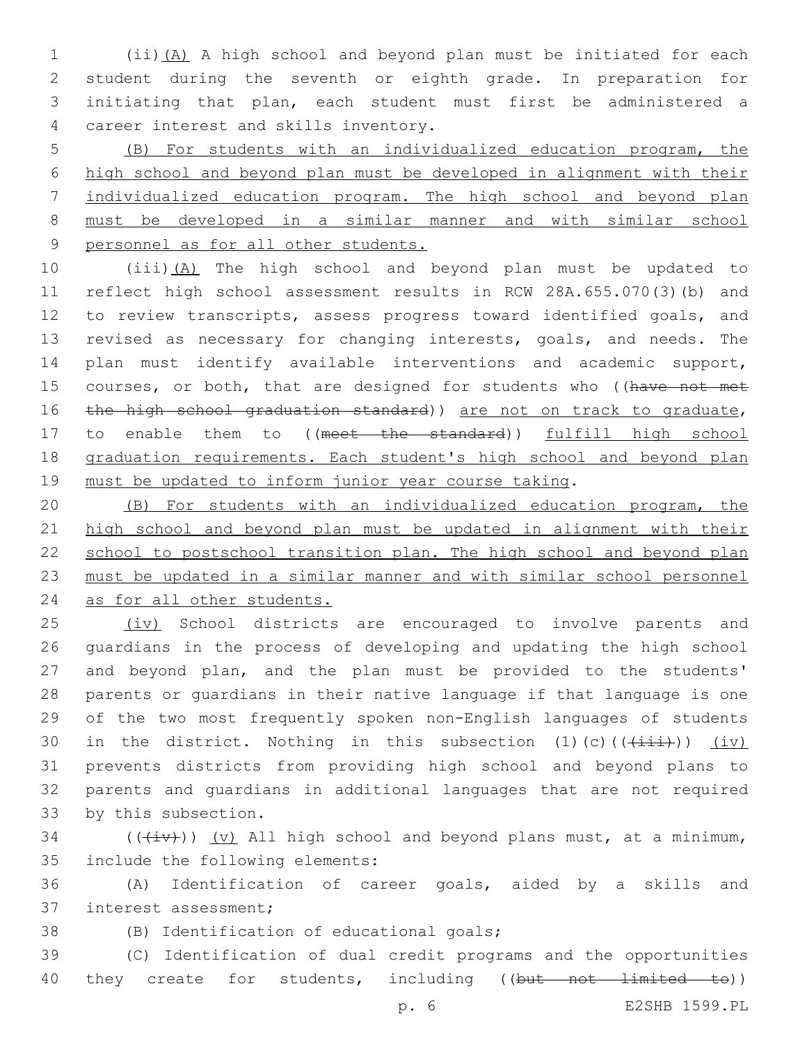(ii)(A) A high school and beyond plan must be initiated for each student during the seventh or eighth grade. In preparation for initiating that plan, each student must first be administered a career interest and skills inventory.

(B) For students with an individualized education program, the high school and beyond plan must be developed in alignment with their individualized education program. The high school and beyond plan must be developed in a similar manner and with similar school personnel as for all other students.

(iii)(A) The high school and beyond plan must be updated to reflect high school assessment results in RCW 28A.655.070(3)(b) and to review transcripts, assess progress toward identified goals, and revised as necessary for changing interests, goals, and needs. The plan must identify available interventions and academic support, courses, or both, that are designed for students who ((have not met the high school graduation standard)) are not on track to graduate, to enable them to ((meet the standard)) fulfill high school graduation requirements. Each student's high school and beyond plan must be updated to inform junior year course taking.

(B) For students with an individualized education program, the high school and beyond plan must be updated in alignment with their school to postschool transition plan. The high school and beyond plan must be updated in a similar manner and with similar school personnel as for all other students.

(iv) School districts are encouraged to involve parents and guardians in the process of developing and updating the high school and beyond plan, and the plan must be provided to the students' parents or guardians in their native language if that language is one of the two most frequently spoken non-English languages of students in the district. Nothing in this subsection (1)(c)(((iii))) (iv) prevents districts from providing high school and beyond plans to parents and guardians in additional languages that are not required by this subsection.

(((iv))) (v) All high school and beyond plans must, at a minimum, include the following elements:

(A) Identification of career goals, aided by a skills and interest assessment;

(B) Identification of educational goals;

(C) Identification of dual credit programs and the opportunities they create for students, including ((but not limited to))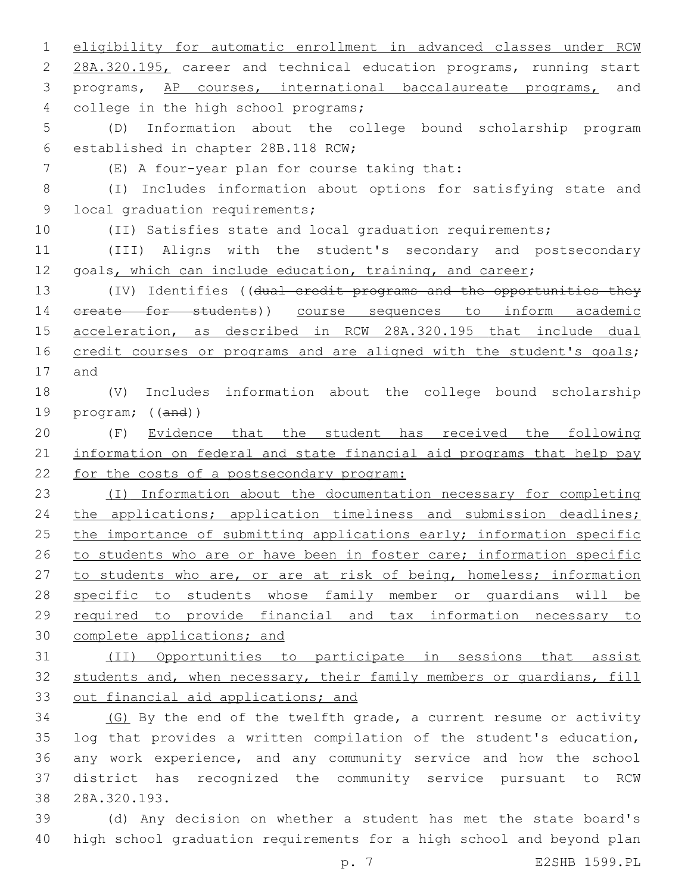eligibility for automatic enrollment in advanced classes under RCW 28A.320.195, career and technical education programs, running start programs, AP courses, international baccalaureate programs, and college in the high school programs;

(D) Information about the college bound scholarship program established in chapter 28B.118 RCW;

(E) A four-year plan for course taking that:

(I) Includes information about options for satisfying state and local graduation requirements;

(II) Satisfies state and local graduation requirements;

(III) Aligns with the student's secondary and postsecondary goals, which can include education, training, and career;

(IV) Identifies ((dual credit programs and the opportunities they create for students)) course sequences to inform academic acceleration, as described in RCW 28A.320.195 that include dual credit courses or programs and are aligned with the student's goals; and

(V) Includes information about the college bound scholarship program; ((and))

(F) Evidence that the student has received the following information on federal and state financial aid programs that help pay for the costs of a postsecondary program:

(I) Information about the documentation necessary for completing the applications; application timeliness and submission deadlines; the importance of submitting applications early; information specific to students who are or have been in foster care; information specific to students who are, or are at risk of being, homeless; information specific to students whose family member or guardians will be required to provide financial and tax information necessary to complete applications; and

(II) Opportunities to participate in sessions that assist students and, when necessary, their family members or guardians, fill out financial aid applications; and

(G) By the end of the twelfth grade, a current resume or activity log that provides a written compilation of the student's education, any work experience, and any community service and how the school district has recognized the community service pursuant to RCW 28A.320.193.

(d) Any decision on whether a student has met the state board's high school graduation requirements for a high school and beyond plan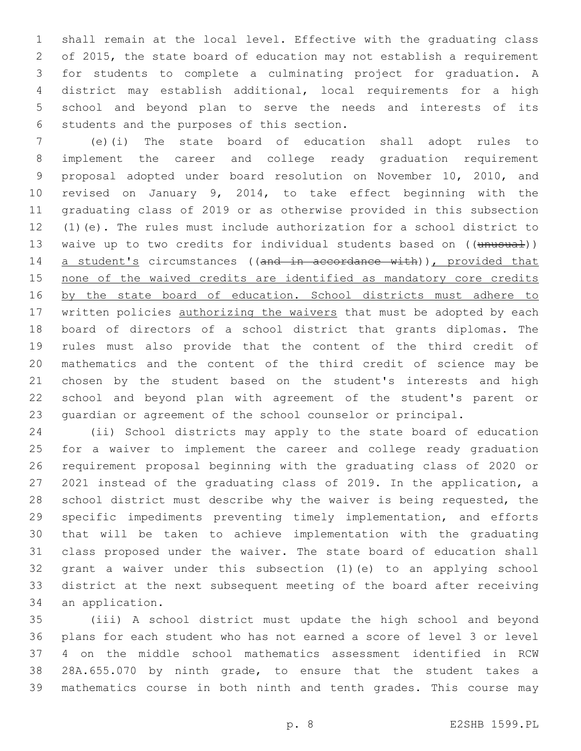shall remain at the local level. Effective with the graduating class of 2015, the state board of education may not establish a requirement for students to complete a culminating project for graduation. A district may establish additional, local requirements for a high school and beyond plan to serve the needs and interests of its students and the purposes of this section.

(e)(i) The state board of education shall adopt rules to implement the career and college ready graduation requirement proposal adopted under board resolution on November 10, 2010, and revised on January 9, 2014, to take effect beginning with the graduating class of 2019 or as otherwise provided in this subsection (1)(e). The rules must include authorization for a school district to waive up to two credits for individual students based on ((~~unusual~~)) <u>a student's</u> circumstances ((~~and in accordance with~~))<u>, provided that none of the waived credits are identified as mandatory core credits by the state board of education. School districts must adhere to</u> written policies <u>authorizing the waivers</u> that must be adopted by each board of directors of a school district that grants diplomas. The rules must also provide that the content of the third credit of mathematics and the content of the third credit of science may be chosen by the student based on the student's interests and high school and beyond plan with agreement of the student's parent or guardian or agreement of the school counselor or principal.

(ii) School districts may apply to the state board of education for a waiver to implement the career and college ready graduation requirement proposal beginning with the graduating class of 2020 or 2021 instead of the graduating class of 2019. In the application, a school district must describe why the waiver is being requested, the specific impediments preventing timely implementation, and efforts that will be taken to achieve implementation with the graduating class proposed under the waiver. The state board of education shall grant a waiver under this subsection (1)(e) to an applying school district at the next subsequent meeting of the board after receiving an application.

(iii) A school district must update the high school and beyond plans for each student who has not earned a score of level 3 or level 4 on the middle school mathematics assessment identified in RCW 28A.655.070 by ninth grade, to ensure that the student takes a mathematics course in both ninth and tenth grades. This course may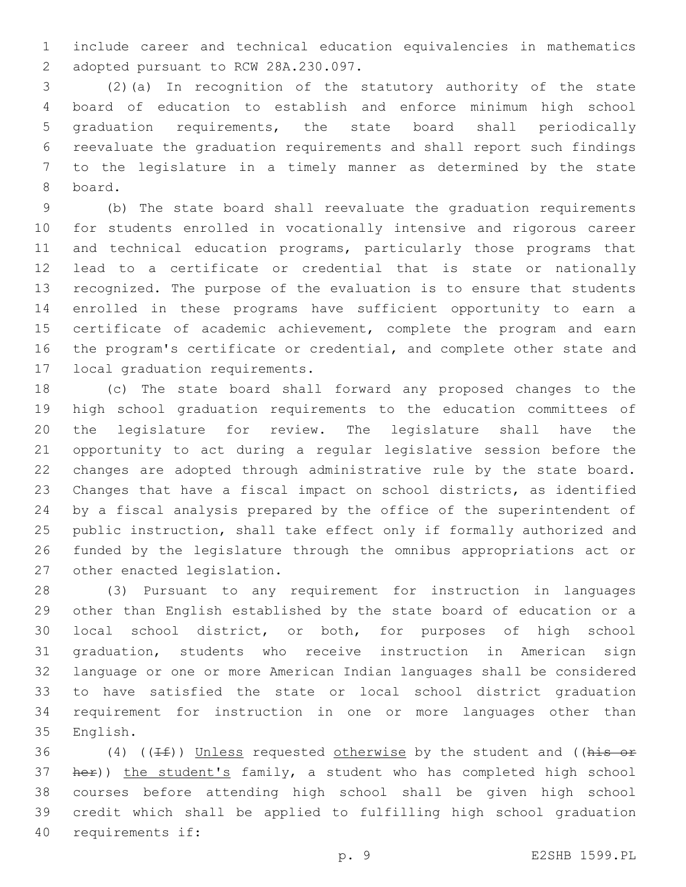include career and technical education equivalencies in mathematics adopted pursuant to RCW 28A.230.097.

(2)(a) In recognition of the statutory authority of the state board of education to establish and enforce minimum high school graduation requirements, the state board shall periodically reevaluate the graduation requirements and shall report such findings to the legislature in a timely manner as determined by the state board.

(b) The state board shall reevaluate the graduation requirements for students enrolled in vocationally intensive and rigorous career and technical education programs, particularly those programs that lead to a certificate or credential that is state or nationally recognized. The purpose of the evaluation is to ensure that students enrolled in these programs have sufficient opportunity to earn a certificate of academic achievement, complete the program and earn the program's certificate or credential, and complete other state and local graduation requirements.

(c) The state board shall forward any proposed changes to the high school graduation requirements to the education committees of the legislature for review. The legislature shall have the opportunity to act during a regular legislative session before the changes are adopted through administrative rule by the state board. Changes that have a fiscal impact on school districts, as identified by a fiscal analysis prepared by the office of the superintendent of public instruction, shall take effect only if formally authorized and funded by the legislature through the omnibus appropriations act or other enacted legislation.

(3) Pursuant to any requirement for instruction in languages other than English established by the state board of education or a local school district, or both, for purposes of high school graduation, students who receive instruction in American sign language or one or more American Indian languages shall be considered to have satisfied the state or local school district graduation requirement for instruction in one or more languages other than English.

(4) ((~~If~~)) Unless requested otherwise by the student and ((~~his or her~~)) the student's family, a student who has completed high school courses before attending high school shall be given high school credit which shall be applied to fulfilling high school graduation requirements if: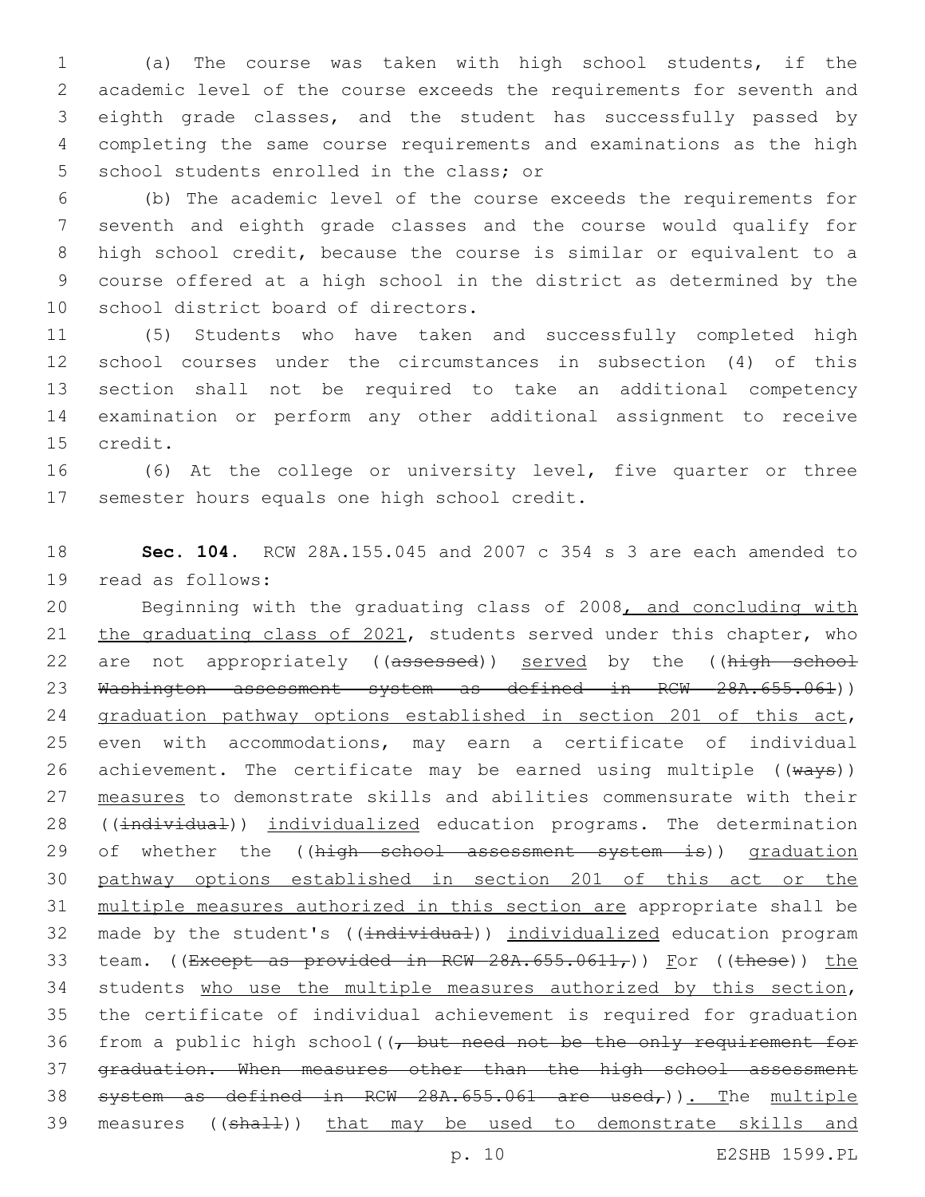(a) The course was taken with high school students, if the academic level of the course exceeds the requirements for seventh and eighth grade classes, and the student has successfully passed by completing the same course requirements and examinations as the high school students enrolled in the class; or

(b) The academic level of the course exceeds the requirements for seventh and eighth grade classes and the course would qualify for high school credit, because the course is similar or equivalent to a course offered at a high school in the district as determined by the school district board of directors.

(5) Students who have taken and successfully completed high school courses under the circumstances in subsection (4) of this section shall not be required to take an additional competency examination or perform any other additional assignment to receive credit.

(6) At the college or university level, five quarter or three semester hours equals one high school credit.

**Sec. 104.** RCW 28A.155.045 and 2007 c 354 s 3 are each amended to read as follows:

Beginning with the graduating class of 2008, and concluding with the graduating class of 2021, students served under this chapter, who are not appropriately ((assessed)) served by the ((high school Washington assessment system as defined in RCW 28A.655.061)) graduation pathway options established in section 201 of this act, even with accommodations, may earn a certificate of individual achievement. The certificate may be earned using multiple ((ways)) measures to demonstrate skills and abilities commensurate with their ((individual)) individualized education programs. The determination of whether the ((high school assessment system is)) graduation pathway options established in section 201 of this act or the multiple measures authorized in this section are appropriate shall be made by the student's ((individual)) individualized education program team. ((Except as provided in RCW 28A.655.0611,)) For ((these)) the students who use the multiple measures authorized by this section, the certificate of individual achievement is required for graduation from a public high school((, but need not be the only requirement for graduation. When measures other than the high school assessment system as defined in RCW 28A.655.061 are used,)). The multiple measures ((shall)) that may be used to demonstrate skills and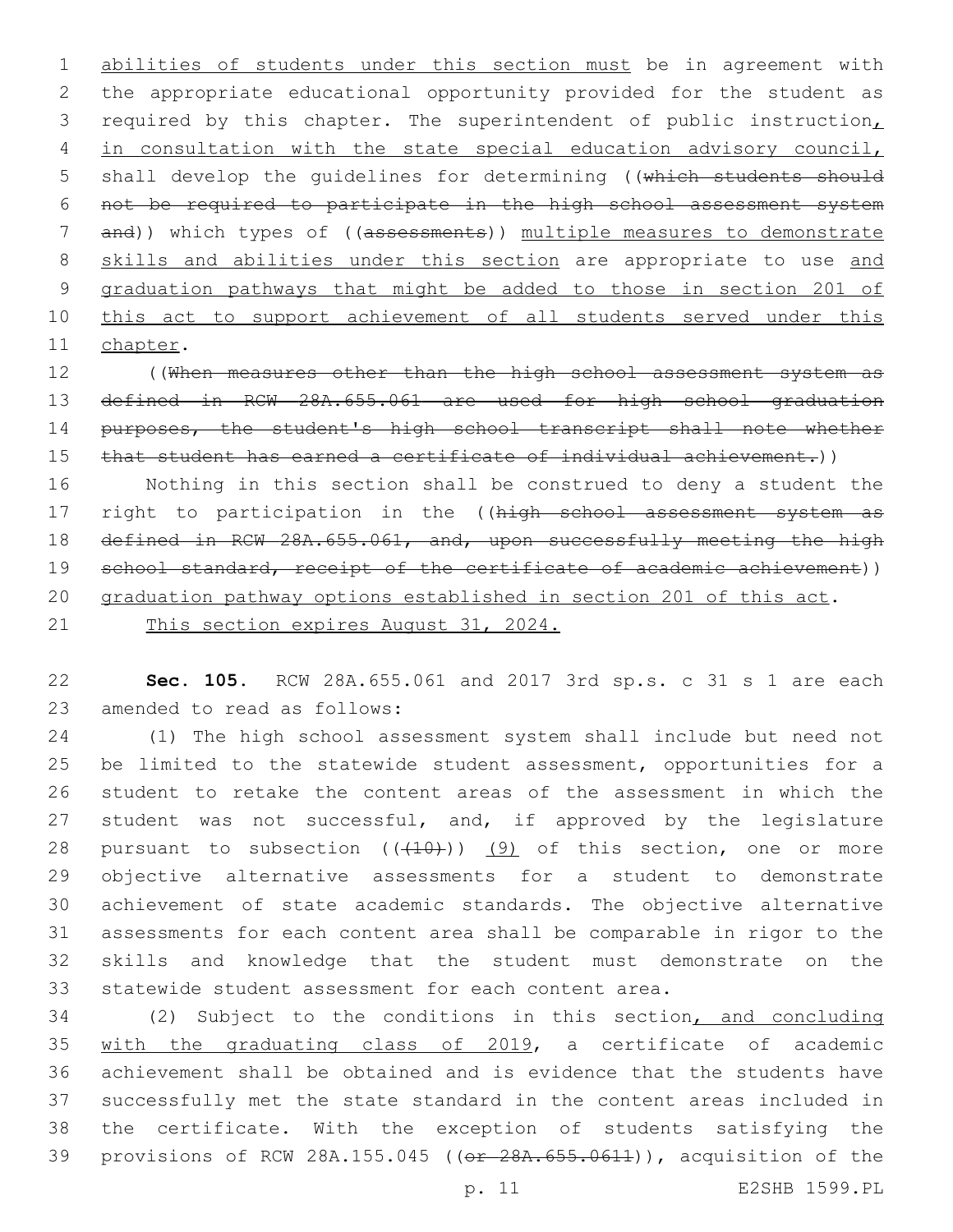abilities of students under this section must be in agreement with the appropriate educational opportunity provided for the student as required by this chapter. The superintendent of public instruction, in consultation with the state special education advisory council, shall develop the guidelines for determining ((which students should not be required to participate in the high school assessment system and)) which types of ((assessments)) multiple measures to demonstrate skills and abilities under this section are appropriate to use and graduation pathways that might be added to those in section 201 of this act to support achievement of all students served under this chapter.

((When measures other than the high school assessment system as defined in RCW 28A.655.061 are used for high school graduation purposes, the student's high school transcript shall note whether that student has earned a certificate of individual achievement.))

Nothing in this section shall be construed to deny a student the right to participation in the ((high school assessment system as defined in RCW 28A.655.061, and, upon successfully meeting the high school standard, receipt of the certificate of academic achievement)) graduation pathway options established in section 201 of this act.

This section expires August 31, 2024.

**Sec. 105.** RCW 28A.655.061 and 2017 3rd sp.s. c 31 s 1 are each amended to read as follows:

(1) The high school assessment system shall include but need not be limited to the statewide student assessment, opportunities for a student to retake the content areas of the assessment in which the student was not successful, and, if approved by the legislature pursuant to subsection (((10))) (9) of this section, one or more objective alternative assessments for a student to demonstrate achievement of state academic standards. The objective alternative assessments for each content area shall be comparable in rigor to the skills and knowledge that the student must demonstrate on the statewide student assessment for each content area.

(2) Subject to the conditions in this section, and concluding with the graduating class of 2019, a certificate of academic achievement shall be obtained and is evidence that the students have successfully met the state standard in the content areas included in the certificate. With the exception of students satisfying the provisions of RCW 28A.155.045 ((or 28A.655.0611)), acquisition of the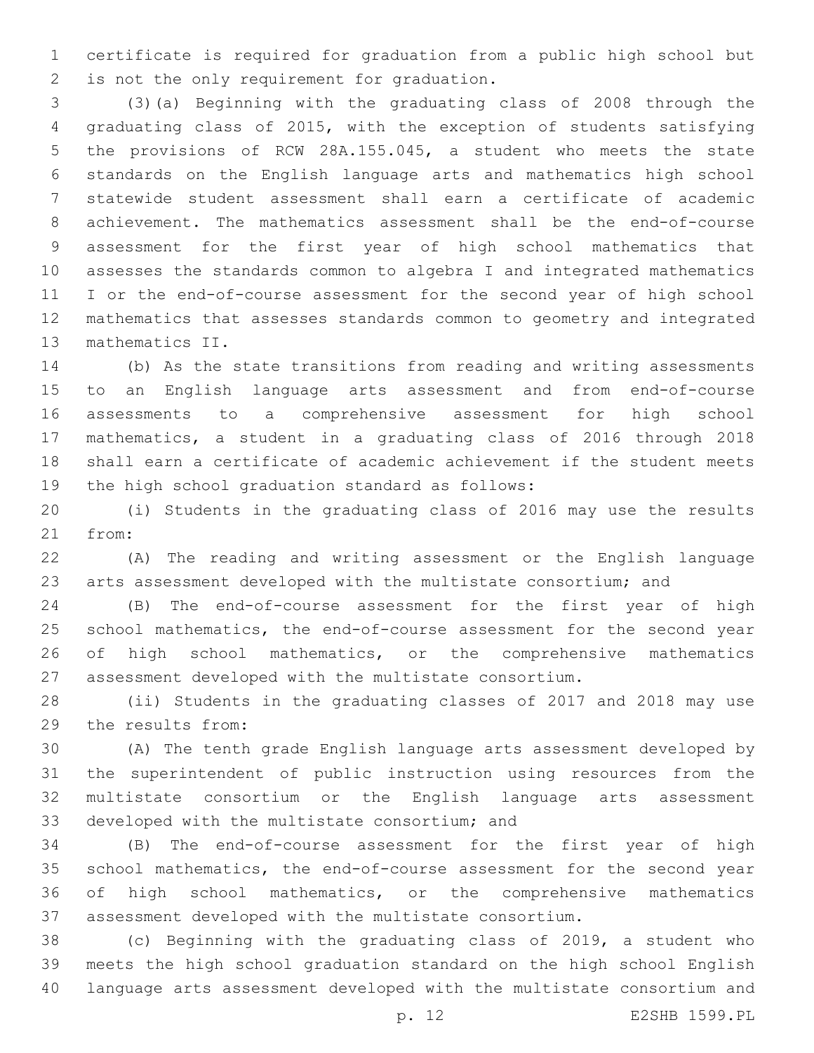certificate is required for graduation from a public high school but is not the only requirement for graduation.

(3)(a) Beginning with the graduating class of 2008 through the graduating class of 2015, with the exception of students satisfying the provisions of RCW 28A.155.045, a student who meets the state standards on the English language arts and mathematics high school statewide student assessment shall earn a certificate of academic achievement. The mathematics assessment shall be the end-of-course assessment for the first year of high school mathematics that assesses the standards common to algebra I and integrated mathematics I or the end-of-course assessment for the second year of high school mathematics that assesses standards common to geometry and integrated mathematics II.

(b) As the state transitions from reading and writing assessments to an English language arts assessment and from end-of-course assessments to a comprehensive assessment for high school mathematics, a student in a graduating class of 2016 through 2018 shall earn a certificate of academic achievement if the student meets the high school graduation standard as follows:

(i) Students in the graduating class of 2016 may use the results from:

(A) The reading and writing assessment or the English language arts assessment developed with the multistate consortium; and

(B) The end-of-course assessment for the first year of high school mathematics, the end-of-course assessment for the second year of high school mathematics, or the comprehensive mathematics assessment developed with the multistate consortium.

(ii) Students in the graduating classes of 2017 and 2018 may use the results from:

(A) The tenth grade English language arts assessment developed by the superintendent of public instruction using resources from the multistate consortium or the English language arts assessment developed with the multistate consortium; and

(B) The end-of-course assessment for the first year of high school mathematics, the end-of-course assessment for the second year of high school mathematics, or the comprehensive mathematics assessment developed with the multistate consortium.

(c) Beginning with the graduating class of 2019, a student who meets the high school graduation standard on the high school English language arts assessment developed with the multistate consortium and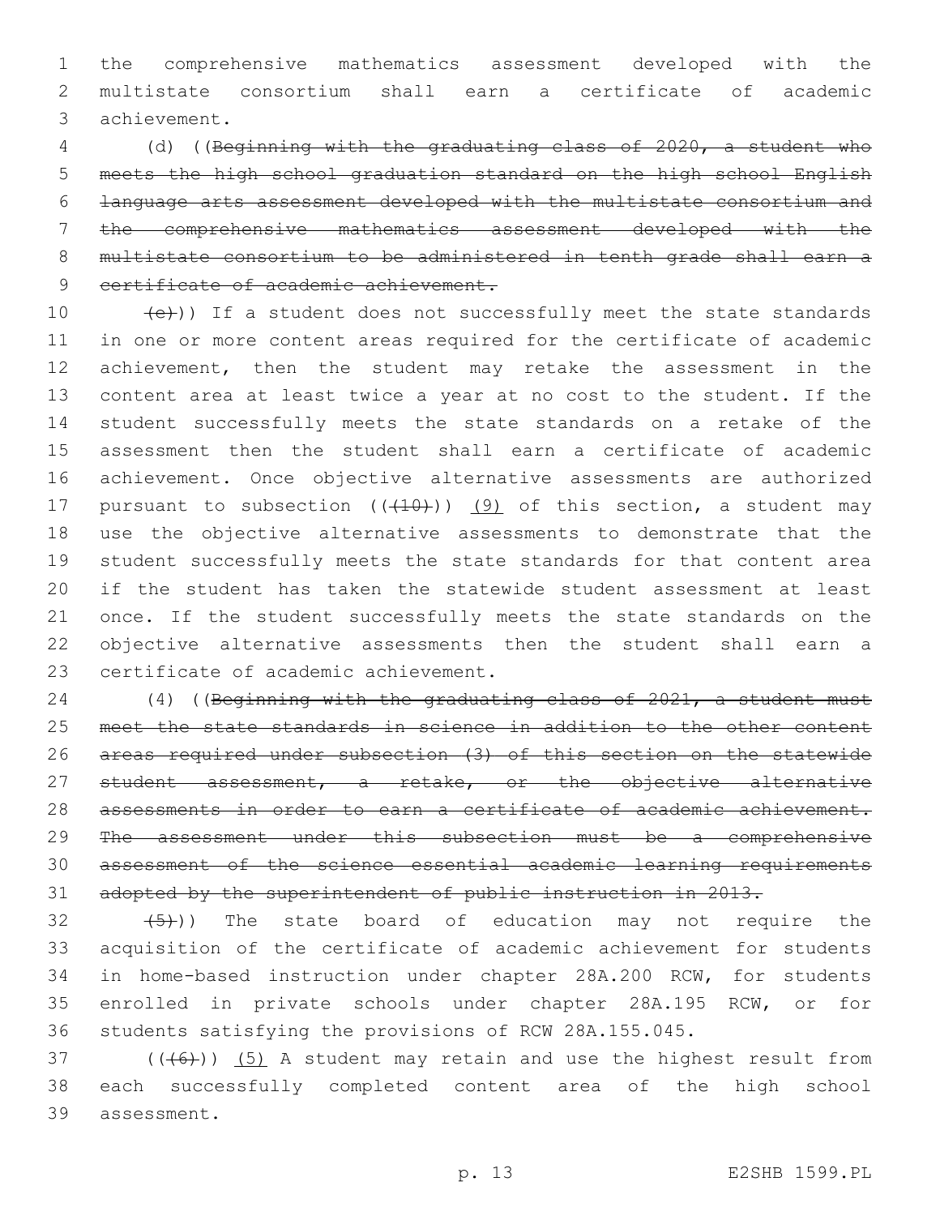the comprehensive mathematics assessment developed with the multistate consortium shall earn a certificate of academic achievement.

(d) ((~~Beginning with the graduating class of 2020, a student who meets the high school graduation standard on the high school English language arts assessment developed with the multistate consortium and the comprehensive mathematics assessment developed with the multistate consortium to be administered in tenth grade shall earn a certificate of academic achievement.~~

~~(e)~~)) If a student does not successfully meet the state standards in one or more content areas required for the certificate of academic achievement, then the student may retake the assessment in the content area at least twice a year at no cost to the student. If the student successfully meets the state standards on a retake of the assessment then the student shall earn a certificate of academic achievement. Once objective alternative assessments are authorized pursuant to subsection ((~~(10)~~)) <u>(9)</u> of this section, a student may use the objective alternative assessments to demonstrate that the student successfully meets the state standards for that content area if the student has taken the statewide student assessment at least once. If the student successfully meets the state standards on the objective alternative assessments then the student shall earn a certificate of academic achievement.

(4) ((~~Beginning with the graduating class of 2021, a student must meet the state standards in science in addition to the other content areas required under subsection (3) of this section on the statewide student assessment, a retake, or the objective alternative assessments in order to earn a certificate of academic achievement. The assessment under this subsection must be a comprehensive assessment of the science essential academic learning requirements adopted by the superintendent of public instruction in 2013.~~

~~(5)~~)) The state board of education may not require the acquisition of the certificate of academic achievement for students in home-based instruction under chapter 28A.200 RCW, for students enrolled in private schools under chapter 28A.195 RCW, or for students satisfying the provisions of RCW 28A.155.045.

((~~(6)~~)) <u>(5)</u> A student may retain and use the highest result from each successfully completed content area of the high school assessment.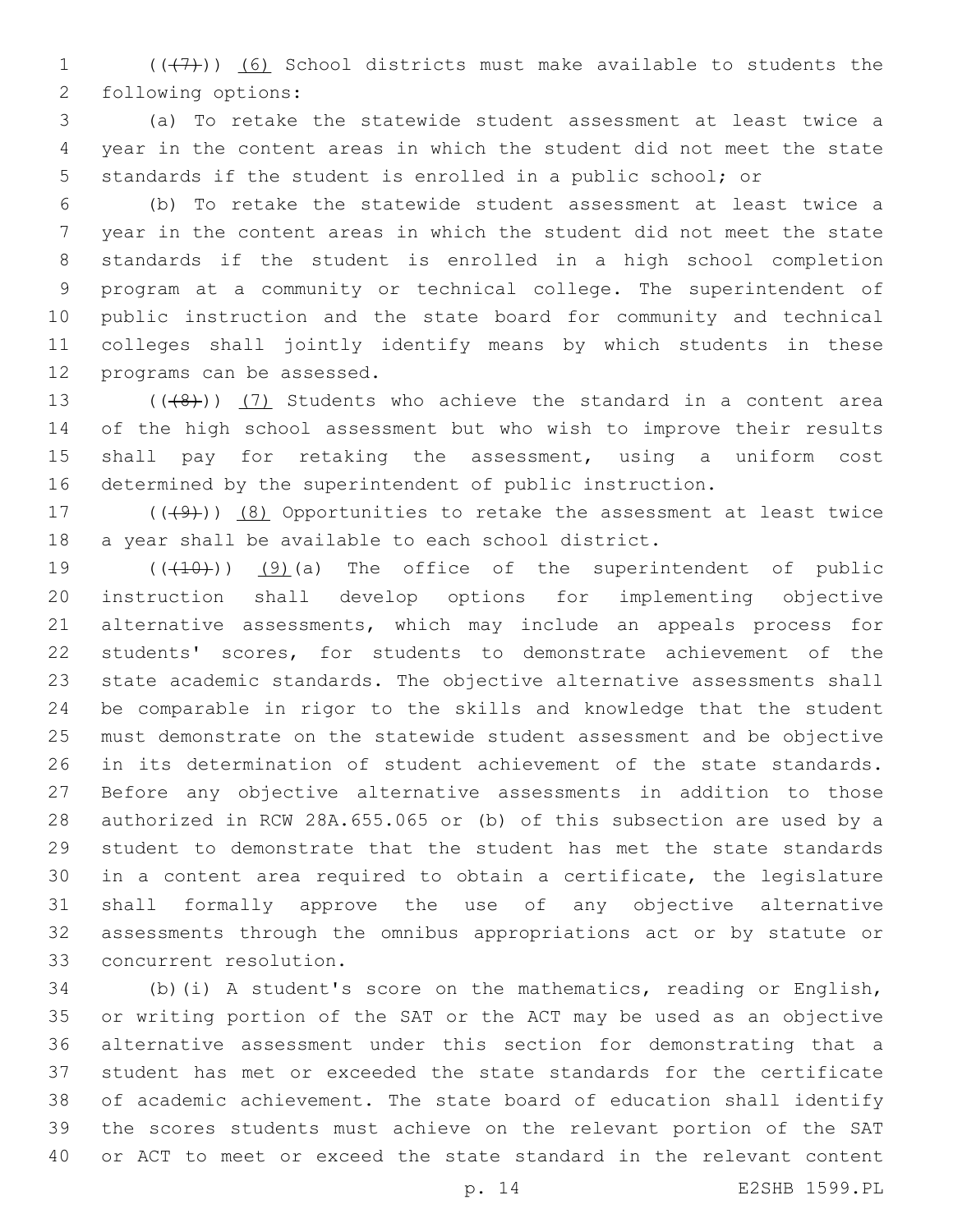((~~(7)~~)) <u>(6)</u> School districts must make available to students the following options:

(a) To retake the statewide student assessment at least twice a year in the content areas in which the student did not meet the state standards if the student is enrolled in a public school; or

(b) To retake the statewide student assessment at least twice a year in the content areas in which the student did not meet the state standards if the student is enrolled in a high school completion program at a community or technical college. The superintendent of public instruction and the state board for community and technical colleges shall jointly identify means by which students in these programs can be assessed.

((~~(8)~~)) <u>(7)</u> Students who achieve the standard in a content area of the high school assessment but who wish to improve their results shall pay for retaking the assessment, using a uniform cost determined by the superintendent of public instruction.

((~~(9)~~)) <u>(8)</u> Opportunities to retake the assessment at least twice a year shall be available to each school district.

((~~(10)~~)) <u>(9)</u>(a) The office of the superintendent of public instruction shall develop options for implementing objective alternative assessments, which may include an appeals process for students' scores, for students to demonstrate achievement of the state academic standards. The objective alternative assessments shall be comparable in rigor to the skills and knowledge that the student must demonstrate on the statewide student assessment and be objective in its determination of student achievement of the state standards. Before any objective alternative assessments in addition to those authorized in RCW 28A.655.065 or (b) of this subsection are used by a student to demonstrate that the student has met the state standards in a content area required to obtain a certificate, the legislature shall formally approve the use of any objective alternative assessments through the omnibus appropriations act or by statute or concurrent resolution.

(b)(i) A student's score on the mathematics, reading or English, or writing portion of the SAT or the ACT may be used as an objective alternative assessment under this section for demonstrating that a student has met or exceeded the state standards for the certificate of academic achievement. The state board of education shall identify the scores students must achieve on the relevant portion of the SAT or ACT to meet or exceed the state standard in the relevant content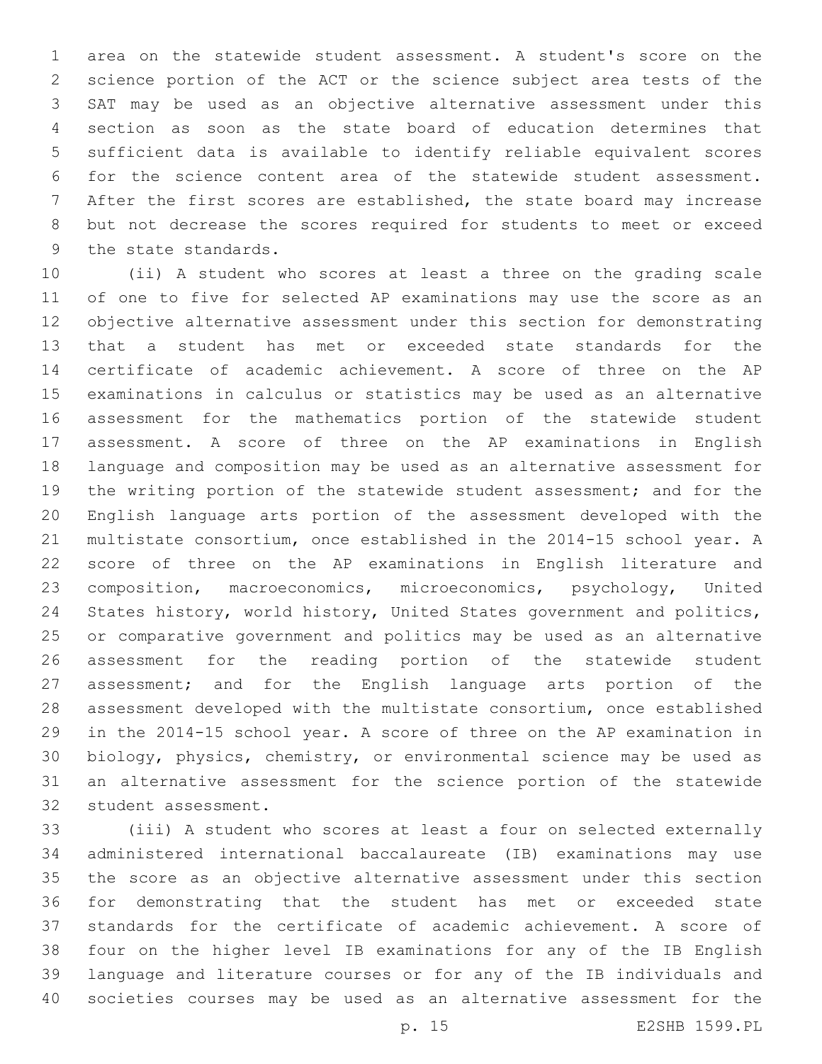area on the statewide student assessment. A student's score on the science portion of the ACT or the science subject area tests of the SAT may be used as an objective alternative assessment under this section as soon as the state board of education determines that sufficient data is available to identify reliable equivalent scores for the science content area of the statewide student assessment. After the first scores are established, the state board may increase but not decrease the scores required for students to meet or exceed the state standards.

(ii) A student who scores at least a three on the grading scale of one to five for selected AP examinations may use the score as an objective alternative assessment under this section for demonstrating that a student has met or exceeded state standards for the certificate of academic achievement. A score of three on the AP examinations in calculus or statistics may be used as an alternative assessment for the mathematics portion of the statewide student assessment. A score of three on the AP examinations in English language and composition may be used as an alternative assessment for the writing portion of the statewide student assessment; and for the English language arts portion of the assessment developed with the multistate consortium, once established in the 2014-15 school year. A score of three on the AP examinations in English literature and composition, macroeconomics, microeconomics, psychology, United States history, world history, United States government and politics, or comparative government and politics may be used as an alternative assessment for the reading portion of the statewide student assessment; and for the English language arts portion of the assessment developed with the multistate consortium, once established in the 2014-15 school year. A score of three on the AP examination in biology, physics, chemistry, or environmental science may be used as an alternative assessment for the science portion of the statewide student assessment.

(iii) A student who scores at least a four on selected externally administered international baccalaureate (IB) examinations may use the score as an objective alternative assessment under this section for demonstrating that the student has met or exceeded state standards for the certificate of academic achievement. A score of four on the higher level IB examinations for any of the IB English language and literature courses or for any of the IB individuals and societies courses may be used as an alternative assessment for the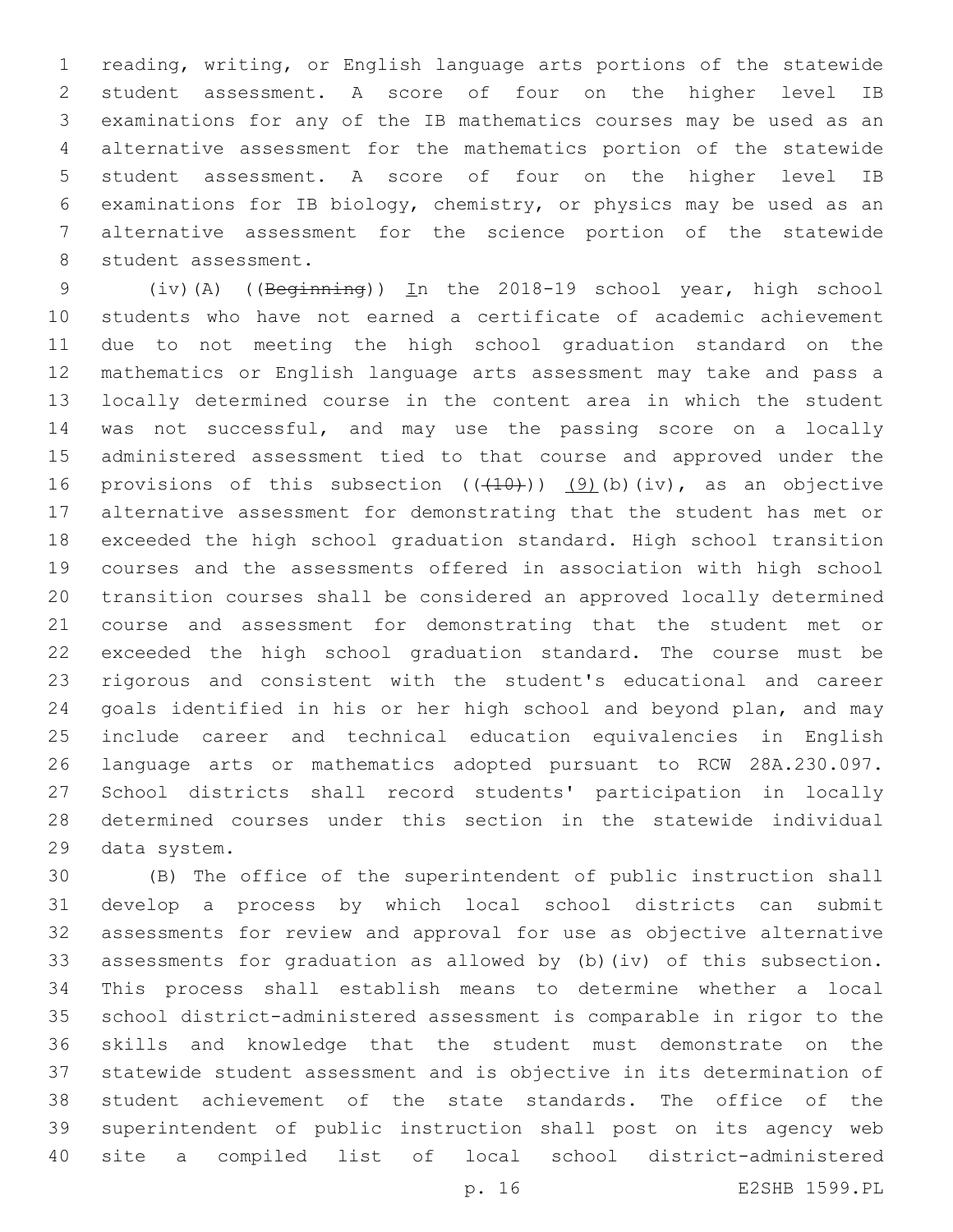reading, writing, or English language arts portions of the statewide student assessment. A score of four on the higher level IB examinations for any of the IB mathematics courses may be used as an alternative assessment for the mathematics portion of the statewide student assessment. A score of four on the higher level IB examinations for IB biology, chemistry, or physics may be used as an alternative assessment for the science portion of the statewide student assessment.

(iv)(A) ((~~Beginning~~)) In the 2018-19 school year, high school students who have not earned a certificate of academic achievement due to not meeting the high school graduation standard on the mathematics or English language arts assessment may take and pass a locally determined course in the content area in which the student was not successful, and may use the passing score on a locally administered assessment tied to that course and approved under the provisions of this subsection ((~~(10)~~)) (9)(b)(iv), as an objective alternative assessment for demonstrating that the student has met or exceeded the high school graduation standard. High school transition courses and the assessments offered in association with high school transition courses shall be considered an approved locally determined course and assessment for demonstrating that the student met or exceeded the high school graduation standard. The course must be rigorous and consistent with the student's educational and career goals identified in his or her high school and beyond plan, and may include career and technical education equivalencies in English language arts or mathematics adopted pursuant to RCW 28A.230.097. School districts shall record students' participation in locally determined courses under this section in the statewide individual data system.

(B) The office of the superintendent of public instruction shall develop a process by which local school districts can submit assessments for review and approval for use as objective alternative assessments for graduation as allowed by (b)(iv) of this subsection. This process shall establish means to determine whether a local school district-administered assessment is comparable in rigor to the skills and knowledge that the student must demonstrate on the statewide student assessment and is objective in its determination of student achievement of the state standards. The office of the superintendent of public instruction shall post on its agency web site a compiled list of local school district-administered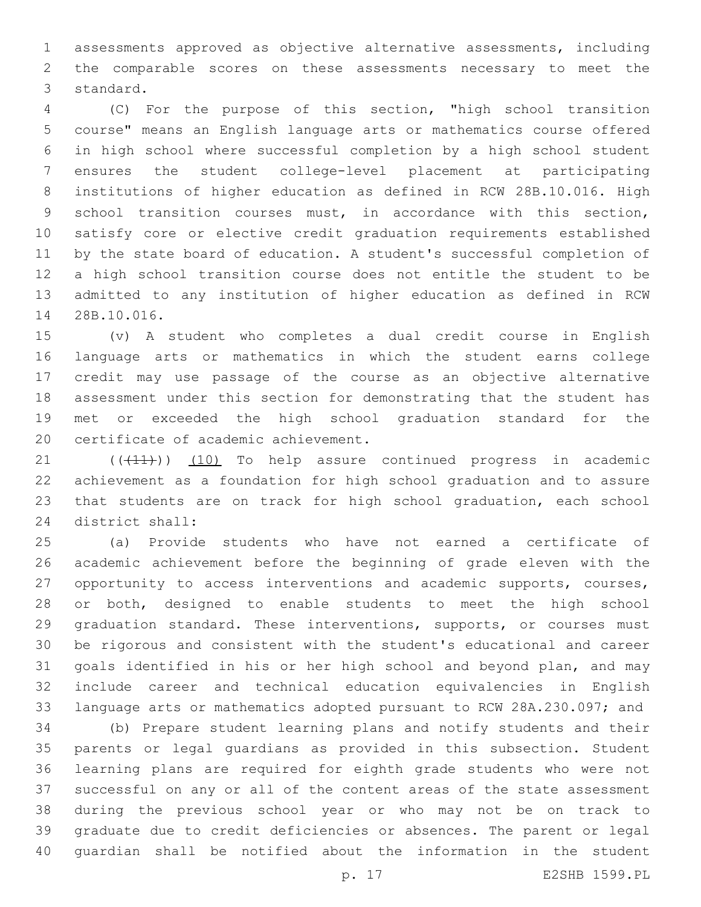assessments approved as objective alternative assessments, including the comparable scores on these assessments necessary to meet the standard.

(C) For the purpose of this section, "high school transition course" means an English language arts or mathematics course offered in high school where successful completion by a high school student ensures the student college-level placement at participating institutions of higher education as defined in RCW 28B.10.016. High school transition courses must, in accordance with this section, satisfy core or elective credit graduation requirements established by the state board of education. A student's successful completion of a high school transition course does not entitle the student to be admitted to any institution of higher education as defined in RCW 28B.10.016.

(v) A student who completes a dual credit course in English language arts or mathematics in which the student earns college credit may use passage of the course as an objective alternative assessment under this section for demonstrating that the student has met or exceeded the high school graduation standard for the certificate of academic achievement.

~~((11))~~ (10) To help assure continued progress in academic achievement as a foundation for high school graduation and to assure that students are on track for high school graduation, each school district shall:

(a) Provide students who have not earned a certificate of academic achievement before the beginning of grade eleven with the opportunity to access interventions and academic supports, courses, or both, designed to enable students to meet the high school graduation standard. These interventions, supports, or courses must be rigorous and consistent with the student's educational and career goals identified in his or her high school and beyond plan, and may include career and technical education equivalencies in English language arts or mathematics adopted pursuant to RCW 28A.230.097; and

(b) Prepare student learning plans and notify students and their parents or legal guardians as provided in this subsection. Student learning plans are required for eighth grade students who were not successful on any or all of the content areas of the state assessment during the previous school year or who may not be on track to graduate due to credit deficiencies or absences. The parent or legal guardian shall be notified about the information in the student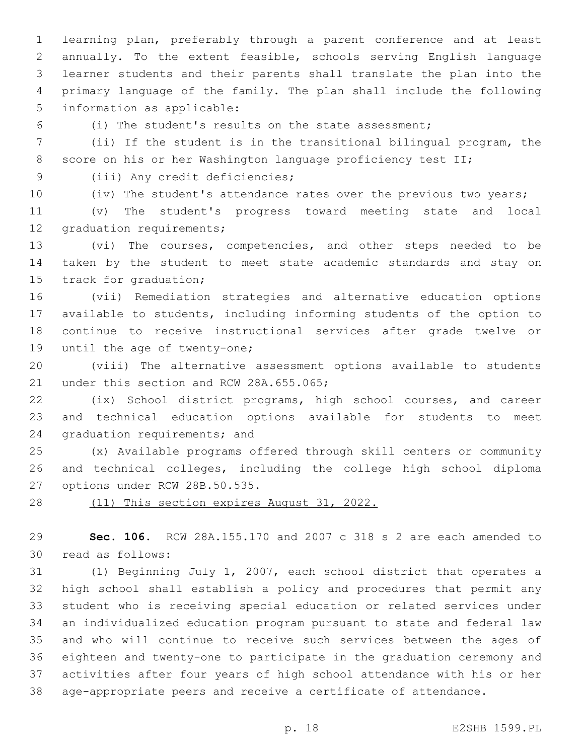learning plan, preferably through a parent conference and at least annually. To the extent feasible, schools serving English language learner students and their parents shall translate the plan into the primary language of the family. The plan shall include the following information as applicable:

(i) The student's results on the state assessment;

(ii) If the student is in the transitional bilingual program, the score on his or her Washington language proficiency test II;

(iii) Any credit deficiencies;

(iv) The student's attendance rates over the previous two years;

(v) The student's progress toward meeting state and local graduation requirements;

(vi) The courses, competencies, and other steps needed to be taken by the student to meet state academic standards and stay on track for graduation;

(vii) Remediation strategies and alternative education options available to students, including informing students of the option to continue to receive instructional services after grade twelve or until the age of twenty-one;

(viii) The alternative assessment options available to students under this section and RCW 28A.655.065;

(ix) School district programs, high school courses, and career and technical education options available for students to meet graduation requirements; and

(x) Available programs offered through skill centers or community and technical colleges, including the college high school diploma options under RCW 28B.50.535.

<u>(11) This section expires August 31, 2022.</u>

**Sec. 106.** RCW 28A.155.170 and 2007 c 318 s 2 are each amended to read as follows:

(1) Beginning July 1, 2007, each school district that operates a high school shall establish a policy and procedures that permit any student who is receiving special education or related services under an individualized education program pursuant to state and federal law and who will continue to receive such services between the ages of eighteen and twenty-one to participate in the graduation ceremony and activities after four years of high school attendance with his or her age-appropriate peers and receive a certificate of attendance.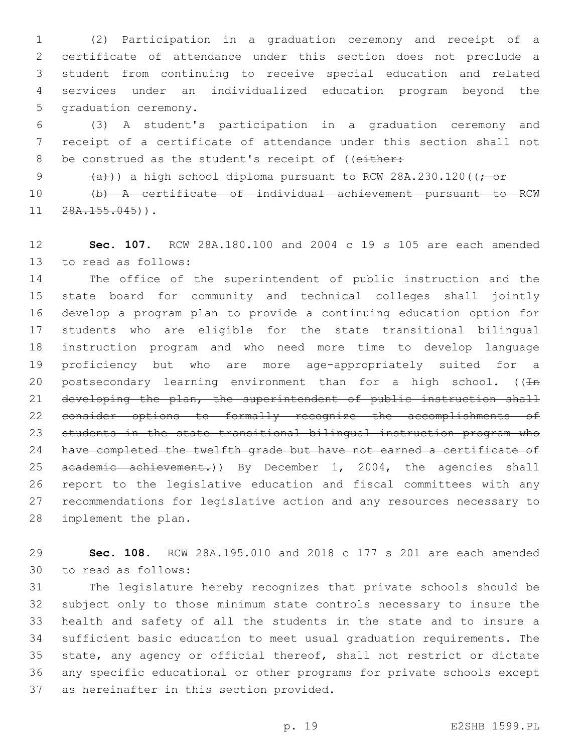(2) Participation in a graduation ceremony and receipt of a certificate of attendance under this section does not preclude a student from continuing to receive special education and related services under an individualized education program beyond the graduation ceremony.

(3) A student's participation in a graduation ceremony and receipt of a certificate of attendance under this section shall not be construed as the student's receipt of ((~~either:~~

~~(a)~~)) a high school diploma pursuant to RCW 28A.230.120((~~; or~~

~~(b) A certificate of individual achievement pursuant to RCW 28A.155.045~~)).

**Sec. 107.** RCW 28A.180.100 and 2004 c 19 s 105 are each amended to read as follows:

The office of the superintendent of public instruction and the state board for community and technical colleges shall jointly develop a program plan to provide a continuing education option for students who are eligible for the state transitional bilingual instruction program and who need more time to develop language proficiency but who are more age-appropriately suited for a postsecondary learning environment than for a high school. ((~~In developing the plan, the superintendent of public instruction shall consider options to formally recognize the accomplishments of students in the state transitional bilingual instruction program who have completed the twelfth grade but have not earned a certificate of academic achievement.~~)) By December 1, 2004, the agencies shall report to the legislative education and fiscal committees with any recommendations for legislative action and any resources necessary to implement the plan.

**Sec. 108.** RCW 28A.195.010 and 2018 c 177 s 201 are each amended to read as follows:

The legislature hereby recognizes that private schools should be subject only to those minimum state controls necessary to insure the health and safety of all the students in the state and to insure a sufficient basic education to meet usual graduation requirements. The state, any agency or official thereof, shall not restrict or dictate any specific educational or other programs for private schools except as hereinafter in this section provided.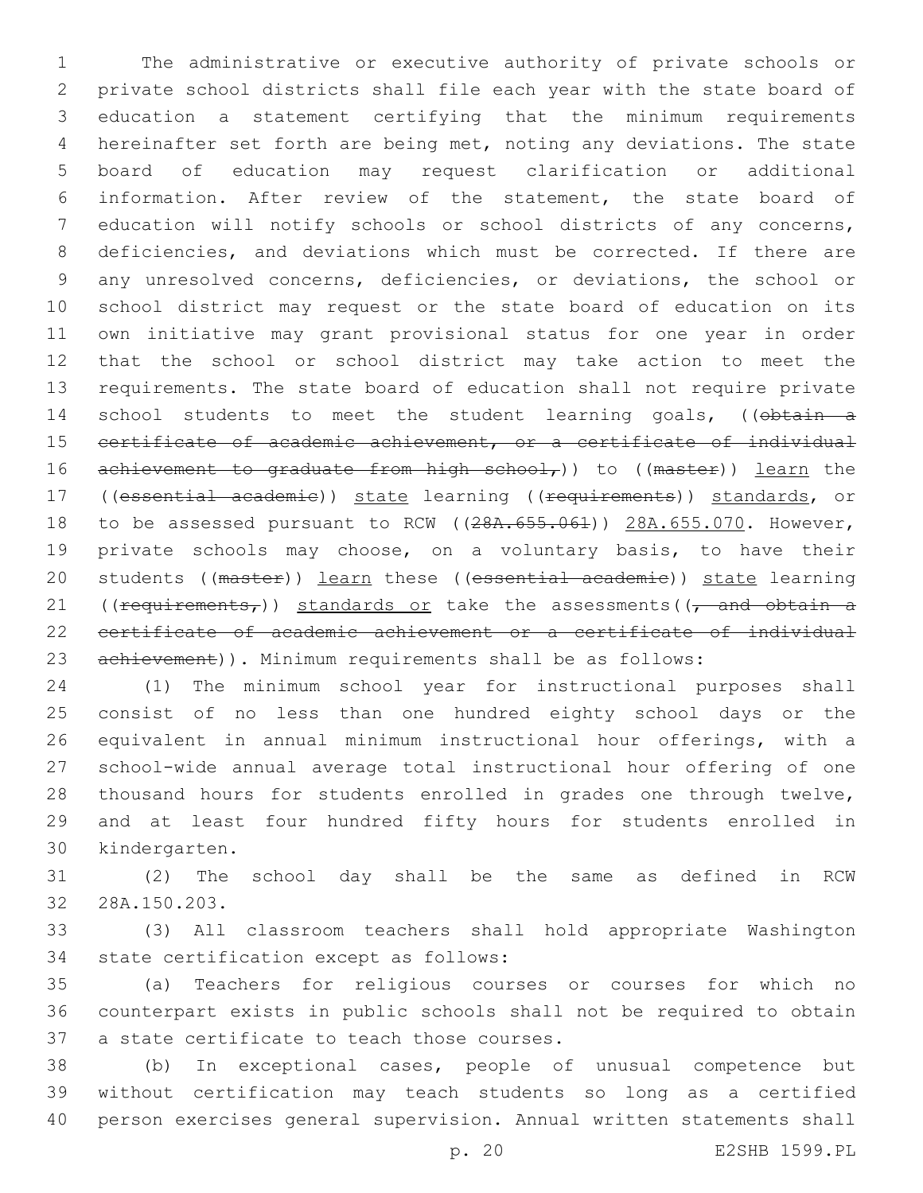The administrative or executive authority of private schools or private school districts shall file each year with the state board of education a statement certifying that the minimum requirements hereinafter set forth are being met, noting any deviations. The state board of education may request clarification or additional information. After review of the statement, the state board of education will notify schools or school districts of any concerns, deficiencies, and deviations which must be corrected. If there are any unresolved concerns, deficiencies, or deviations, the school or school district may request or the state board of education on its own initiative may grant provisional status for one year in order that the school or school district may take action to meet the requirements. The state board of education shall not require private school students to meet the student learning goals, ((~~obtain a certificate of academic achievement, or a certificate of individual achievement to graduate from high school,~~)) to ((~~master~~)) <u>learn</u> the ((~~essential academic~~)) <u>state</u> learning ((~~requirements~~)) <u>standards</u>, or to be assessed pursuant to RCW ((~~28A.655.061~~)) <u>28A.655.070</u>. However, private schools may choose, on a voluntary basis, to have their students ((~~master~~)) <u>learn</u> these ((~~essential academic~~)) <u>state</u> learning ((~~requirements,~~)) <u>standards or</u> take the assessments((~~, and obtain a certificate of academic achievement or a certificate of individual achievement~~)). Minimum requirements shall be as follows:

(1) The minimum school year for instructional purposes shall consist of no less than one hundred eighty school days or the equivalent in annual minimum instructional hour offerings, with a school-wide annual average total instructional hour offering of one thousand hours for students enrolled in grades one through twelve, and at least four hundred fifty hours for students enrolled in kindergarten.

(2) The school day shall be the same as defined in RCW 28A.150.203.

(3) All classroom teachers shall hold appropriate Washington state certification except as follows:

(a) Teachers for religious courses or courses for which no counterpart exists in public schools shall not be required to obtain a state certificate to teach those courses.

(b) In exceptional cases, people of unusual competence but without certification may teach students so long as a certified person exercises general supervision. Annual written statements shall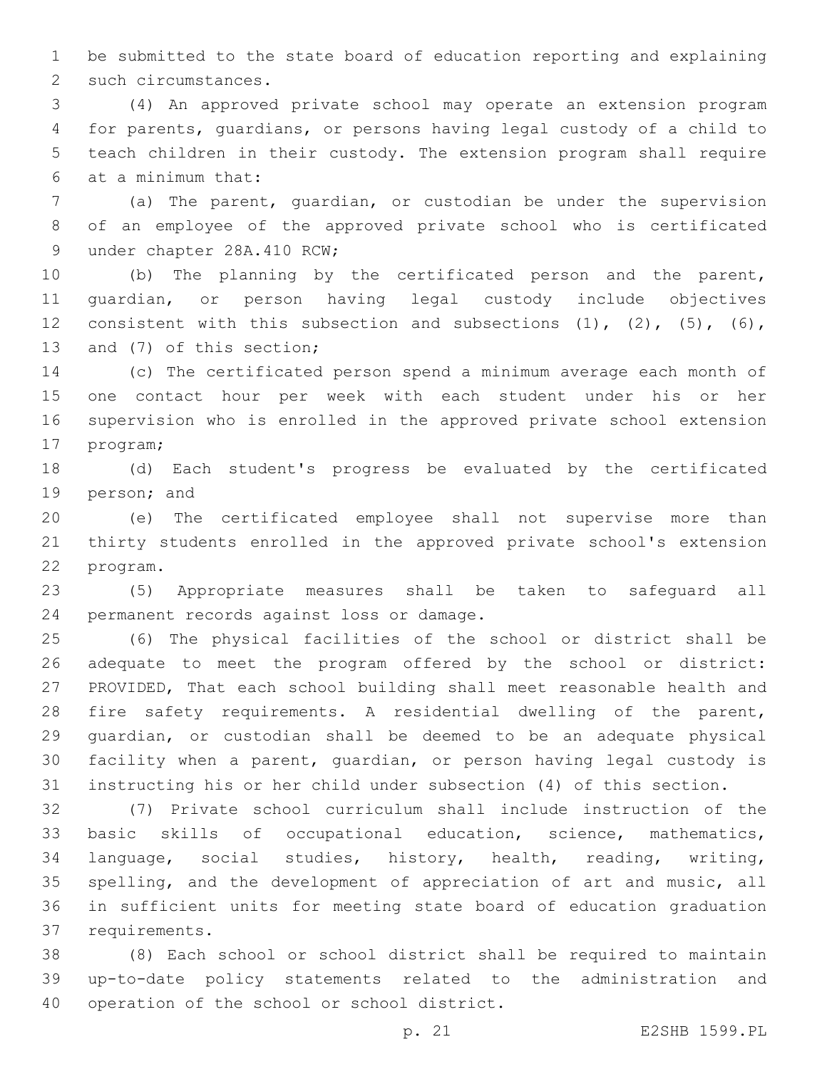be submitted to the state board of education reporting and explaining such circumstances.

(4) An approved private school may operate an extension program for parents, guardians, or persons having legal custody of a child to teach children in their custody. The extension program shall require at a minimum that:

(a) The parent, guardian, or custodian be under the supervision of an employee of the approved private school who is certificated under chapter 28A.410 RCW;

(b) The planning by the certificated person and the parent, guardian, or person having legal custody include objectives consistent with this subsection and subsections (1), (2), (5), (6), and (7) of this section;

(c) The certificated person spend a minimum average each month of one contact hour per week with each student under his or her supervision who is enrolled in the approved private school extension program;

(d) Each student's progress be evaluated by the certificated person; and

(e) The certificated employee shall not supervise more than thirty students enrolled in the approved private school's extension program.

(5) Appropriate measures shall be taken to safeguard all permanent records against loss or damage.

(6) The physical facilities of the school or district shall be adequate to meet the program offered by the school or district: PROVIDED, That each school building shall meet reasonable health and fire safety requirements. A residential dwelling of the parent, guardian, or custodian shall be deemed to be an adequate physical facility when a parent, guardian, or person having legal custody is instructing his or her child under subsection (4) of this section.

(7) Private school curriculum shall include instruction of the basic skills of occupational education, science, mathematics, language, social studies, history, health, reading, writing, spelling, and the development of appreciation of art and music, all in sufficient units for meeting state board of education graduation requirements.

(8) Each school or school district shall be required to maintain up-to-date policy statements related to the administration and operation of the school or school district.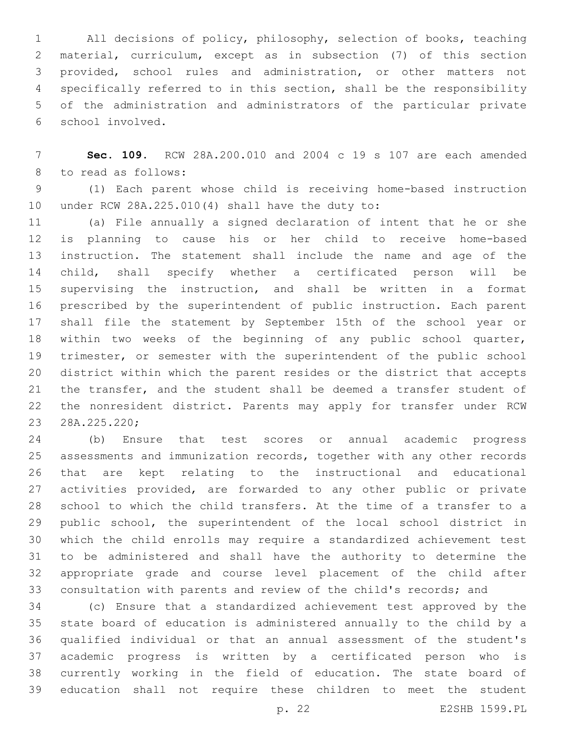All decisions of policy, philosophy, selection of books, teaching material, curriculum, except as in subsection (7) of this section provided, school rules and administration, or other matters not specifically referred to in this section, shall be the responsibility of the administration and administrators of the particular private school involved.

**Sec. 109.** RCW 28A.200.010 and 2004 c 19 s 107 are each amended to read as follows:

(1) Each parent whose child is receiving home-based instruction under RCW 28A.225.010(4) shall have the duty to:

(a) File annually a signed declaration of intent that he or she is planning to cause his or her child to receive home-based instruction. The statement shall include the name and age of the child, shall specify whether a certificated person will be supervising the instruction, and shall be written in a format prescribed by the superintendent of public instruction. Each parent shall file the statement by September 15th of the school year or within two weeks of the beginning of any public school quarter, trimester, or semester with the superintendent of the public school district within which the parent resides or the district that accepts the transfer, and the student shall be deemed a transfer student of the nonresident district. Parents may apply for transfer under RCW 28A.225.220;

(b) Ensure that test scores or annual academic progress assessments and immunization records, together with any other records that are kept relating to the instructional and educational activities provided, are forwarded to any other public or private school to which the child transfers. At the time of a transfer to a public school, the superintendent of the local school district in which the child enrolls may require a standardized achievement test to be administered and shall have the authority to determine the appropriate grade and course level placement of the child after consultation with parents and review of the child's records; and

(c) Ensure that a standardized achievement test approved by the state board of education is administered annually to the child by a qualified individual or that an annual assessment of the student's academic progress is written by a certificated person who is currently working in the field of education. The state board of education shall not require these children to meet the student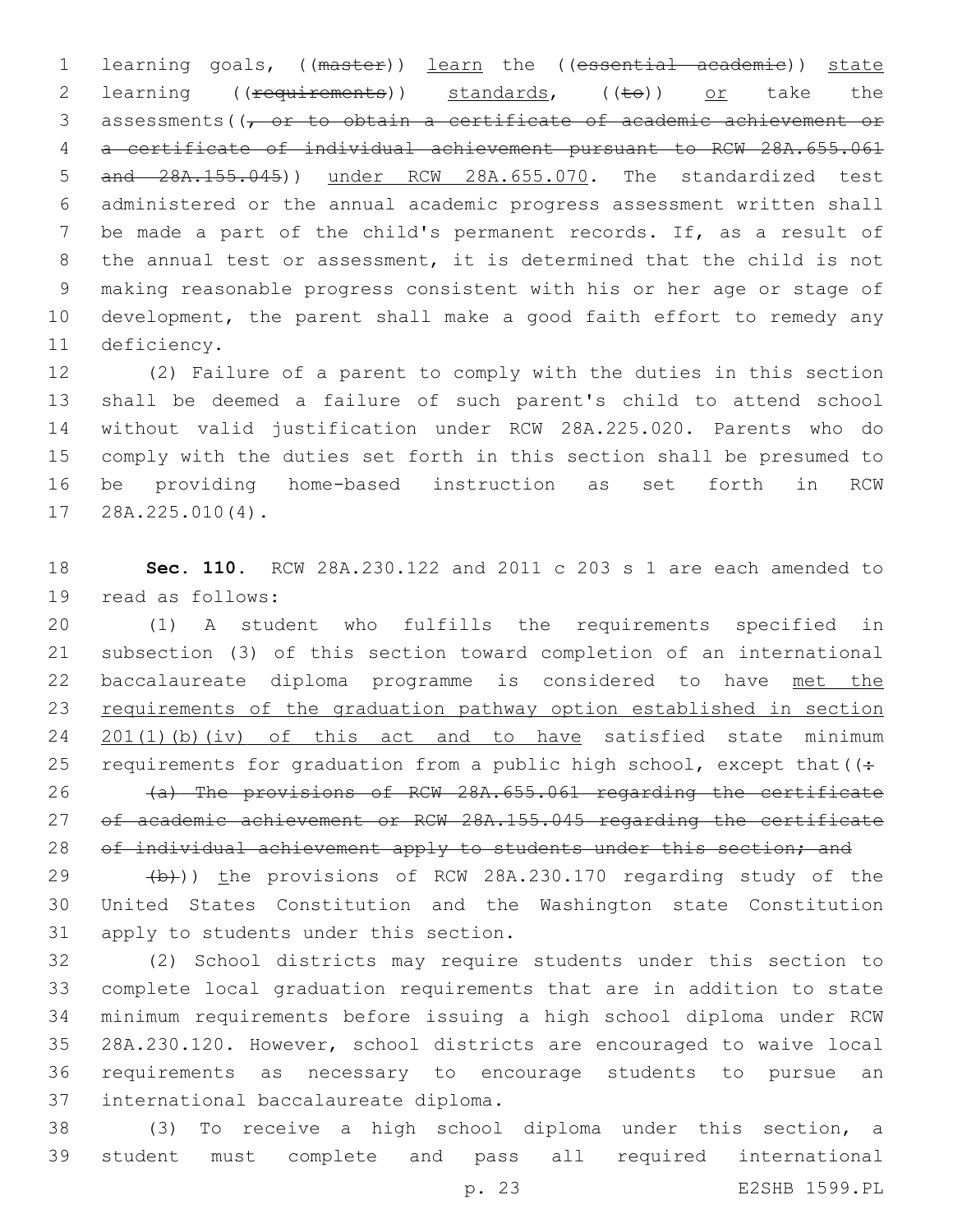learning goals, ((~~master~~)) learn the ((~~essential academic~~)) state learning ((~~requirements~~)) standards, ((~~to~~)) or take the assessments((~~, or to obtain a certificate of academic achievement or a certificate of individual achievement pursuant to RCW 28A.655.061 and 28A.155.045~~)) under RCW 28A.655.070. The standardized test administered or the annual academic progress assessment written shall be made a part of the child's permanent records. If, as a result of the annual test or assessment, it is determined that the child is not making reasonable progress consistent with his or her age or stage of development, the parent shall make a good faith effort to remedy any deficiency.

(2) Failure of a parent to comply with the duties in this section shall be deemed a failure of such parent's child to attend school without valid justification under RCW 28A.225.020. Parents who do comply with the duties set forth in this section shall be presumed to be providing home-based instruction as set forth in RCW 28A.225.010(4).

**Sec. 110.** RCW 28A.230.122 and 2011 c 203 s 1 are each amended to read as follows:

(1) A student who fulfills the requirements specified in subsection (3) of this section toward completion of an international baccalaureate diploma programme is considered to have met the requirements of the graduation pathway option established in section 201(1)(b)(iv) of this act and to have satisfied state minimum requirements for graduation from a public high school, except that((~~:~~

~~(a) The provisions of RCW 28A.655.061 regarding the certificate of academic achievement or RCW 28A.155.045 regarding the certificate of individual achievement apply to students under this section; and~~

~~(b)~~)) the provisions of RCW 28A.230.170 regarding study of the United States Constitution and the Washington state Constitution apply to students under this section.

(2) School districts may require students under this section to complete local graduation requirements that are in addition to state minimum requirements before issuing a high school diploma under RCW 28A.230.120. However, school districts are encouraged to waive local requirements as necessary to encourage students to pursue an international baccalaureate diploma.

(3) To receive a high school diploma under this section, a student must complete and pass all required international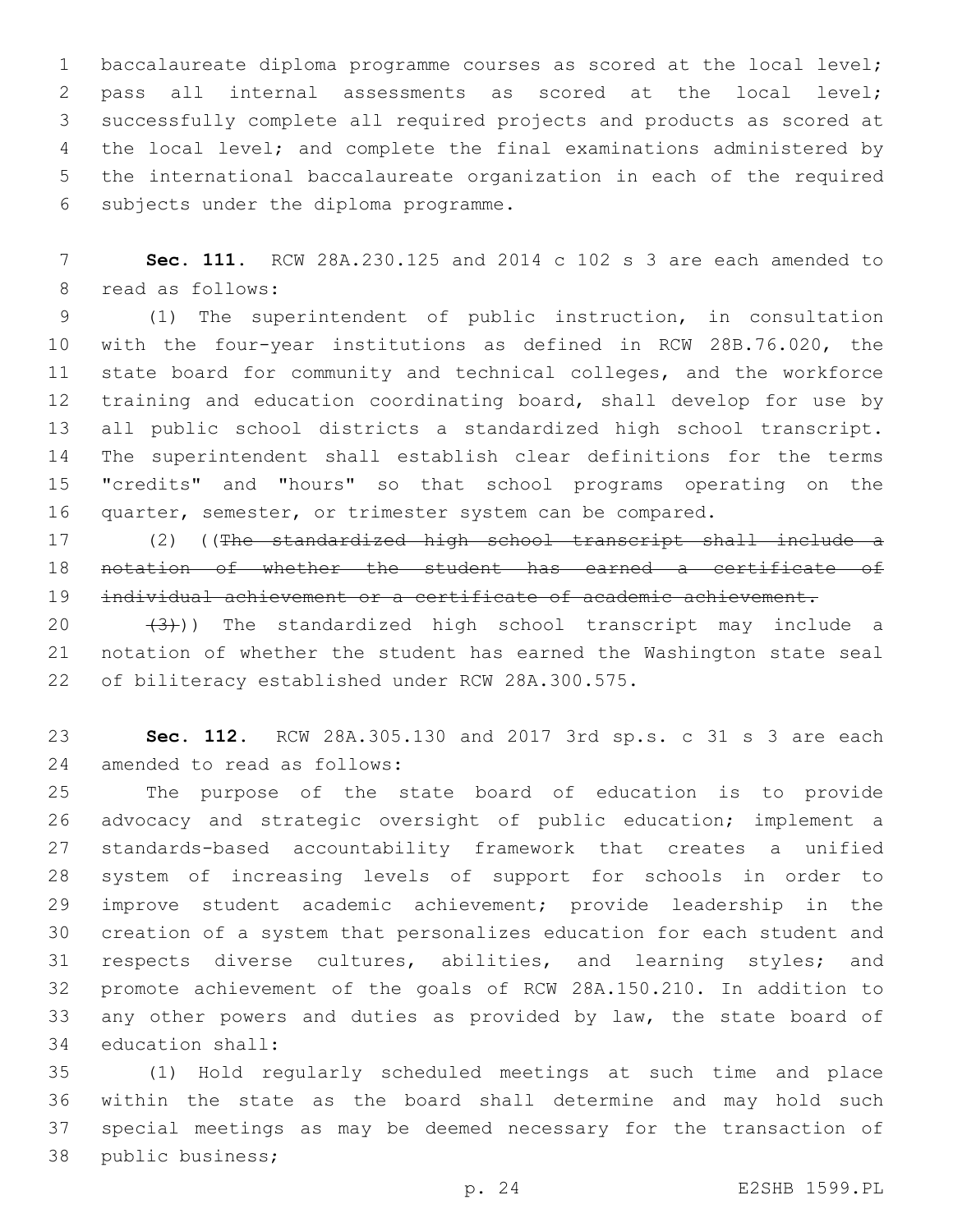baccalaureate diploma programme courses as scored at the local level; pass all internal assessments as scored at the local level; successfully complete all required projects and products as scored at the local level; and complete the final examinations administered by the international baccalaureate organization in each of the required subjects under the diploma programme.

**Sec. 111.** RCW 28A.230.125 and 2014 c 102 s 3 are each amended to read as follows:

(1) The superintendent of public instruction, in consultation with the four-year institutions as defined in RCW 28B.76.020, the state board for community and technical colleges, and the workforce training and education coordinating board, shall develop for use by all public school districts a standardized high school transcript. The superintendent shall establish clear definitions for the terms "credits" and "hours" so that school programs operating on the quarter, semester, or trimester system can be compared.

(2) ((~~The standardized high school transcript shall include a notation of whether the student has earned a certificate of individual achievement or a certificate of academic achievement.~~

~~(3)~~)) The standardized high school transcript may include a notation of whether the student has earned the Washington state seal of biliteracy established under RCW 28A.300.575.

**Sec. 112.** RCW 28A.305.130 and 2017 3rd sp.s. c 31 s 3 are each amended to read as follows:

The purpose of the state board of education is to provide advocacy and strategic oversight of public education; implement a standards-based accountability framework that creates a unified system of increasing levels of support for schools in order to improve student academic achievement; provide leadership in the creation of a system that personalizes education for each student and respects diverse cultures, abilities, and learning styles; and promote achievement of the goals of RCW 28A.150.210. In addition to any other powers and duties as provided by law, the state board of education shall:

(1) Hold regularly scheduled meetings at such time and place within the state as the board shall determine and may hold such special meetings as may be deemed necessary for the transaction of public business;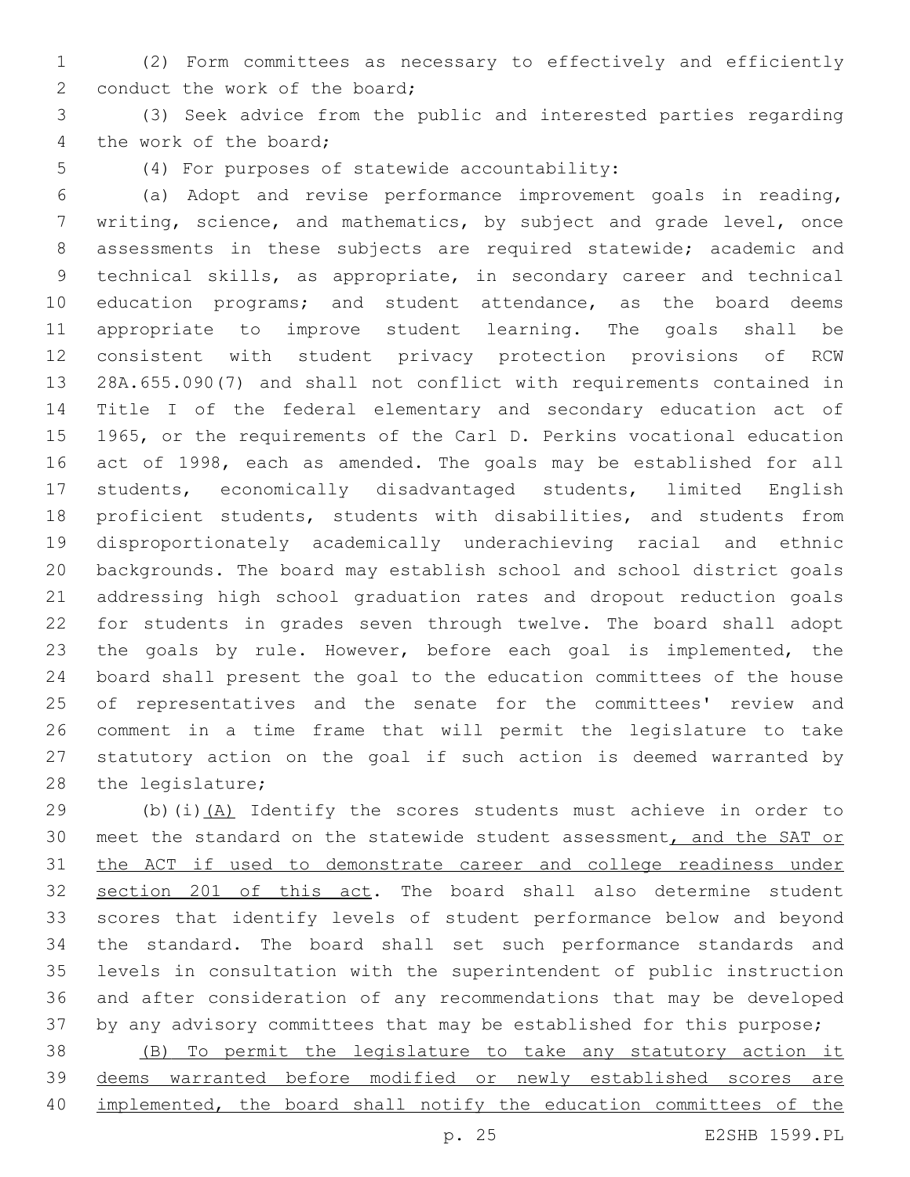(2) Form committees as necessary to effectively and efficiently conduct the work of the board;

(3) Seek advice from the public and interested parties regarding the work of the board;

(4) For purposes of statewide accountability:

(a) Adopt and revise performance improvement goals in reading, writing, science, and mathematics, by subject and grade level, once assessments in these subjects are required statewide; academic and technical skills, as appropriate, in secondary career and technical education programs; and student attendance, as the board deems appropriate to improve student learning. The goals shall be consistent with student privacy protection provisions of RCW 28A.655.090(7) and shall not conflict with requirements contained in Title I of the federal elementary and secondary education act of 1965, or the requirements of the Carl D. Perkins vocational education act of 1998, each as amended. The goals may be established for all students, economically disadvantaged students, limited English proficient students, students with disabilities, and students from disproportionately academically underachieving racial and ethnic backgrounds. The board may establish school and school district goals addressing high school graduation rates and dropout reduction goals for students in grades seven through twelve. The board shall adopt the goals by rule. However, before each goal is implemented, the board shall present the goal to the education committees of the house of representatives and the senate for the committees' review and comment in a time frame that will permit the legislature to take statutory action on the goal if such action is deemed warranted by the legislature;

(b)(i)<u>(A)</u> Identify the scores students must achieve in order to meet the standard on the statewide student assessment<u>, and the SAT or the ACT if used to demonstrate career and college readiness under section 201 of this act</u>. The board shall also determine student scores that identify levels of student performance below and beyond the standard. The board shall set such performance standards and levels in consultation with the superintendent of public instruction and after consideration of any recommendations that may be developed by any advisory committees that may be established for this purpose;

<u>(B) To permit the legislature to take any statutory action it deems warranted before modified or newly established scores are implemented, the board shall notify the education committees of the</u>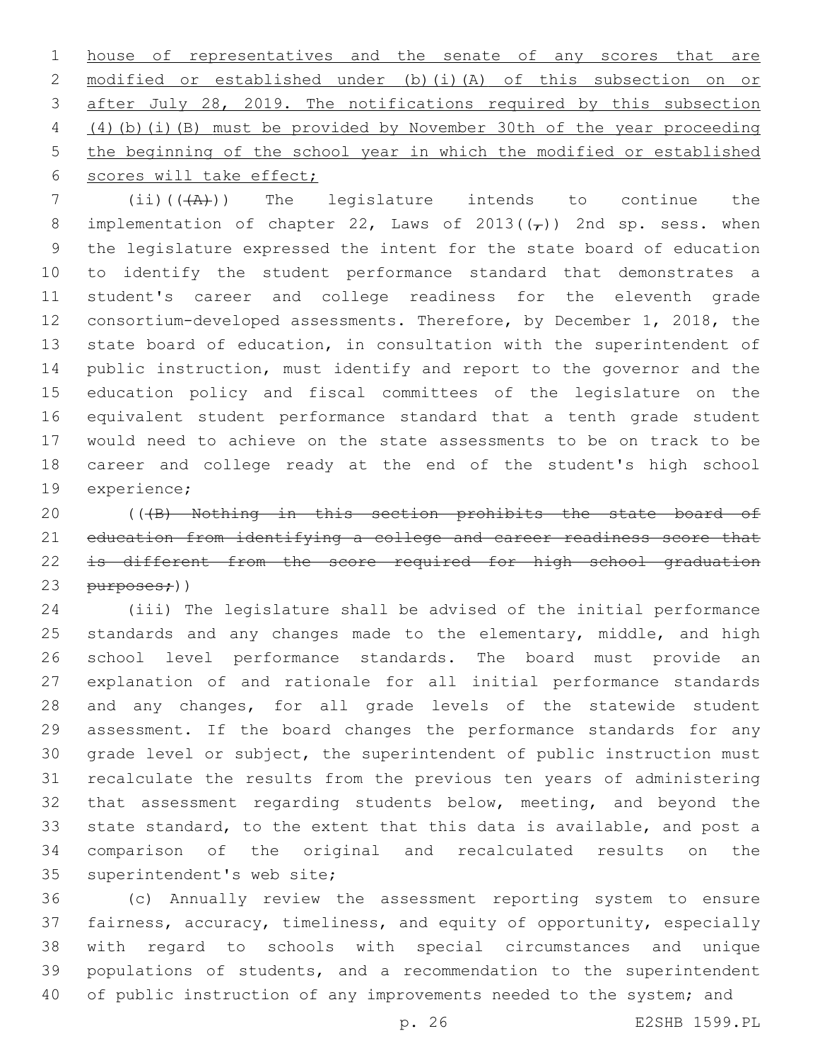house of representatives and the senate of any scores that are modified or established under (b)(i)(A) of this subsection on or after July 28, 2019. The notifications required by this subsection (4)(b)(i)(B) must be provided by November 30th of the year proceeding the beginning of the school year in which the modified or established scores will take effect;

(ii)(((A))) The legislature intends to continue the implementation of chapter 22, Laws of 2013((,)) 2nd sp. sess. when the legislature expressed the intent for the state board of education to identify the student performance standard that demonstrates a student's career and college readiness for the eleventh grade consortium-developed assessments. Therefore, by December 1, 2018, the state board of education, in consultation with the superintendent of public instruction, must identify and report to the governor and the education policy and fiscal committees of the legislature on the equivalent student performance standard that a tenth grade student would need to achieve on the state assessments to be on track to be career and college ready at the end of the student's high school experience;

(((B) Nothing in this section prohibits the state board of education from identifying a college and career readiness score that is different from the score required for high school graduation purposes;))

(iii) The legislature shall be advised of the initial performance standards and any changes made to the elementary, middle, and high school level performance standards. The board must provide an explanation of and rationale for all initial performance standards and any changes, for all grade levels of the statewide student assessment. If the board changes the performance standards for any grade level or subject, the superintendent of public instruction must recalculate the results from the previous ten years of administering that assessment regarding students below, meeting, and beyond the state standard, to the extent that this data is available, and post a comparison of the original and recalculated results on the superintendent's web site;

(c) Annually review the assessment reporting system to ensure fairness, accuracy, timeliness, and equity of opportunity, especially with regard to schools with special circumstances and unique populations of students, and a recommendation to the superintendent of public instruction of any improvements needed to the system; and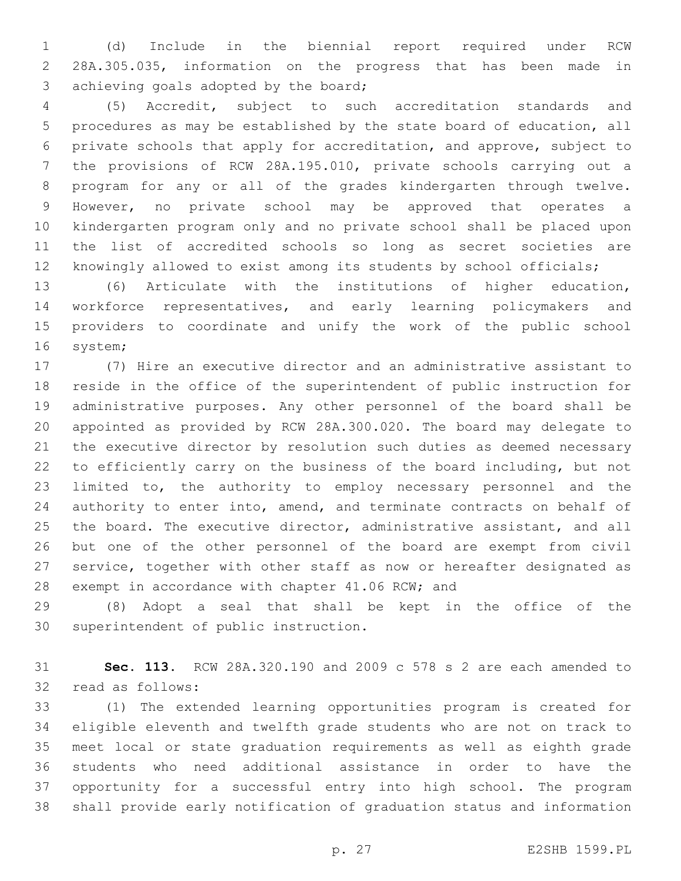(d) Include in the biennial report required under RCW 28A.305.035, information on the progress that has been made in achieving goals adopted by the board;

(5) Accredit, subject to such accreditation standards and procedures as may be established by the state board of education, all private schools that apply for accreditation, and approve, subject to the provisions of RCW 28A.195.010, private schools carrying out a program for any or all of the grades kindergarten through twelve. However, no private school may be approved that operates a kindergarten program only and no private school shall be placed upon the list of accredited schools so long as secret societies are knowingly allowed to exist among its students by school officials;

(6) Articulate with the institutions of higher education, workforce representatives, and early learning policymakers and providers to coordinate and unify the work of the public school system;

(7) Hire an executive director and an administrative assistant to reside in the office of the superintendent of public instruction for administrative purposes. Any other personnel of the board shall be appointed as provided by RCW 28A.300.020. The board may delegate to the executive director by resolution such duties as deemed necessary to efficiently carry on the business of the board including, but not limited to, the authority to employ necessary personnel and the authority to enter into, amend, and terminate contracts on behalf of the board. The executive director, administrative assistant, and all but one of the other personnel of the board are exempt from civil service, together with other staff as now or hereafter designated as exempt in accordance with chapter 41.06 RCW; and

(8) Adopt a seal that shall be kept in the office of the superintendent of public instruction.

**Sec. 113.** RCW 28A.320.190 and 2009 c 578 s 2 are each amended to read as follows:

(1) The extended learning opportunities program is created for eligible eleventh and twelfth grade students who are not on track to meet local or state graduation requirements as well as eighth grade students who need additional assistance in order to have the opportunity for a successful entry into high school. The program shall provide early notification of graduation status and information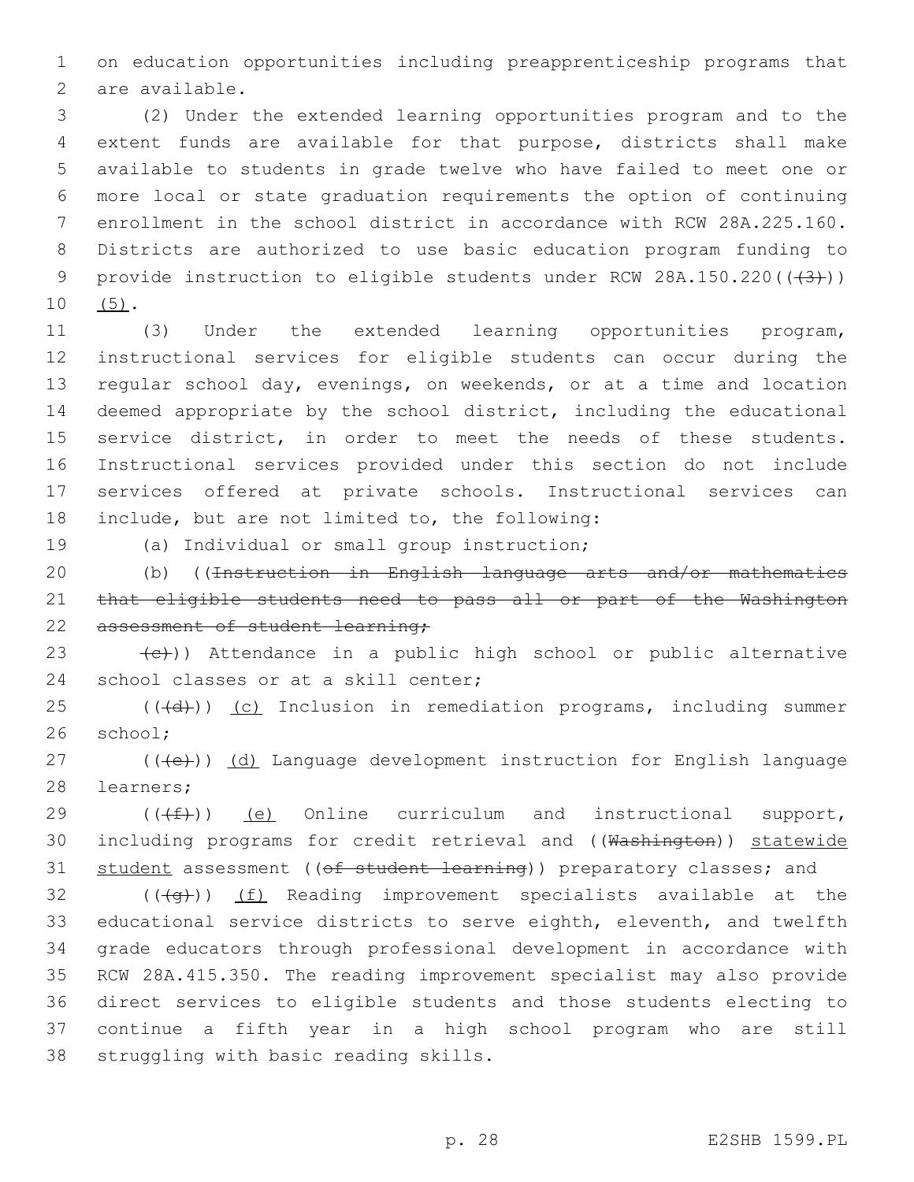on education opportunities including preapprenticeship programs that are available.

(2) Under the extended learning opportunities program and to the extent funds are available for that purpose, districts shall make available to students in grade twelve who have failed to meet one or more local or state graduation requirements the option of continuing enrollment in the school district in accordance with RCW 28A.225.160. Districts are authorized to use basic education program funding to provide instruction to eligible students under RCW 28A.150.220((~~(3)~~)) (5).

(3) Under the extended learning opportunities program, instructional services for eligible students can occur during the regular school day, evenings, on weekends, or at a time and location deemed appropriate by the school district, including the educational service district, in order to meet the needs of these students. Instructional services provided under this section do not include services offered at private schools. Instructional services can include, but are not limited to, the following:

(a) Individual or small group instruction;

(b) ((~~Instruction in English language arts and/or mathematics that eligible students need to pass all or part of the Washington assessment of student learning;~~

~~(c)~~)) Attendance in a public high school or public alternative school classes or at a skill center;

((~~(d)~~)) (c) Inclusion in remediation programs, including summer school;

((~~(e)~~)) (d) Language development instruction for English language learners;

((~~(f)~~)) (e) Online curriculum and instructional support, including programs for credit retrieval and ((~~Washington~~)) statewide student assessment ((~~of student learning~~)) preparatory classes; and

((~~(g)~~)) (f) Reading improvement specialists available at the educational service districts to serve eighth, eleventh, and twelfth grade educators through professional development in accordance with RCW 28A.415.350. The reading improvement specialist may also provide direct services to eligible students and those students electing to continue a fifth year in a high school program who are still struggling with basic reading skills.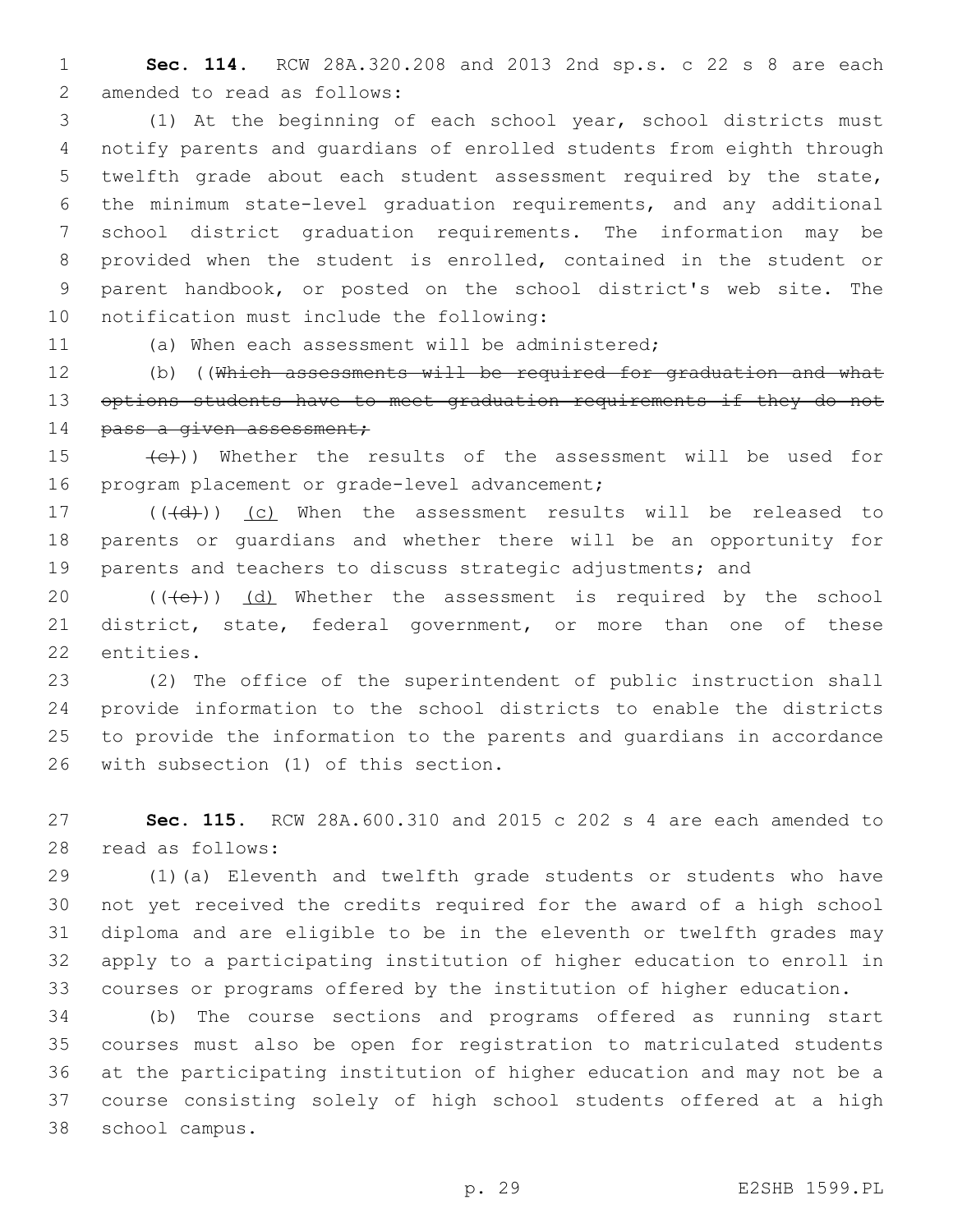**Sec. 114.** RCW 28A.320.208 and 2013 2nd sp.s. c 22 s 8 are each amended to read as follows:

(1) At the beginning of each school year, school districts must notify parents and guardians of enrolled students from eighth through twelfth grade about each student assessment required by the state, the minimum state-level graduation requirements, and any additional school district graduation requirements. The information may be provided when the student is enrolled, contained in the student or parent handbook, or posted on the school district's web site. The notification must include the following:

(a) When each assessment will be administered;

(b) ((~~Which assessments will be required for graduation and what options students have to meet graduation requirements if they do not pass a given assessment;~~

~~(c)~~)) Whether the results of the assessment will be used for program placement or grade-level advancement;

((~~(d)~~)) <u>(c)</u> When the assessment results will be released to parents or guardians and whether there will be an opportunity for parents and teachers to discuss strategic adjustments; and

((~~(e)~~)) <u>(d)</u> Whether the assessment is required by the school district, state, federal government, or more than one of these entities.

(2) The office of the superintendent of public instruction shall provide information to the school districts to enable the districts to provide the information to the parents and guardians in accordance with subsection (1) of this section.

**Sec. 115.** RCW 28A.600.310 and 2015 c 202 s 4 are each amended to read as follows:

(1)(a) Eleventh and twelfth grade students or students who have not yet received the credits required for the award of a high school diploma and are eligible to be in the eleventh or twelfth grades may apply to a participating institution of higher education to enroll in courses or programs offered by the institution of higher education.

(b) The course sections and programs offered as running start courses must also be open for registration to matriculated students at the participating institution of higher education and may not be a course consisting solely of high school students offered at a high school campus.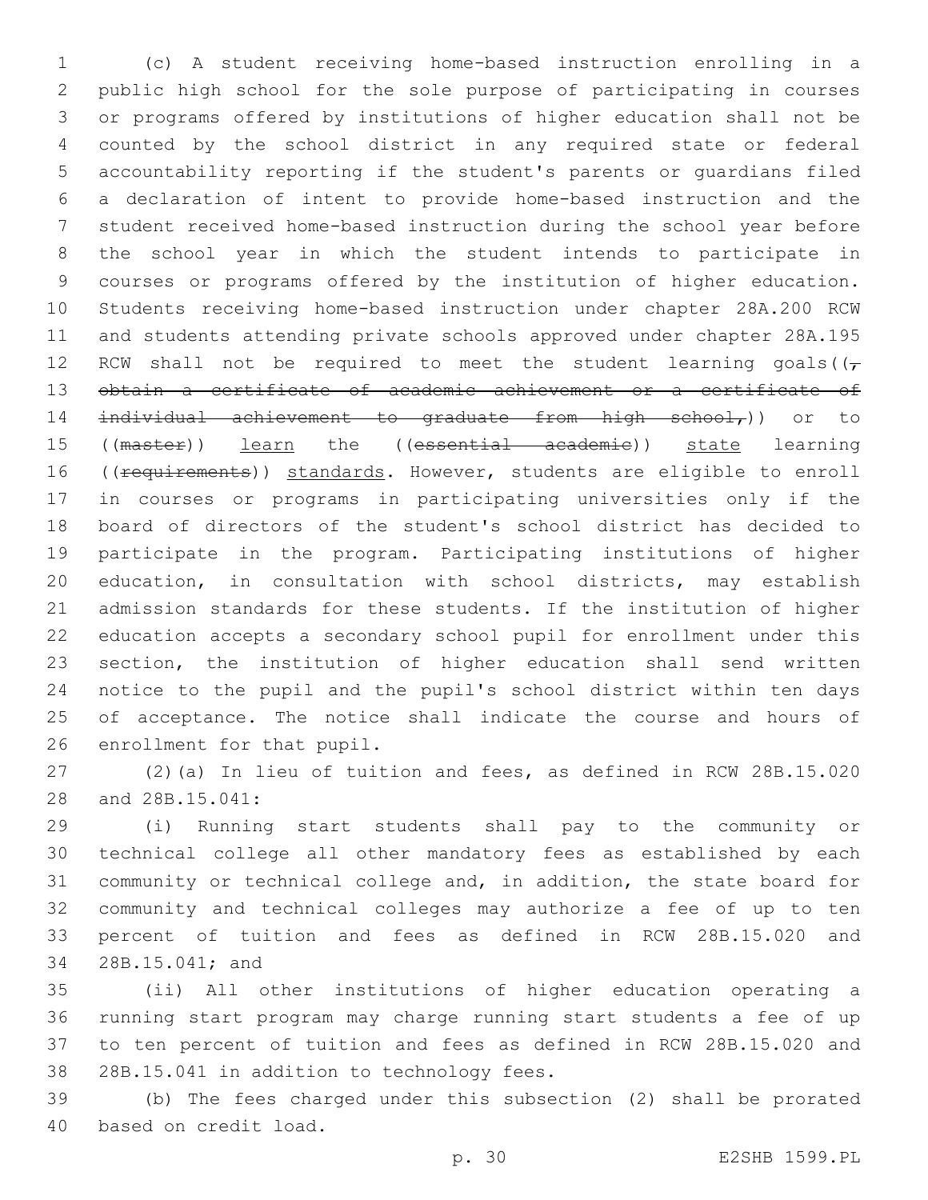(c) A student receiving home-based instruction enrolling in a public high school for the sole purpose of participating in courses or programs offered by institutions of higher education shall not be counted by the school district in any required state or federal accountability reporting if the student's parents or guardians filed a declaration of intent to provide home-based instruction and the student received home-based instruction during the school year before the school year in which the student intends to participate in courses or programs offered by the institution of higher education. Students receiving home-based instruction under chapter 28A.200 RCW and students attending private schools approved under chapter 28A.195 RCW shall not be required to meet the student learning goals((~~, obtain a certificate of academic achievement or a certificate of individual achievement to graduate from high school,~~)) or to ((~~master~~)) <u>learn</u> the ((~~essential academic~~)) <u>state</u> learning ((~~requirements~~)) <u>standards</u>. However, students are eligible to enroll in courses or programs in participating universities only if the board of directors of the student's school district has decided to participate in the program. Participating institutions of higher education, in consultation with school districts, may establish admission standards for these students. If the institution of higher education accepts a secondary school pupil for enrollment under this section, the institution of higher education shall send written notice to the pupil and the pupil's school district within ten days of acceptance. The notice shall indicate the course and hours of enrollment for that pupil.

(2)(a) In lieu of tuition and fees, as defined in RCW 28B.15.020 and 28B.15.041:

(i) Running start students shall pay to the community or technical college all other mandatory fees as established by each community or technical college and, in addition, the state board for community and technical colleges may authorize a fee of up to ten percent of tuition and fees as defined in RCW 28B.15.020 and 28B.15.041; and

(ii) All other institutions of higher education operating a running start program may charge running start students a fee of up to ten percent of tuition and fees as defined in RCW 28B.15.020 and 28B.15.041 in addition to technology fees.

(b) The fees charged under this subsection (2) shall be prorated based on credit load.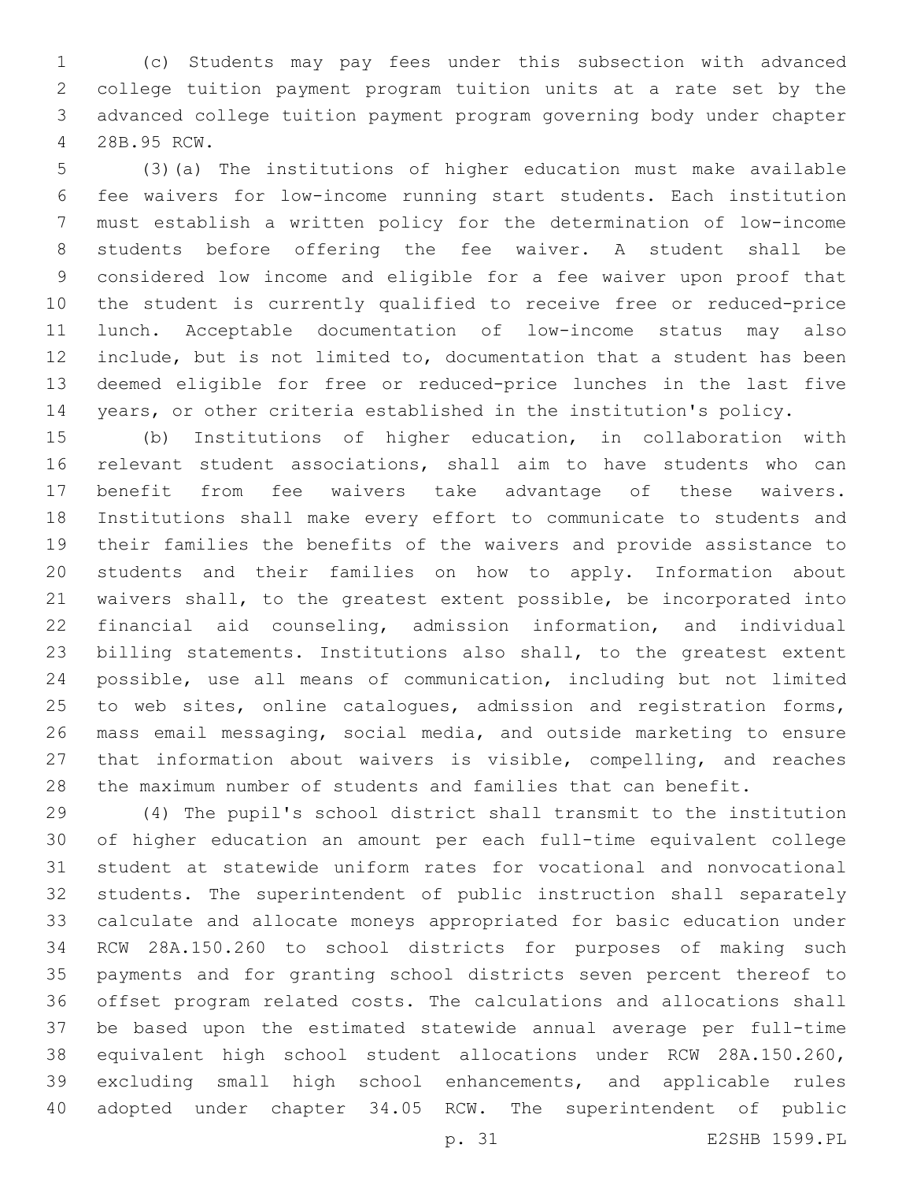(c) Students may pay fees under this subsection with advanced college tuition payment program tuition units at a rate set by the advanced college tuition payment program governing body under chapter 28B.95 RCW.

(3)(a) The institutions of higher education must make available fee waivers for low-income running start students. Each institution must establish a written policy for the determination of low-income students before offering the fee waiver. A student shall be considered low income and eligible for a fee waiver upon proof that the student is currently qualified to receive free or reduced-price lunch. Acceptable documentation of low-income status may also include, but is not limited to, documentation that a student has been deemed eligible for free or reduced-price lunches in the last five years, or other criteria established in the institution's policy.

(b) Institutions of higher education, in collaboration with relevant student associations, shall aim to have students who can benefit from fee waivers take advantage of these waivers. Institutions shall make every effort to communicate to students and their families the benefits of the waivers and provide assistance to students and their families on how to apply. Information about waivers shall, to the greatest extent possible, be incorporated into financial aid counseling, admission information, and individual billing statements. Institutions also shall, to the greatest extent possible, use all means of communication, including but not limited to web sites, online catalogues, admission and registration forms, mass email messaging, social media, and outside marketing to ensure that information about waivers is visible, compelling, and reaches the maximum number of students and families that can benefit.

(4) The pupil's school district shall transmit to the institution of higher education an amount per each full-time equivalent college student at statewide uniform rates for vocational and nonvocational students. The superintendent of public instruction shall separately calculate and allocate moneys appropriated for basic education under RCW 28A.150.260 to school districts for purposes of making such payments and for granting school districts seven percent thereof to offset program related costs. The calculations and allocations shall be based upon the estimated statewide annual average per full-time equivalent high school student allocations under RCW 28A.150.260, excluding small high school enhancements, and applicable rules adopted under chapter 34.05 RCW. The superintendent of public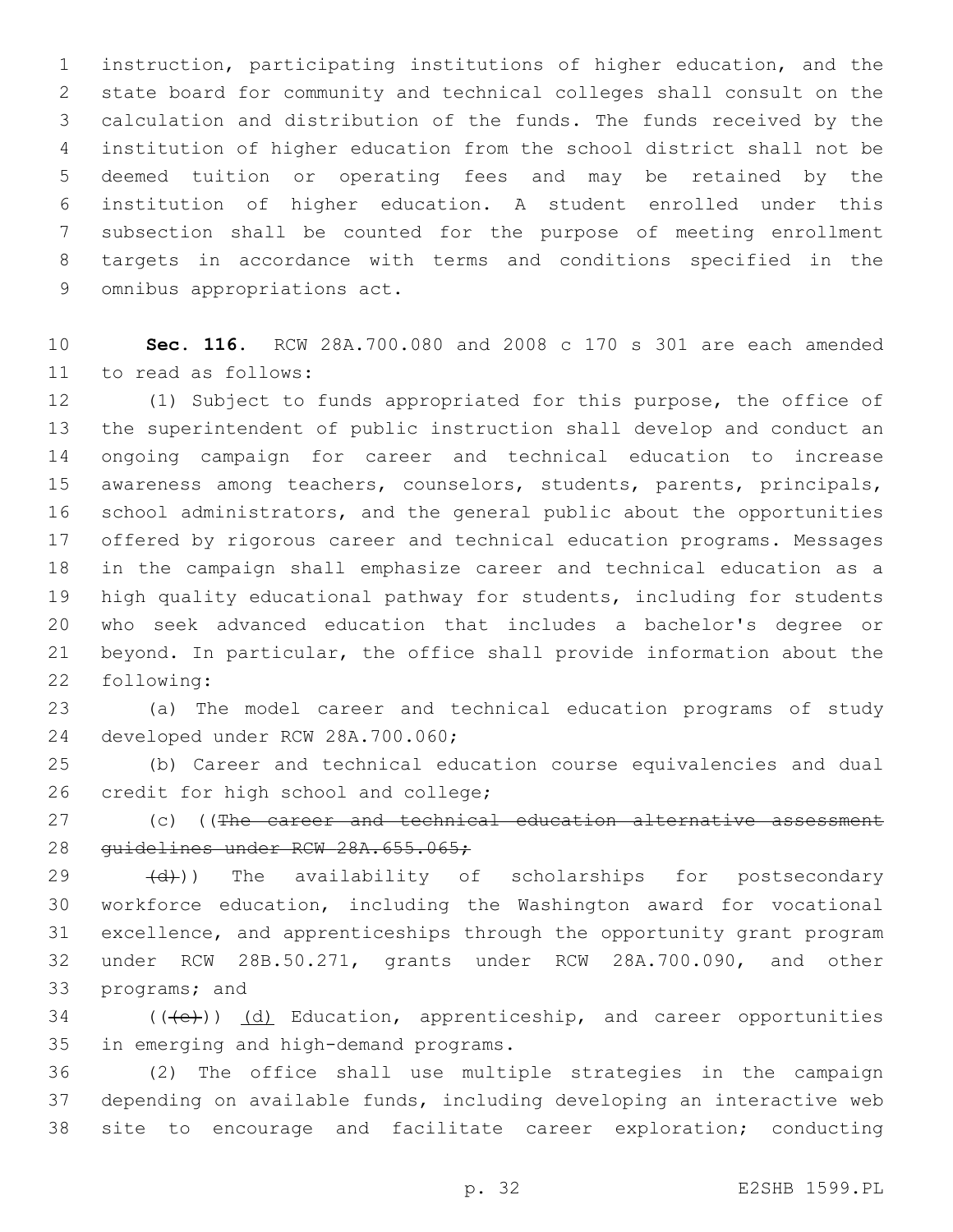instruction, participating institutions of higher education, and the state board for community and technical colleges shall consult on the calculation and distribution of the funds. The funds received by the institution of higher education from the school district shall not be deemed tuition or operating fees and may be retained by the institution of higher education. A student enrolled under this subsection shall be counted for the purpose of meeting enrollment targets in accordance with terms and conditions specified in the omnibus appropriations act.

**Sec. 116.** RCW 28A.700.080 and 2008 c 170 s 301 are each amended to read as follows:

(1) Subject to funds appropriated for this purpose, the office of the superintendent of public instruction shall develop and conduct an ongoing campaign for career and technical education to increase awareness among teachers, counselors, students, parents, principals, school administrators, and the general public about the opportunities offered by rigorous career and technical education programs. Messages in the campaign shall emphasize career and technical education as a high quality educational pathway for students, including for students who seek advanced education that includes a bachelor's degree or beyond. In particular, the office shall provide information about the following:

(a) The model career and technical education programs of study developed under RCW 28A.700.060;

(b) Career and technical education course equivalencies and dual credit for high school and college;

(c) ((~~The career and technical education alternative assessment guidelines under RCW 28A.655.065;~~

~~(d)~~)) The availability of scholarships for postsecondary workforce education, including the Washington award for vocational excellence, and apprenticeships through the opportunity grant program under RCW 28B.50.271, grants under RCW 28A.700.090, and other programs; and

((~~(e)~~)) <u>(d)</u> Education, apprenticeship, and career opportunities in emerging and high-demand programs.

(2) The office shall use multiple strategies in the campaign depending on available funds, including developing an interactive web site to encourage and facilitate career exploration; conducting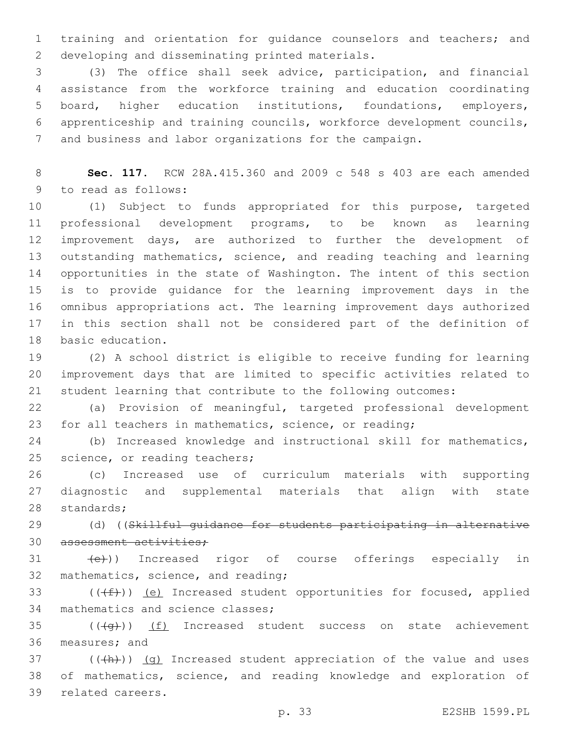training and orientation for guidance counselors and teachers; and developing and disseminating printed materials.

(3) The office shall seek advice, participation, and financial assistance from the workforce training and education coordinating board, higher education institutions, foundations, employers, apprenticeship and training councils, workforce development councils, and business and labor organizations for the campaign.

**Sec. 117.** RCW 28A.415.360 and 2009 c 548 s 403 are each amended to read as follows:

(1) Subject to funds appropriated for this purpose, targeted professional development programs, to be known as learning improvement days, are authorized to further the development of outstanding mathematics, science, and reading teaching and learning opportunities in the state of Washington. The intent of this section is to provide guidance for the learning improvement days in the omnibus appropriations act. The learning improvement days authorized in this section shall not be considered part of the definition of basic education.

(2) A school district is eligible to receive funding for learning improvement days that are limited to specific activities related to student learning that contribute to the following outcomes:

(a) Provision of meaningful, targeted professional development for all teachers in mathematics, science, or reading;

(b) Increased knowledge and instructional skill for mathematics, science, or reading teachers;

(c) Increased use of curriculum materials with supporting diagnostic and supplemental materials that align with state standards;

(d) ((~~Skillful guidance for students participating in alternative assessment activities;~~

~~(e)~~)) Increased rigor of course offerings especially in mathematics, science, and reading;

((~~(f)~~)) <u>(e)</u> Increased student opportunities for focused, applied mathematics and science classes;

((~~(g)~~)) <u>(f)</u> Increased student success on state achievement measures; and

((~~(h)~~)) <u>(g)</u> Increased student appreciation of the value and uses of mathematics, science, and reading knowledge and exploration of related careers.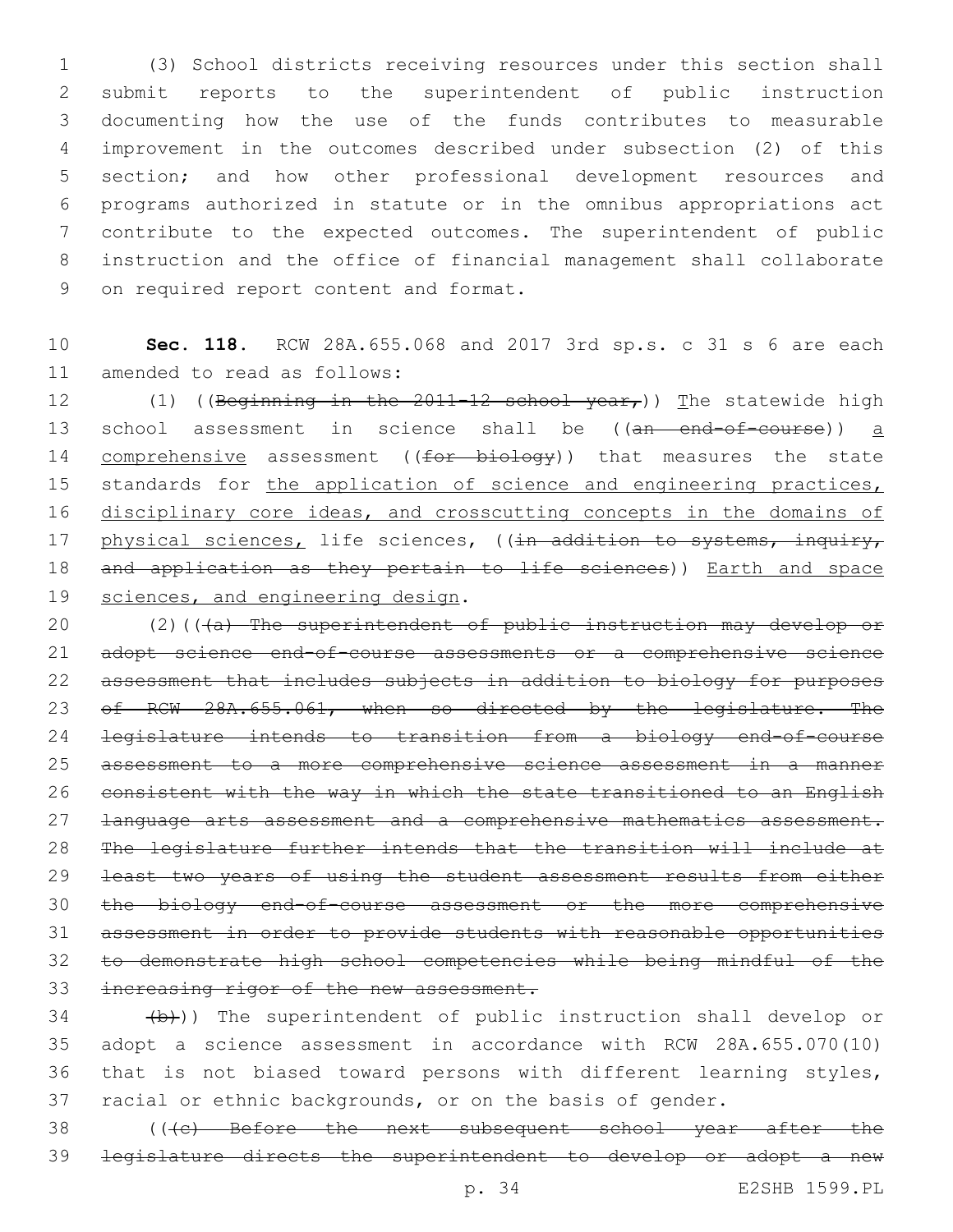(3) School districts receiving resources under this section shall submit reports to the superintendent of public instruction documenting how the use of the funds contributes to measurable improvement in the outcomes described under subsection (2) of this section; and how other professional development resources and programs authorized in statute or in the omnibus appropriations act contribute to the expected outcomes. The superintendent of public instruction and the office of financial management shall collaborate on required report content and format.

**Sec. 118.** RCW 28A.655.068 and 2017 3rd sp.s. c 31 s 6 are each amended to read as follows:

(1) ((~~Beginning in the 2011-12 school year,~~)) The statewide high school assessment in science shall be ((~~an end-of-course~~)) a comprehensive assessment ((~~for biology~~)) that measures the state standards for the application of science and engineering practices, disciplinary core ideas, and crosscutting concepts in the domains of physical sciences, life sciences, ((~~in addition to systems, inquiry, and application as they pertain to life sciences~~)) Earth and space sciences, and engineering design.

(2)((~~(a) The superintendent of public instruction may develop or adopt science end-of-course assessments or a comprehensive science assessment that includes subjects in addition to biology for purposes of RCW 28A.655.061, when so directed by the legislature. The legislature intends to transition from a biology end-of-course assessment to a more comprehensive science assessment in a manner consistent with the way in which the state transitioned to an English language arts assessment and a comprehensive mathematics assessment. The legislature further intends that the transition will include at least two years of using the student assessment results from either the biology end-of-course assessment or the more comprehensive assessment in order to provide students with reasonable opportunities to demonstrate high school competencies while being mindful of the increasing rigor of the new assessment.~~

~~(b)~~)) The superintendent of public instruction shall develop or adopt a science assessment in accordance with RCW 28A.655.070(10) that is not biased toward persons with different learning styles, racial or ethnic backgrounds, or on the basis of gender.

((~~(c) Before the next subsequent school year after the legislature directs the superintendent to develop or adopt a new~~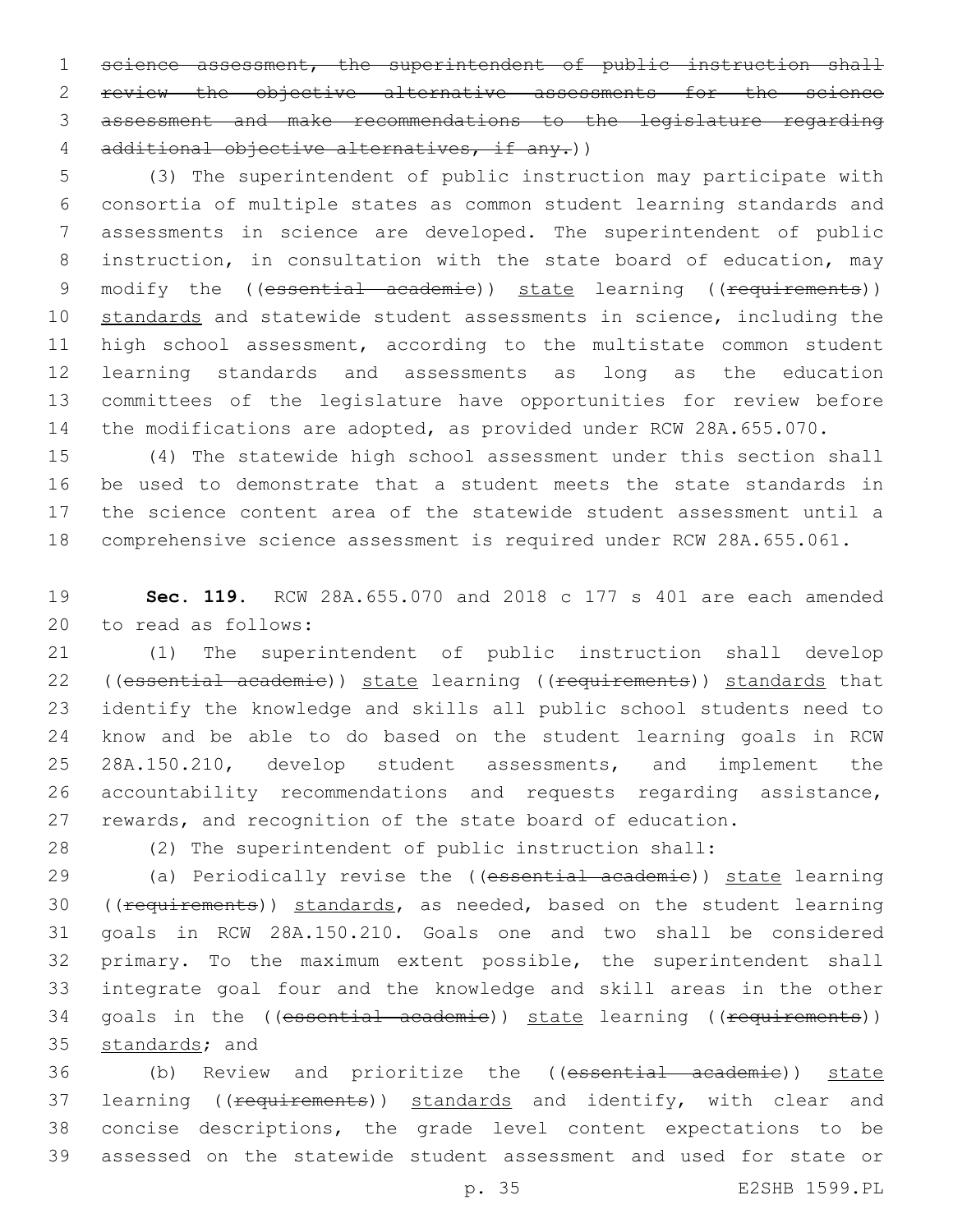~~science assessment, the superintendent of public instruction shall review the objective alternative assessments for the science assessment and make recommendations to the legislature regarding additional objective alternatives, if any.~~))

(3) The superintendent of public instruction may participate with consortia of multiple states as common student learning standards and assessments in science are developed. The superintendent of public instruction, in consultation with the state board of education, may modify the ((~~essential academic~~)) state learning ((~~requirements~~)) standards and statewide student assessments in science, including the high school assessment, according to the multistate common student learning standards and assessments as long as the education committees of the legislature have opportunities for review before the modifications are adopted, as provided under RCW 28A.655.070.

(4) The statewide high school assessment under this section shall be used to demonstrate that a student meets the state standards in the science content area of the statewide student assessment until a comprehensive science assessment is required under RCW 28A.655.061.

**Sec. 119.** RCW 28A.655.070 and 2018 c 177 s 401 are each amended to read as follows:

(1) The superintendent of public instruction shall develop ((~~essential academic~~)) state learning ((~~requirements~~)) standards that identify the knowledge and skills all public school students need to know and be able to do based on the student learning goals in RCW 28A.150.210, develop student assessments, and implement the accountability recommendations and requests regarding assistance, rewards, and recognition of the state board of education.

(2) The superintendent of public instruction shall:

(a) Periodically revise the ((~~essential academic~~)) state learning ((~~requirements~~)) standards, as needed, based on the student learning goals in RCW 28A.150.210. Goals one and two shall be considered primary. To the maximum extent possible, the superintendent shall integrate goal four and the knowledge and skill areas in the other goals in the ((~~essential academic~~)) state learning ((~~requirements~~)) standards; and

(b) Review and prioritize the ((~~essential academic~~)) state learning ((~~requirements~~)) standards and identify, with clear and concise descriptions, the grade level content expectations to be assessed on the statewide student assessment and used for state or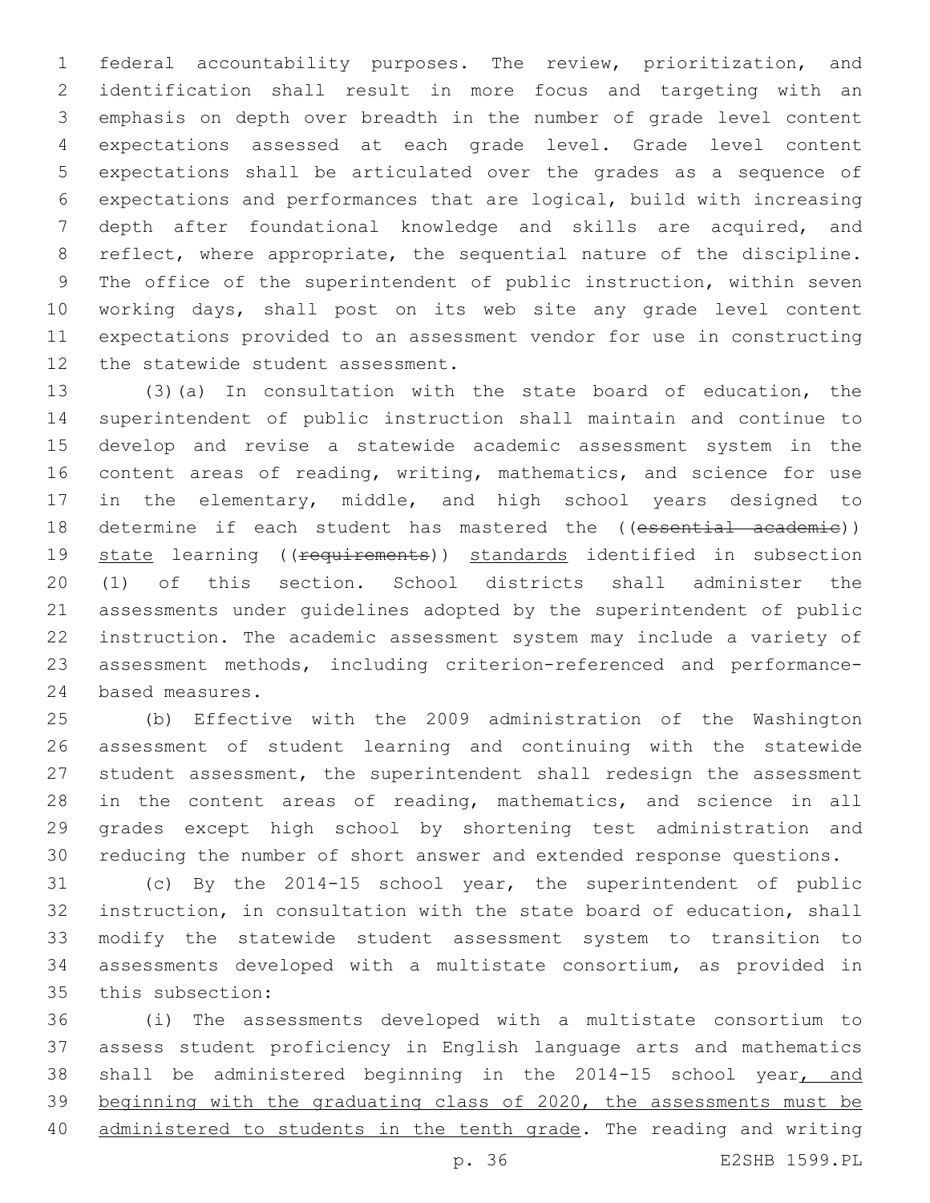federal accountability purposes. The review, prioritization, and identification shall result in more focus and targeting with an emphasis on depth over breadth in the number of grade level content expectations assessed at each grade level. Grade level content expectations shall be articulated over the grades as a sequence of expectations and performances that are logical, build with increasing depth after foundational knowledge and skills are acquired, and reflect, where appropriate, the sequential nature of the discipline. The office of the superintendent of public instruction, within seven working days, shall post on its web site any grade level content expectations provided to an assessment vendor for use in constructing the statewide student assessment.

(3)(a) In consultation with the state board of education, the superintendent of public instruction shall maintain and continue to develop and revise a statewide academic assessment system in the content areas of reading, writing, mathematics, and science for use in the elementary, middle, and high school years designed to determine if each student has mastered the ((~~essential academic~~)) <u>state</u> learning ((~~requirements~~)) <u>standards</u> identified in subsection (1) of this section. School districts shall administer the assessments under guidelines adopted by the superintendent of public instruction. The academic assessment system may include a variety of assessment methods, including criterion-referenced and performance-based measures.

(b) Effective with the 2009 administration of the Washington assessment of student learning and continuing with the statewide student assessment, the superintendent shall redesign the assessment in the content areas of reading, mathematics, and science in all grades except high school by shortening test administration and reducing the number of short answer and extended response questions.

(c) By the 2014-15 school year, the superintendent of public instruction, in consultation with the state board of education, shall modify the statewide student assessment system to transition to assessments developed with a multistate consortium, as provided in this subsection:

(i) The assessments developed with a multistate consortium to assess student proficiency in English language arts and mathematics shall be administered beginning in the 2014-15 school year<u>, and beginning with the graduating class of 2020, the assessments must be administered to students in the tenth grade</u>. The reading and writing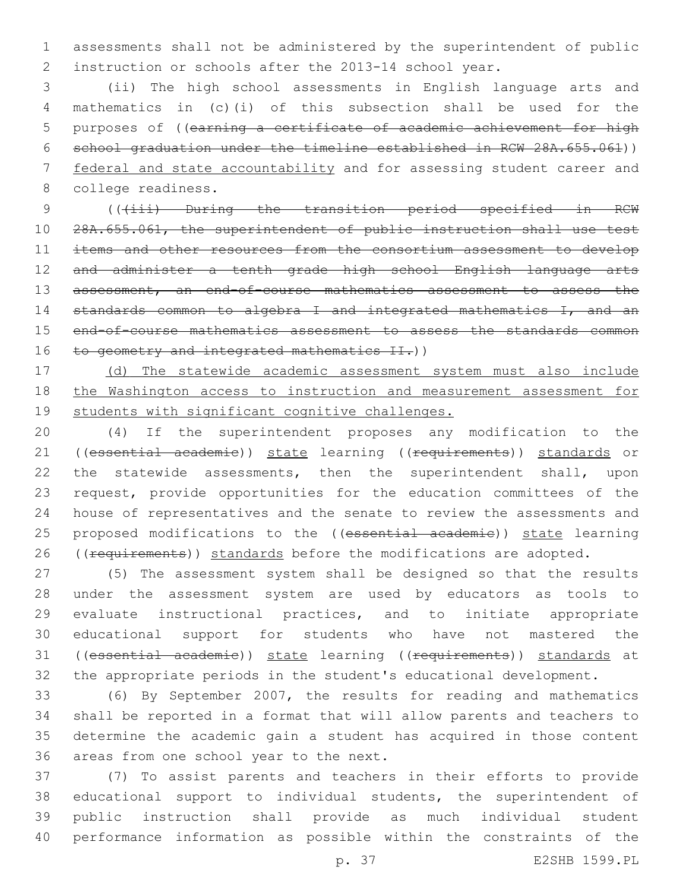assessments shall not be administered by the superintendent of public instruction or schools after the 2013-14 school year.

(ii) The high school assessments in English language arts and mathematics in (c)(i) of this subsection shall be used for the purposes of ((~~earning a certificate of academic achievement for high school graduation under the timeline established in RCW 28A.655.061~~)) <u>federal and state accountability</u> and for assessing student career and college readiness.

((~~(iii) During the transition period specified in RCW 28A.655.061, the superintendent of public instruction shall use test items and other resources from the consortium assessment to develop and administer a tenth grade high school English language arts assessment, an end-of-course mathematics assessment to assess the standards common to algebra I and integrated mathematics I, and an end-of-course mathematics assessment to assess the standards common to geometry and integrated mathematics II.~~))

<u>(d) The statewide academic assessment system must also include the Washington access to instruction and measurement assessment for students with significant cognitive challenges.</u>

(4) If the superintendent proposes any modification to the ((~~essential academic~~)) <u>state</u> learning ((~~requirements~~)) <u>standards</u> or the statewide assessments, then the superintendent shall, upon request, provide opportunities for the education committees of the house of representatives and the senate to review the assessments and proposed modifications to the ((~~essential academic~~)) <u>state</u> learning ((~~requirements~~)) <u>standards</u> before the modifications are adopted.

(5) The assessment system shall be designed so that the results under the assessment system are used by educators as tools to evaluate instructional practices, and to initiate appropriate educational support for students who have not mastered the ((~~essential academic~~)) <u>state</u> learning ((~~requirements~~)) <u>standards</u> at the appropriate periods in the student's educational development.

(6) By September 2007, the results for reading and mathematics shall be reported in a format that will allow parents and teachers to determine the academic gain a student has acquired in those content areas from one school year to the next.

(7) To assist parents and teachers in their efforts to provide educational support to individual students, the superintendent of public instruction shall provide as much individual student performance information as possible within the constraints of the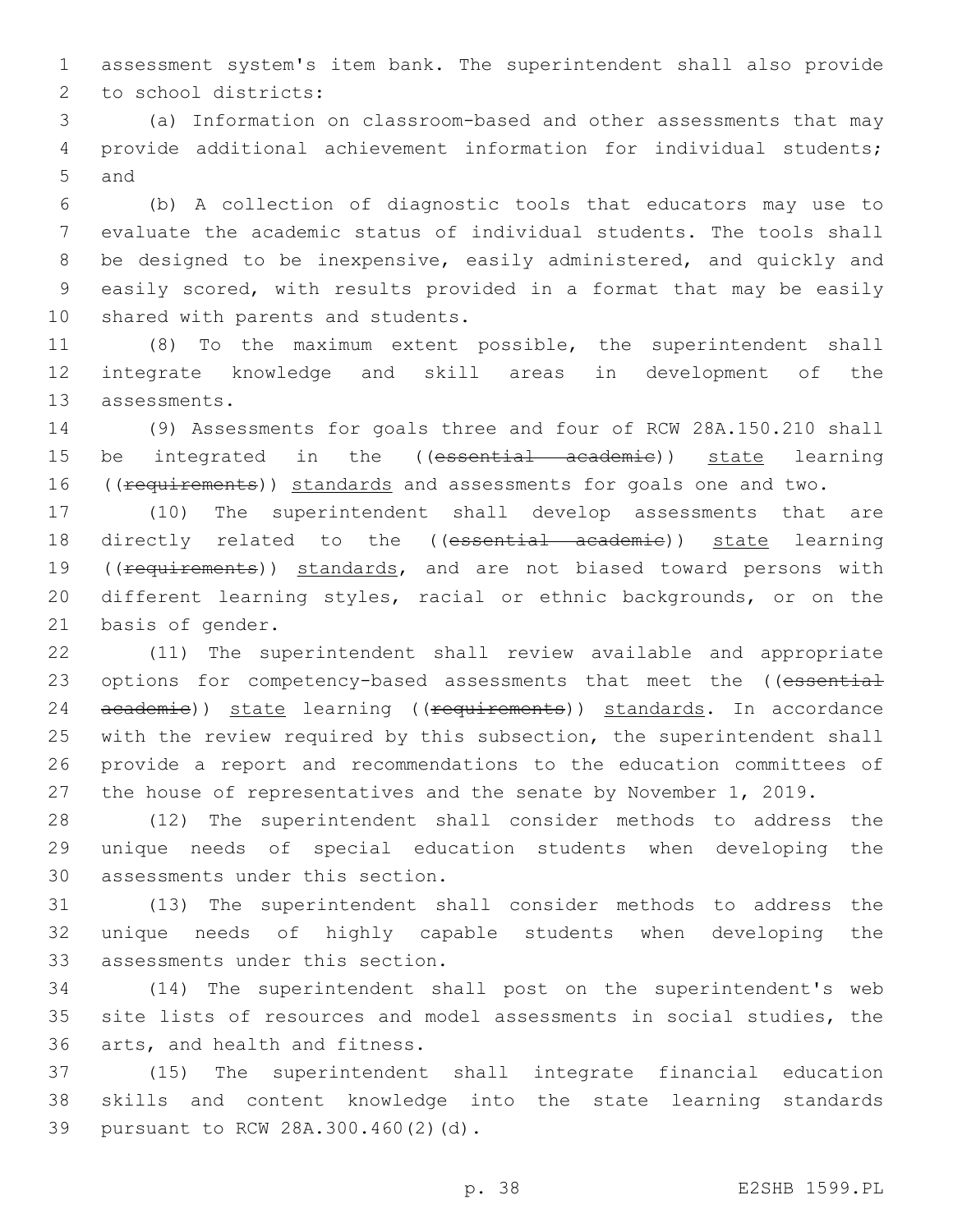assessment system's item bank. The superintendent shall also provide to school districts:

(a) Information on classroom-based and other assessments that may provide additional achievement information for individual students; and

(b) A collection of diagnostic tools that educators may use to evaluate the academic status of individual students. The tools shall be designed to be inexpensive, easily administered, and quickly and easily scored, with results provided in a format that may be easily shared with parents and students.

(8) To the maximum extent possible, the superintendent shall integrate knowledge and skill areas in development of the assessments.

(9) Assessments for goals three and four of RCW 28A.150.210 shall be integrated in the ((~~essential academic~~)) state learning ((~~requirements~~)) standards and assessments for goals one and two.

(10) The superintendent shall develop assessments that are directly related to the ((~~essential academic~~)) state learning ((~~requirements~~)) standards, and are not biased toward persons with different learning styles, racial or ethnic backgrounds, or on the basis of gender.

(11) The superintendent shall review available and appropriate options for competency-based assessments that meet the ((~~essential academic~~)) state learning ((~~requirements~~)) standards. In accordance with the review required by this subsection, the superintendent shall provide a report and recommendations to the education committees of the house of representatives and the senate by November 1, 2019.

(12) The superintendent shall consider methods to address the unique needs of special education students when developing the assessments under this section.

(13) The superintendent shall consider methods to address the unique needs of highly capable students when developing the assessments under this section.

(14) The superintendent shall post on the superintendent's web site lists of resources and model assessments in social studies, the arts, and health and fitness.

(15) The superintendent shall integrate financial education skills and content knowledge into the state learning standards pursuant to RCW 28A.300.460(2)(d).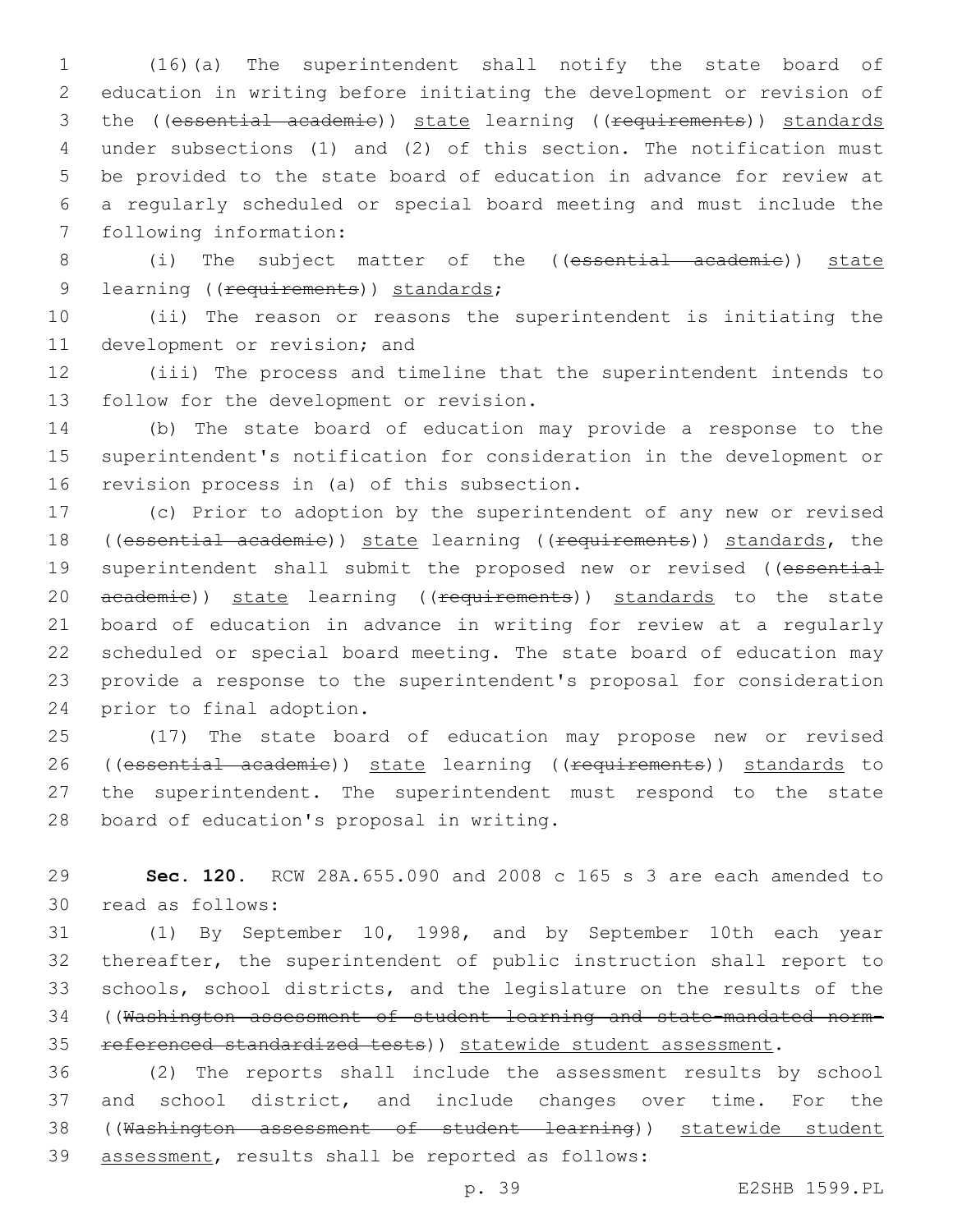(16)(a) The superintendent shall notify the state board of education in writing before initiating the development or revision of the ((~~essential academic~~)) <u>state</u> learning ((~~requirements~~)) <u>standards</u> under subsections (1) and (2) of this section. The notification must be provided to the state board of education in advance for review at a regularly scheduled or special board meeting and must include the following information:

(i) The subject matter of the ((~~essential academic~~)) <u>state</u> learning ((~~requirements~~)) <u>standards</u>;

(ii) The reason or reasons the superintendent is initiating the development or revision; and

(iii) The process and timeline that the superintendent intends to follow for the development or revision.

(b) The state board of education may provide a response to the superintendent's notification for consideration in the development or revision process in (a) of this subsection.

(c) Prior to adoption by the superintendent of any new or revised ((~~essential academic~~)) <u>state</u> learning ((~~requirements~~)) <u>standards</u>, the superintendent shall submit the proposed new or revised ((~~essential academic~~)) <u>state</u> learning ((~~requirements~~)) <u>standards</u> to the state board of education in advance in writing for review at a regularly scheduled or special board meeting. The state board of education may provide a response to the superintendent's proposal for consideration prior to final adoption.

(17) The state board of education may propose new or revised ((~~essential academic~~)) <u>state</u> learning ((~~requirements~~)) <u>standards</u> to the superintendent. The superintendent must respond to the state board of education's proposal in writing.

**Sec. 120.** RCW 28A.655.090 and 2008 c 165 s 3 are each amended to read as follows:

(1) By September 10, 1998, and by September 10th each year thereafter, the superintendent of public instruction shall report to schools, school districts, and the legislature on the results of the ((~~Washington assessment of student learning and state-mandated norm-referenced standardized tests~~)) <u>statewide student assessment</u>.

(2) The reports shall include the assessment results by school and school district, and include changes over time. For the ((~~Washington assessment of student learning~~)) <u>statewide student assessment</u>, results shall be reported as follows: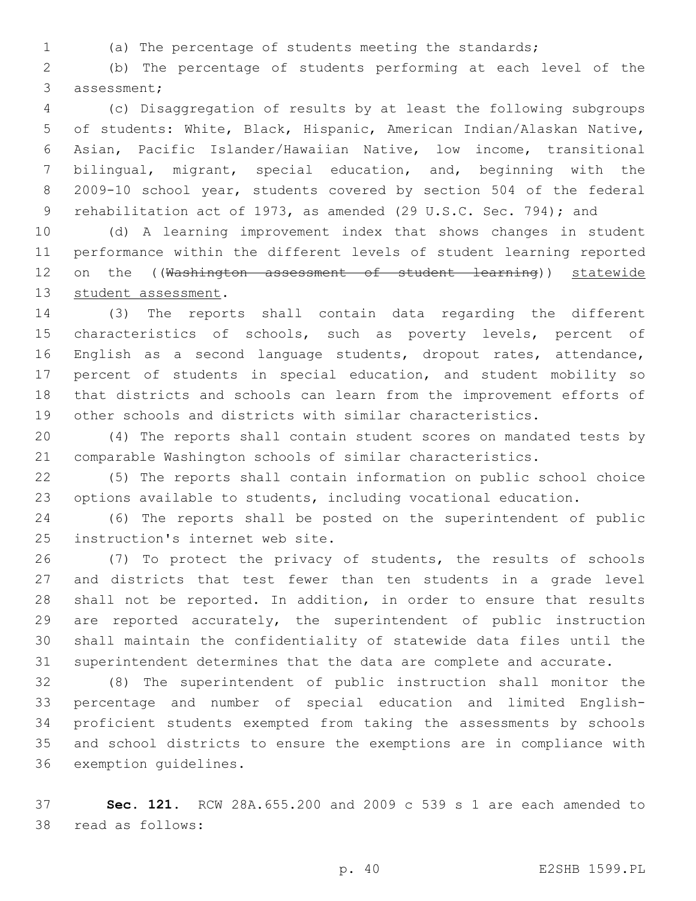(a) The percentage of students meeting the standards;

(b) The percentage of students performing at each level of the assessment;

(c) Disaggregation of results by at least the following subgroups of students: White, Black, Hispanic, American Indian/Alaskan Native, Asian, Pacific Islander/Hawaiian Native, low income, transitional bilingual, migrant, special education, and, beginning with the 2009-10 school year, students covered by section 504 of the federal rehabilitation act of 1973, as amended (29 U.S.C. Sec. 794); and

(d) A learning improvement index that shows changes in student performance within the different levels of student learning reported on the ((~~Washington assessment of student learning~~)) statewide student assessment.

(3) The reports shall contain data regarding the different characteristics of schools, such as poverty levels, percent of English as a second language students, dropout rates, attendance, percent of students in special education, and student mobility so that districts and schools can learn from the improvement efforts of other schools and districts with similar characteristics.

(4) The reports shall contain student scores on mandated tests by comparable Washington schools of similar characteristics.

(5) The reports shall contain information on public school choice options available to students, including vocational education.

(6) The reports shall be posted on the superintendent of public instruction's internet web site.

(7) To protect the privacy of students, the results of schools and districts that test fewer than ten students in a grade level shall not be reported. In addition, in order to ensure that results are reported accurately, the superintendent of public instruction shall maintain the confidentiality of statewide data files until the superintendent determines that the data are complete and accurate.

(8) The superintendent of public instruction shall monitor the percentage and number of special education and limited English-proficient students exempted from taking the assessments by schools and school districts to ensure the exemptions are in compliance with exemption guidelines.

**Sec. 121.** RCW 28A.655.200 and 2009 c 539 s 1 are each amended to read as follows: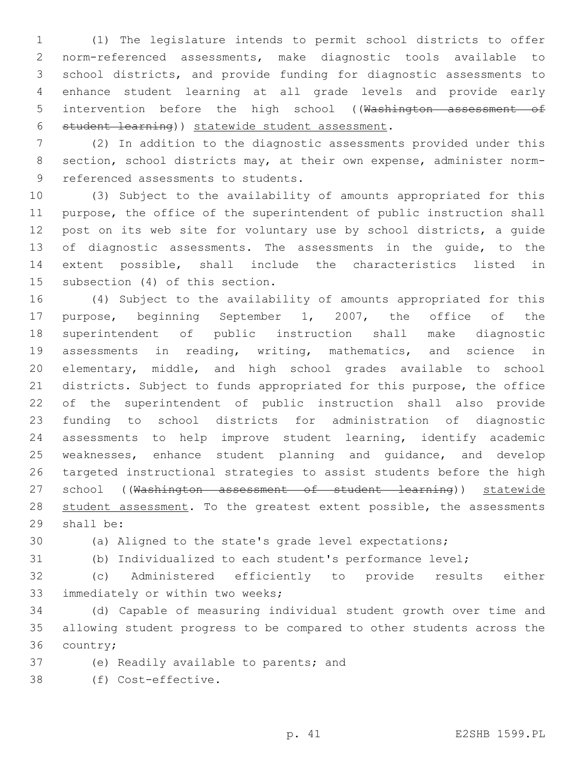(1) The legislature intends to permit school districts to offer norm-referenced assessments, make diagnostic tools available to school districts, and provide funding for diagnostic assessments to enhance student learning at all grade levels and provide early intervention before the high school ((~~Washington assessment of student learning~~)) statewide student assessment.

(2) In addition to the diagnostic assessments provided under this section, school districts may, at their own expense, administer norm-referenced assessments to students.

(3) Subject to the availability of amounts appropriated for this purpose, the office of the superintendent of public instruction shall post on its web site for voluntary use by school districts, a guide of diagnostic assessments. The assessments in the guide, to the extent possible, shall include the characteristics listed in subsection (4) of this section.

(4) Subject to the availability of amounts appropriated for this purpose, beginning September 1, 2007, the office of the superintendent of public instruction shall make diagnostic assessments in reading, writing, mathematics, and science in elementary, middle, and high school grades available to school districts. Subject to funds appropriated for this purpose, the office of the superintendent of public instruction shall also provide funding to school districts for administration of diagnostic assessments to help improve student learning, identify academic weaknesses, enhance student planning and guidance, and develop targeted instructional strategies to assist students before the high school ((~~Washington assessment of student learning~~)) statewide student assessment. To the greatest extent possible, the assessments shall be:

(a) Aligned to the state's grade level expectations;

(b) Individualized to each student's performance level;

(c) Administered efficiently to provide results either immediately or within two weeks;

(d) Capable of measuring individual student growth over time and allowing student progress to be compared to other students across the country;

(e) Readily available to parents; and

(f) Cost-effective.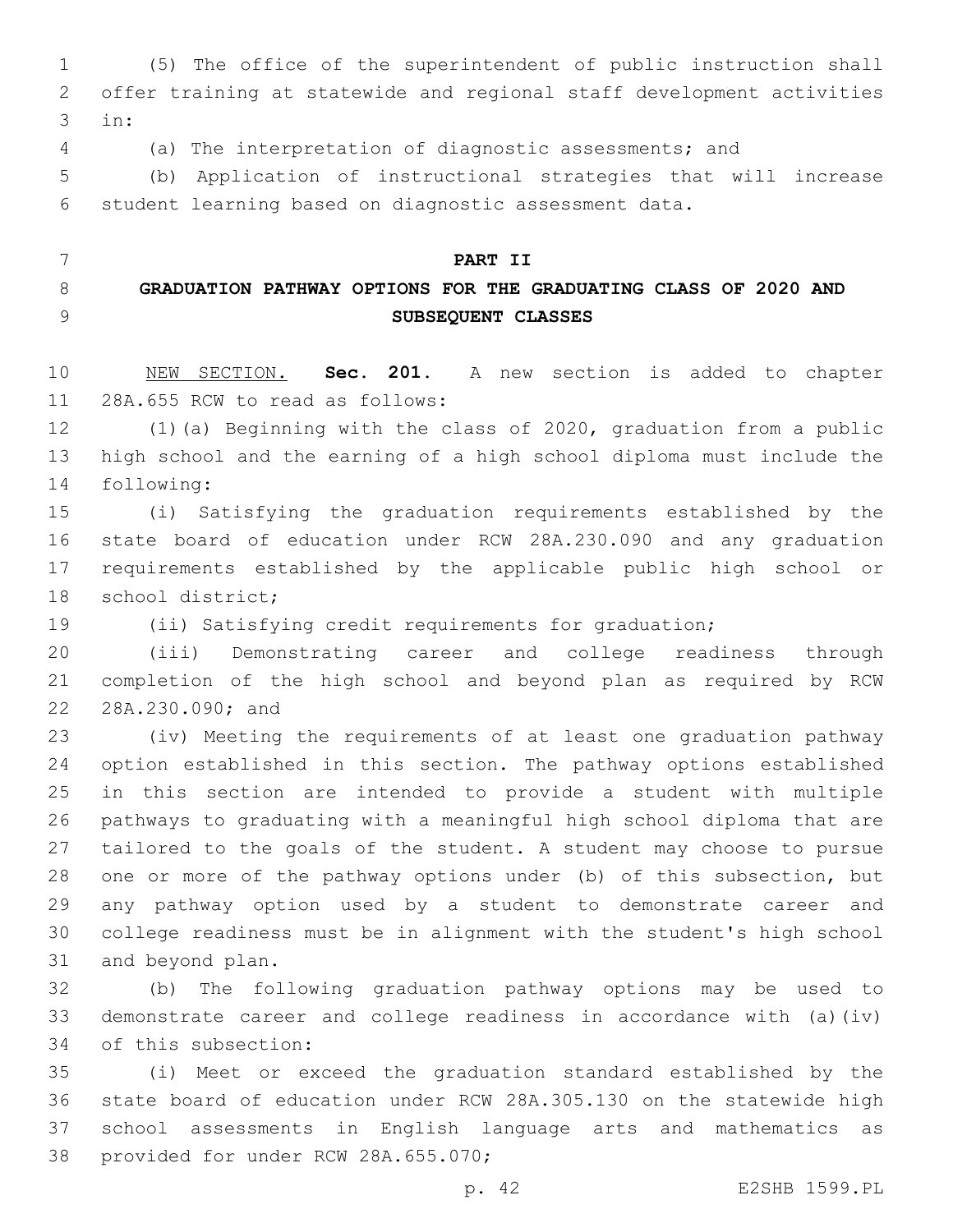(5) The office of the superintendent of public instruction shall offer training at statewide and regional staff development activities in:

(a) The interpretation of diagnostic assessments; and

(b) Application of instructional strategies that will increase student learning based on diagnostic assessment data.

## PART II

## GRADUATION PATHWAY OPTIONS FOR THE GRADUATING CLASS OF 2020 AND SUBSEQUENT CLASSES

NEW SECTION. **Sec. 201.** A new section is added to chapter 28A.655 RCW to read as follows:

(1)(a) Beginning with the class of 2020, graduation from a public high school and the earning of a high school diploma must include the following:

(i) Satisfying the graduation requirements established by the state board of education under RCW 28A.230.090 and any graduation requirements established by the applicable public high school or school district;

(ii) Satisfying credit requirements for graduation;

(iii) Demonstrating career and college readiness through completion of the high school and beyond plan as required by RCW 28A.230.090; and

(iv) Meeting the requirements of at least one graduation pathway option established in this section. The pathway options established in this section are intended to provide a student with multiple pathways to graduating with a meaningful high school diploma that are tailored to the goals of the student. A student may choose to pursue one or more of the pathway options under (b) of this subsection, but any pathway option used by a student to demonstrate career and college readiness must be in alignment with the student's high school and beyond plan.

(b) The following graduation pathway options may be used to demonstrate career and college readiness in accordance with (a)(iv) of this subsection:

(i) Meet or exceed the graduation standard established by the state board of education under RCW 28A.305.130 on the statewide high school assessments in English language arts and mathematics as provided for under RCW 28A.655.070;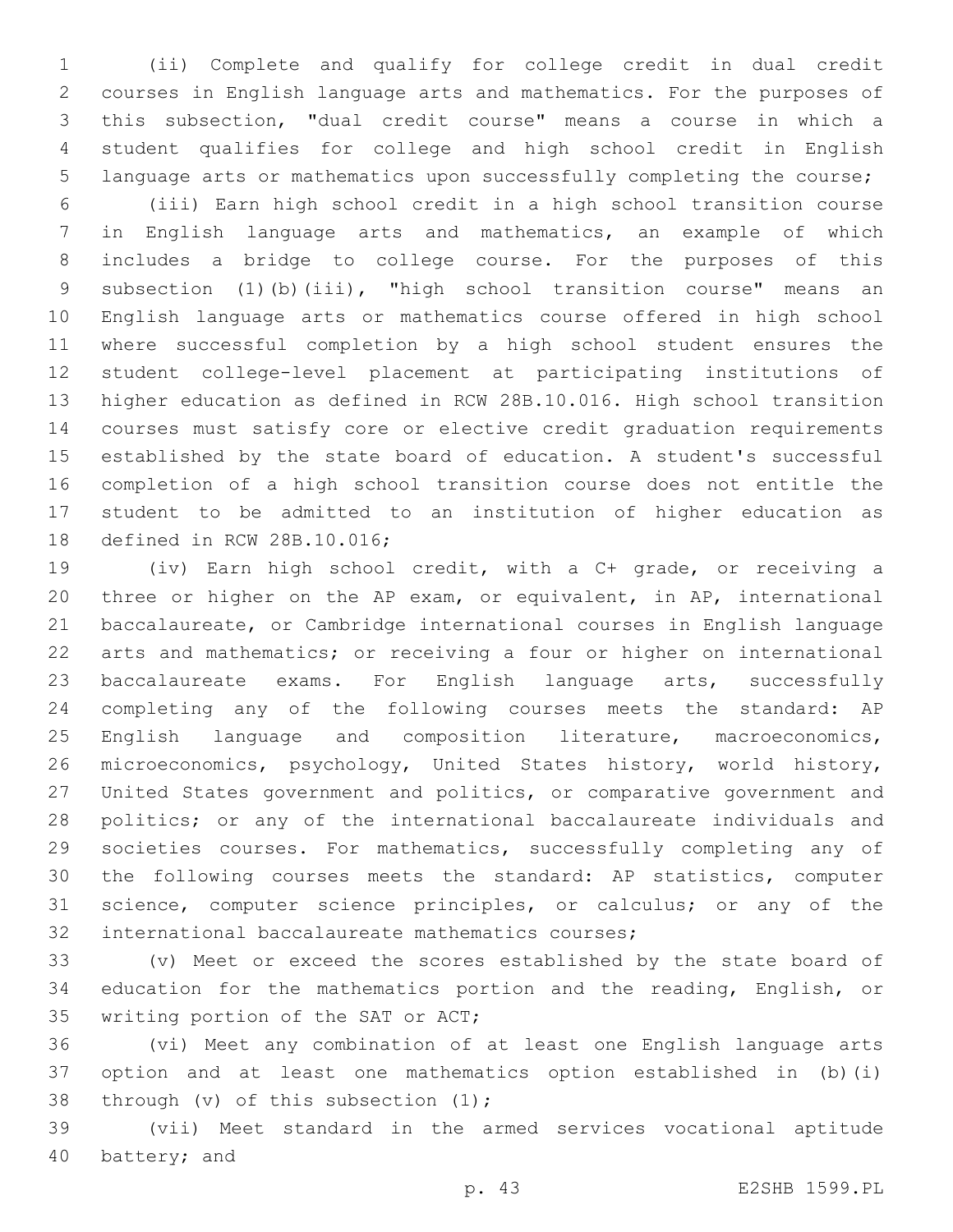(ii) Complete and qualify for college credit in dual credit courses in English language arts and mathematics. For the purposes of this subsection, "dual credit course" means a course in which a student qualifies for college and high school credit in English language arts or mathematics upon successfully completing the course;

(iii) Earn high school credit in a high school transition course in English language arts and mathematics, an example of which includes a bridge to college course. For the purposes of this subsection (1)(b)(iii), "high school transition course" means an English language arts or mathematics course offered in high school where successful completion by a high school student ensures the student college-level placement at participating institutions of higher education as defined in RCW 28B.10.016. High school transition courses must satisfy core or elective credit graduation requirements established by the state board of education. A student's successful completion of a high school transition course does not entitle the student to be admitted to an institution of higher education as defined in RCW 28B.10.016;

(iv) Earn high school credit, with a C+ grade, or receiving a three or higher on the AP exam, or equivalent, in AP, international baccalaureate, or Cambridge international courses in English language arts and mathematics; or receiving a four or higher on international baccalaureate exams. For English language arts, successfully completing any of the following courses meets the standard: AP English language and composition literature, macroeconomics, microeconomics, psychology, United States history, world history, United States government and politics, or comparative government and politics; or any of the international baccalaureate individuals and societies courses. For mathematics, successfully completing any of the following courses meets the standard: AP statistics, computer science, computer science principles, or calculus; or any of the international baccalaureate mathematics courses;

(v) Meet or exceed the scores established by the state board of education for the mathematics portion and the reading, English, or writing portion of the SAT or ACT;

(vi) Meet any combination of at least one English language arts option and at least one mathematics option established in (b)(i) through (v) of this subsection (1);

(vii) Meet standard in the armed services vocational aptitude battery; and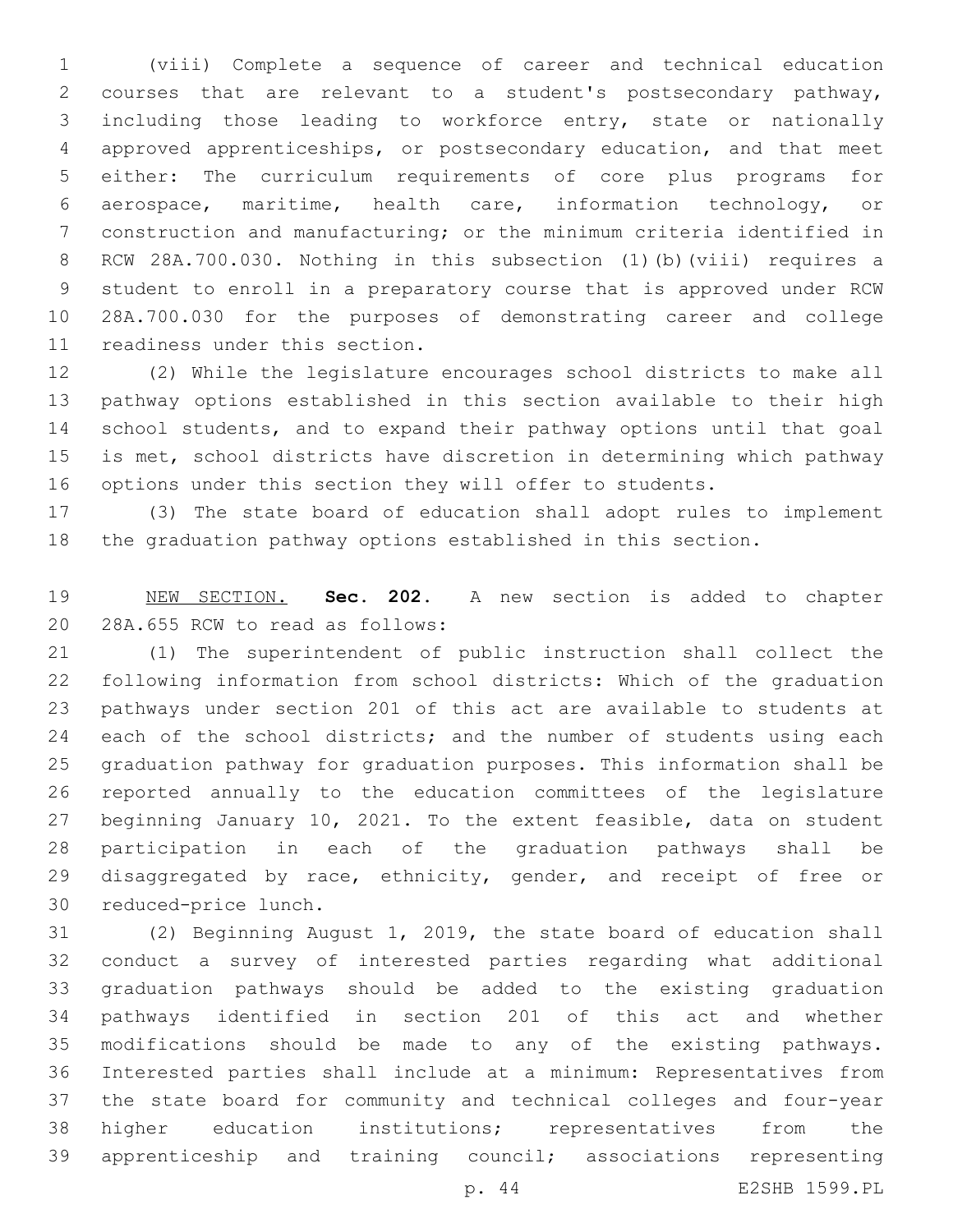(viii) Complete a sequence of career and technical education courses that are relevant to a student's postsecondary pathway, including those leading to workforce entry, state or nationally approved apprenticeships, or postsecondary education, and that meet either: The curriculum requirements of core plus programs for aerospace, maritime, health care, information technology, or construction and manufacturing; or the minimum criteria identified in RCW 28A.700.030. Nothing in this subsection (1)(b)(viii) requires a student to enroll in a preparatory course that is approved under RCW 28A.700.030 for the purposes of demonstrating career and college readiness under this section.

(2) While the legislature encourages school districts to make all pathway options established in this section available to their high school students, and to expand their pathway options until that goal is met, school districts have discretion in determining which pathway options under this section they will offer to students.

(3) The state board of education shall adopt rules to implement the graduation pathway options established in this section.

NEW SECTION. **Sec. 202.** A new section is added to chapter 28A.655 RCW to read as follows:

(1) The superintendent of public instruction shall collect the following information from school districts: Which of the graduation pathways under section 201 of this act are available to students at each of the school districts; and the number of students using each graduation pathway for graduation purposes. This information shall be reported annually to the education committees of the legislature beginning January 10, 2021. To the extent feasible, data on student participation in each of the graduation pathways shall be disaggregated by race, ethnicity, gender, and receipt of free or reduced-price lunch.

(2) Beginning August 1, 2019, the state board of education shall conduct a survey of interested parties regarding what additional graduation pathways should be added to the existing graduation pathways identified in section 201 of this act and whether modifications should be made to any of the existing pathways. Interested parties shall include at a minimum: Representatives from the state board for community and technical colleges and four-year higher education institutions; representatives from the apprenticeship and training council; associations representing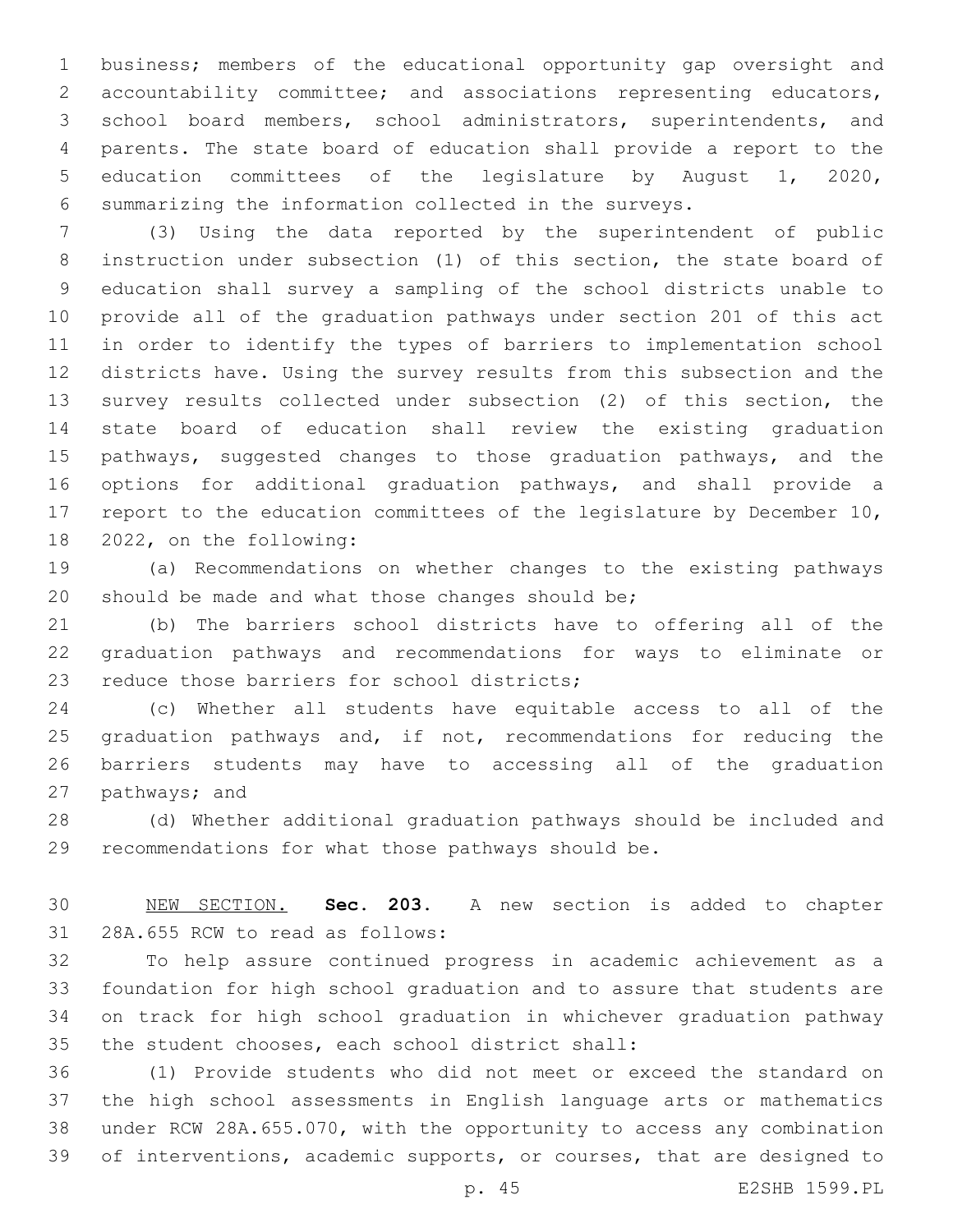business; members of the educational opportunity gap oversight and accountability committee; and associations representing educators, school board members, school administrators, superintendents, and parents. The state board of education shall provide a report to the education committees of the legislature by August 1, 2020, summarizing the information collected in the surveys.

(3) Using the data reported by the superintendent of public instruction under subsection (1) of this section, the state board of education shall survey a sampling of the school districts unable to provide all of the graduation pathways under section 201 of this act in order to identify the types of barriers to implementation school districts have. Using the survey results from this subsection and the survey results collected under subsection (2) of this section, the state board of education shall review the existing graduation pathways, suggested changes to those graduation pathways, and the options for additional graduation pathways, and shall provide a report to the education committees of the legislature by December 10, 2022, on the following:

(a) Recommendations on whether changes to the existing pathways should be made and what those changes should be;

(b) The barriers school districts have to offering all of the graduation pathways and recommendations for ways to eliminate or reduce those barriers for school districts;

(c) Whether all students have equitable access to all of the graduation pathways and, if not, recommendations for reducing the barriers students may have to accessing all of the graduation pathways; and

(d) Whether additional graduation pathways should be included and recommendations for what those pathways should be.

NEW SECTION. **Sec. 203.** A new section is added to chapter 28A.655 RCW to read as follows:

To help assure continued progress in academic achievement as a foundation for high school graduation and to assure that students are on track for high school graduation in whichever graduation pathway the student chooses, each school district shall:

(1) Provide students who did not meet or exceed the standard on the high school assessments in English language arts or mathematics under RCW 28A.655.070, with the opportunity to access any combination of interventions, academic supports, or courses, that are designed to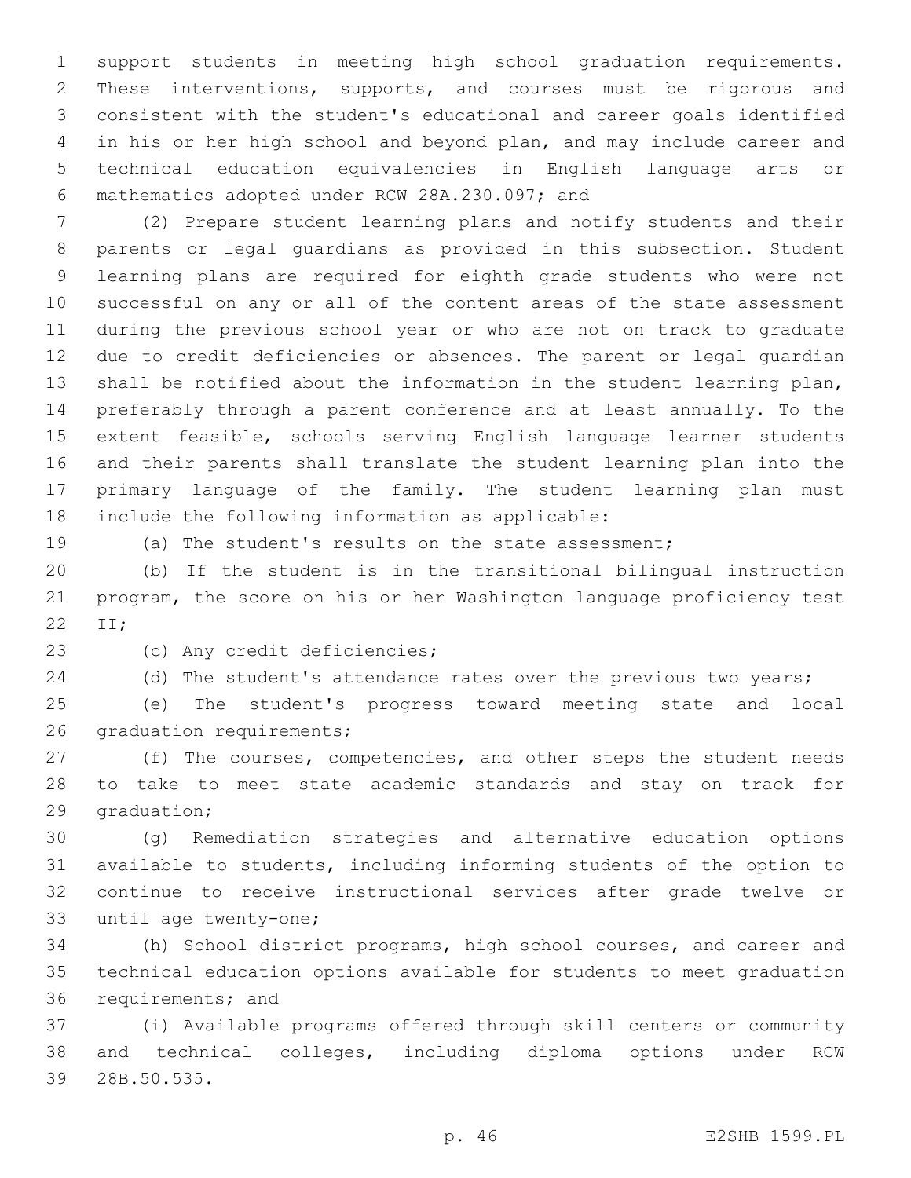support students in meeting high school graduation requirements. These interventions, supports, and courses must be rigorous and consistent with the student's educational and career goals identified in his or her high school and beyond plan, and may include career and technical education equivalencies in English language arts or mathematics adopted under RCW 28A.230.097; and

(2) Prepare student learning plans and notify students and their parents or legal guardians as provided in this subsection. Student learning plans are required for eighth grade students who were not successful on any or all of the content areas of the state assessment during the previous school year or who are not on track to graduate due to credit deficiencies or absences. The parent or legal guardian shall be notified about the information in the student learning plan, preferably through a parent conference and at least annually. To the extent feasible, schools serving English language learner students and their parents shall translate the student learning plan into the primary language of the family. The student learning plan must include the following information as applicable:

(a) The student's results on the state assessment;

(b) If the student is in the transitional bilingual instruction program, the score on his or her Washington language proficiency test II;

(c) Any credit deficiencies;

(d) The student's attendance rates over the previous two years;

(e) The student's progress toward meeting state and local graduation requirements;

(f) The courses, competencies, and other steps the student needs to take to meet state academic standards and stay on track for graduation;

(g) Remediation strategies and alternative education options available to students, including informing students of the option to continue to receive instructional services after grade twelve or until age twenty-one;

(h) School district programs, high school courses, and career and technical education options available for students to meet graduation requirements; and

(i) Available programs offered through skill centers or community and technical colleges, including diploma options under RCW 28B.50.535.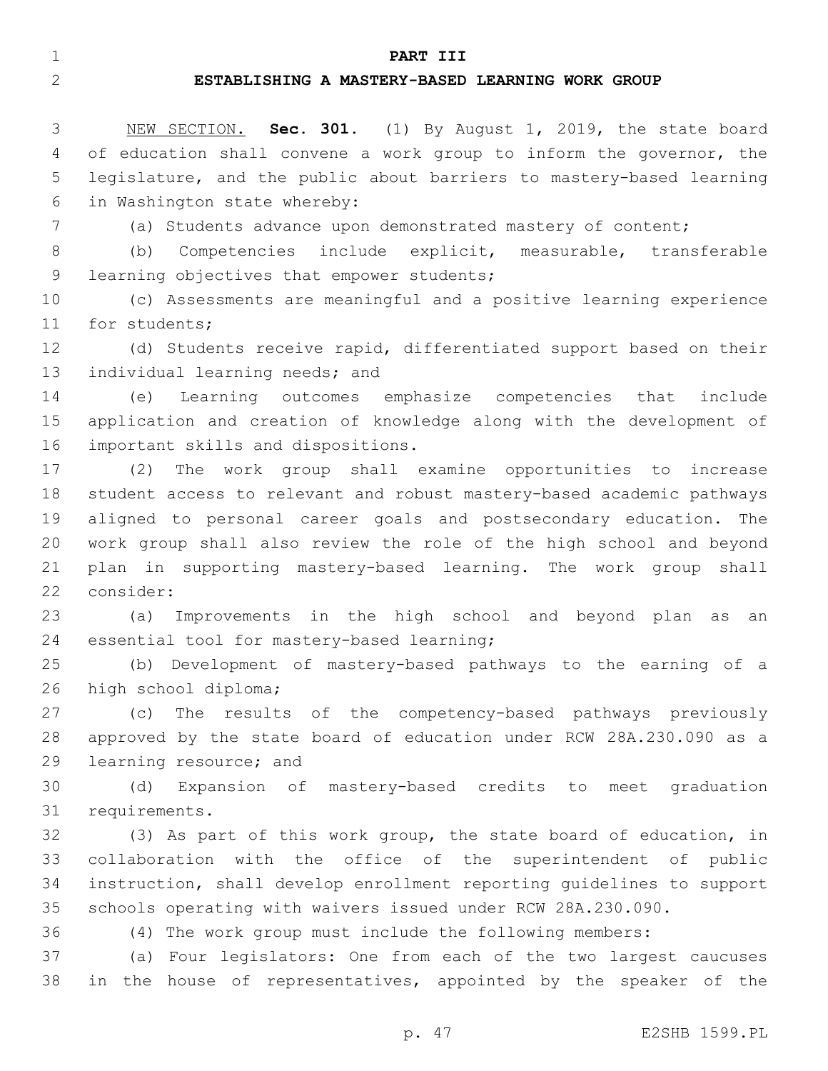# PART III

## ESTABLISHING A MASTERY-BASED LEARNING WORK GROUP

NEW SECTION. **Sec. 301.** (1) By August 1, 2019, the state board of education shall convene a work group to inform the governor, the legislature, and the public about barriers to mastery-based learning in Washington state whereby:

(a) Students advance upon demonstrated mastery of content;

(b) Competencies include explicit, measurable, transferable learning objectives that empower students;

(c) Assessments are meaningful and a positive learning experience for students;

(d) Students receive rapid, differentiated support based on their individual learning needs; and

(e) Learning outcomes emphasize competencies that include application and creation of knowledge along with the development of important skills and dispositions.

(2) The work group shall examine opportunities to increase student access to relevant and robust mastery-based academic pathways aligned to personal career goals and postsecondary education. The work group shall also review the role of the high school and beyond plan in supporting mastery-based learning. The work group shall consider:

(a) Improvements in the high school and beyond plan as an essential tool for mastery-based learning;

(b) Development of mastery-based pathways to the earning of a high school diploma;

(c) The results of the competency-based pathways previously approved by the state board of education under RCW 28A.230.090 as a learning resource; and

(d) Expansion of mastery-based credits to meet graduation requirements.

(3) As part of this work group, the state board of education, in collaboration with the office of the superintendent of public instruction, shall develop enrollment reporting guidelines to support schools operating with waivers issued under RCW 28A.230.090.

(4) The work group must include the following members:

(a) Four legislators: One from each of the two largest caucuses in the house of representatives, appointed by the speaker of the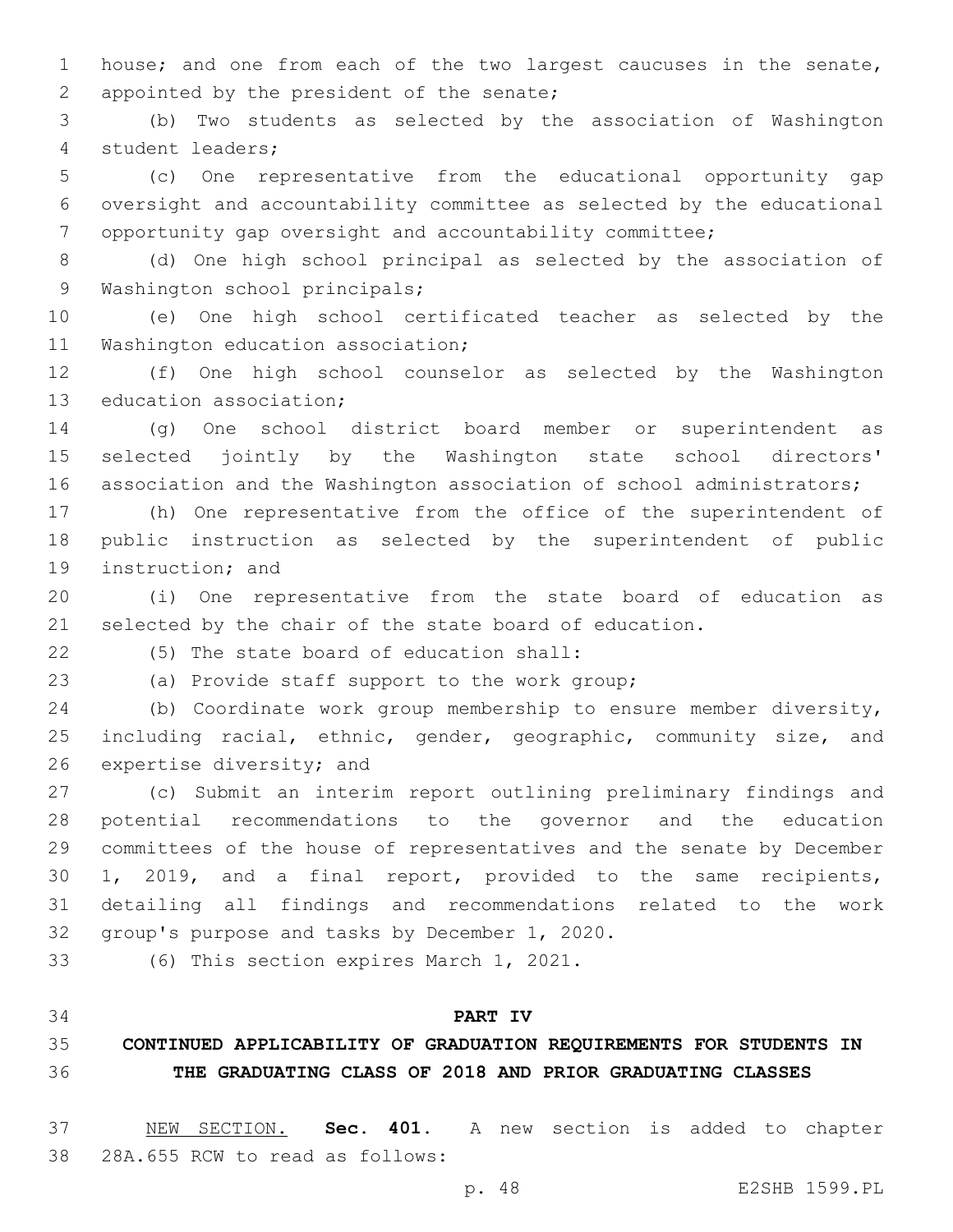house; and one from each of the two largest caucuses in the senate, appointed by the president of the senate;

(b) Two students as selected by the association of Washington student leaders;

(c) One representative from the educational opportunity gap oversight and accountability committee as selected by the educational opportunity gap oversight and accountability committee;

(d) One high school principal as selected by the association of Washington school principals;

(e) One high school certificated teacher as selected by the Washington education association;

(f) One high school counselor as selected by the Washington education association;

(g) One school district board member or superintendent as selected jointly by the Washington state school directors' association and the Washington association of school administrators;

(h) One representative from the office of the superintendent of public instruction as selected by the superintendent of public instruction; and

(i) One representative from the state board of education as selected by the chair of the state board of education.

(5) The state board of education shall:

(a) Provide staff support to the work group;

(b) Coordinate work group membership to ensure member diversity, including racial, ethnic, gender, geographic, community size, and expertise diversity; and

(c) Submit an interim report outlining preliminary findings and potential recommendations to the governor and the education committees of the house of representatives and the senate by December 1, 2019, and a final report, provided to the same recipients, detailing all findings and recommendations related to the work group's purpose and tasks by December 1, 2020.

(6) This section expires March 1, 2021.

## PART IV
## CONTINUED APPLICABILITY OF GRADUATION REQUIREMENTS FOR STUDENTS IN THE GRADUATING CLASS OF 2018 AND PRIOR GRADUATING CLASSES

NEW SECTION. **Sec. 401.** A new section is added to chapter 28A.655 RCW to read as follows: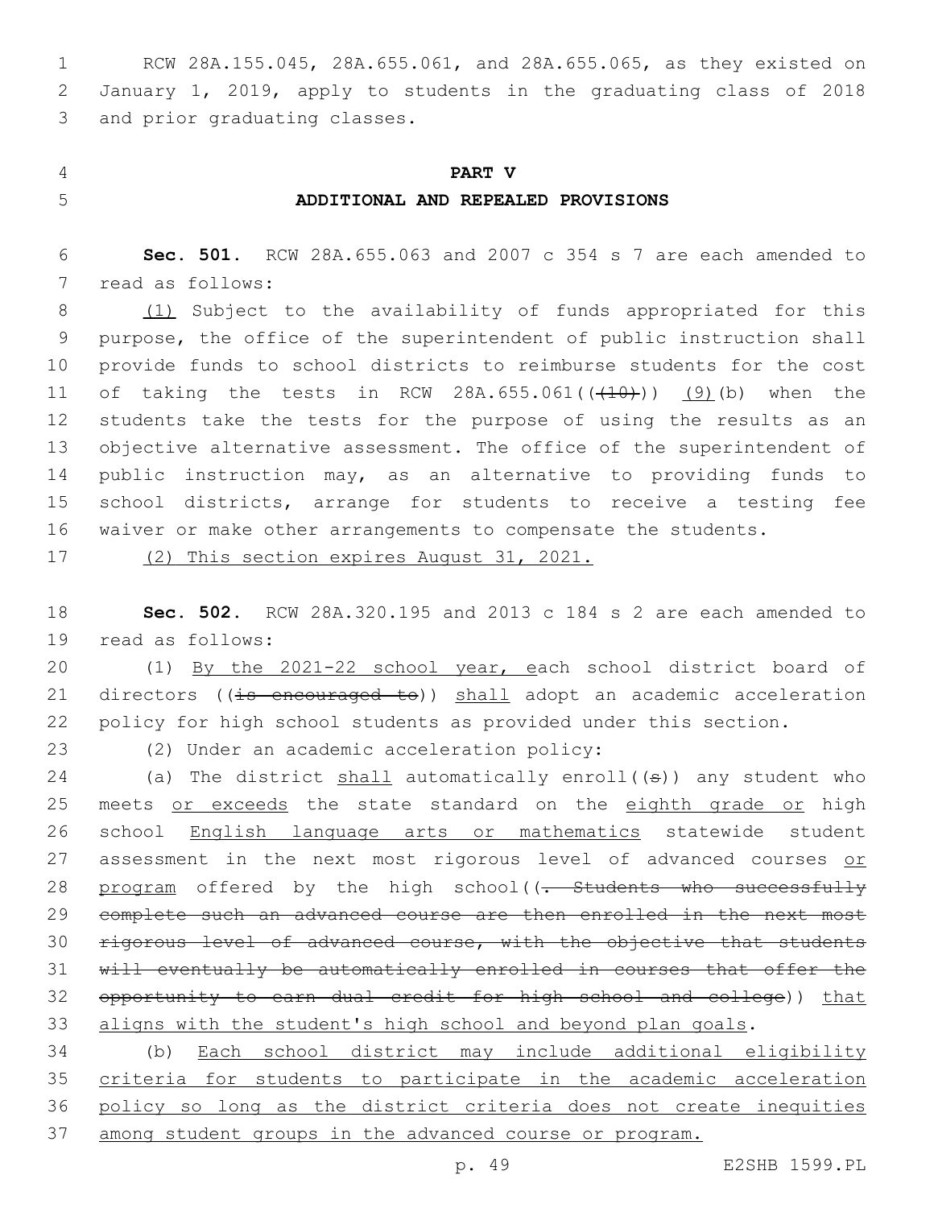RCW 28A.155.045, 28A.655.061, and 28A.655.065, as they existed on January 1, 2019, apply to students in the graduating class of 2018 and prior graduating classes.

**PART V**

**ADDITIONAL AND REPEALED PROVISIONS**

**Sec. 501.** RCW 28A.655.063 and 2007 c 354 s 7 are each amended to read as follows:

(1) Subject to the availability of funds appropriated for this purpose, the office of the superintendent of public instruction shall provide funds to school districts to reimburse students for the cost of taking the tests in RCW 28A.655.061((~~(10)~~)) (9)(b) when the students take the tests for the purpose of using the results as an objective alternative assessment. The office of the superintendent of public instruction may, as an alternative to providing funds to school districts, arrange for students to receive a testing fee waiver or make other arrangements to compensate the students.

(2) This section expires August 31, 2021.

**Sec. 502.** RCW 28A.320.195 and 2013 c 184 s 2 are each amended to read as follows:

(1) By the 2021-22 school year, each school district board of directors ((~~is encouraged to~~)) shall adopt an academic acceleration policy for high school students as provided under this section.

(2) Under an academic acceleration policy:

(a) The district shall automatically enroll((~~s~~)) any student who meets or exceeds the state standard on the eighth grade or high school English language arts or mathematics statewide student assessment in the next most rigorous level of advanced courses or program offered by the high school((~~. Students who successfully complete such an advanced course are then enrolled in the next most rigorous level of advanced course, with the objective that students will eventually be automatically enrolled in courses that offer the opportunity to earn dual credit for high school and college~~)) that aligns with the student's high school and beyond plan goals.

(b) Each school district may include additional eligibility criteria for students to participate in the academic acceleration policy so long as the district criteria does not create inequities among student groups in the advanced course or program.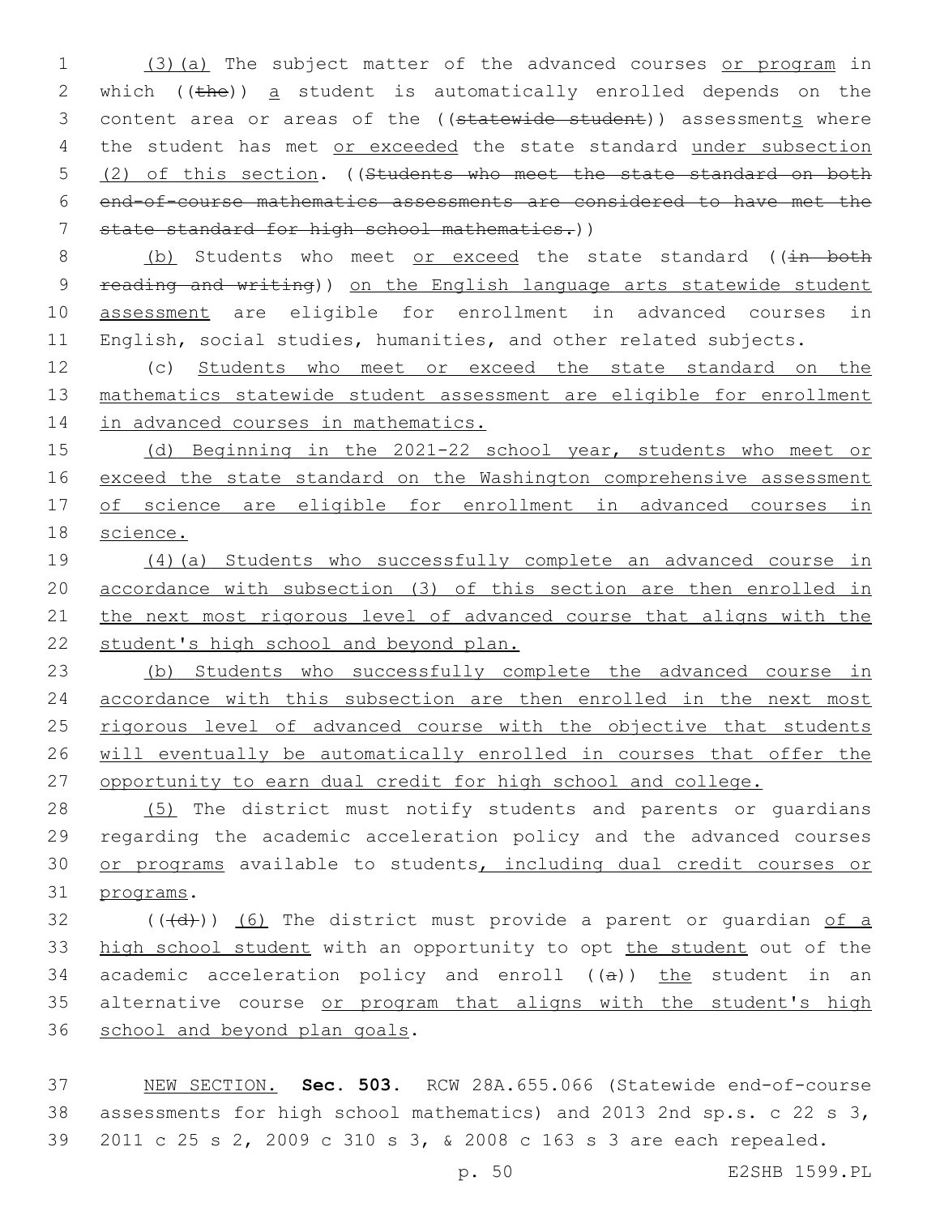(3)(a) The subject matter of the advanced courses or program in which ((the)) a student is automatically enrolled depends on the content area or areas of the ((statewide student)) assessments where the student has met or exceeded the state standard under subsection (2) of this section. ((Students who meet the state standard on both end-of-course mathematics assessments are considered to have met the state standard for high school mathematics.))

(b) Students who meet or exceed the state standard ((in both reading and writing)) on the English language arts statewide student assessment are eligible for enrollment in advanced courses in English, social studies, humanities, and other related subjects.

(c) Students who meet or exceed the state standard on the mathematics statewide student assessment are eligible for enrollment in advanced courses in mathematics.

(d) Beginning in the 2021-22 school year, students who meet or exceed the state standard on the Washington comprehensive assessment of science are eligible for enrollment in advanced courses in science.

(4)(a) Students who successfully complete an advanced course in accordance with subsection (3) of this section are then enrolled in the next most rigorous level of advanced course that aligns with the student's high school and beyond plan.

(b) Students who successfully complete the advanced course in accordance with this subsection are then enrolled in the next most rigorous level of advanced course with the objective that students will eventually be automatically enrolled in courses that offer the opportunity to earn dual credit for high school and college.

(5) The district must notify students and parents or guardians regarding the academic acceleration policy and the advanced courses or programs available to students, including dual credit courses or programs.

(((d))) (6) The district must provide a parent or guardian of a high school student with an opportunity to opt the student out of the academic acceleration policy and enroll ((a)) the student in an alternative course or program that aligns with the student's high school and beyond plan goals.

NEW SECTION. **Sec. 503.** RCW 28A.655.066 (Statewide end-of-course assessments for high school mathematics) and 2013 2nd sp.s. c 22 s 3, 2011 c 25 s 2, 2009 c 310 s 3, & 2008 c 163 s 3 are each repealed.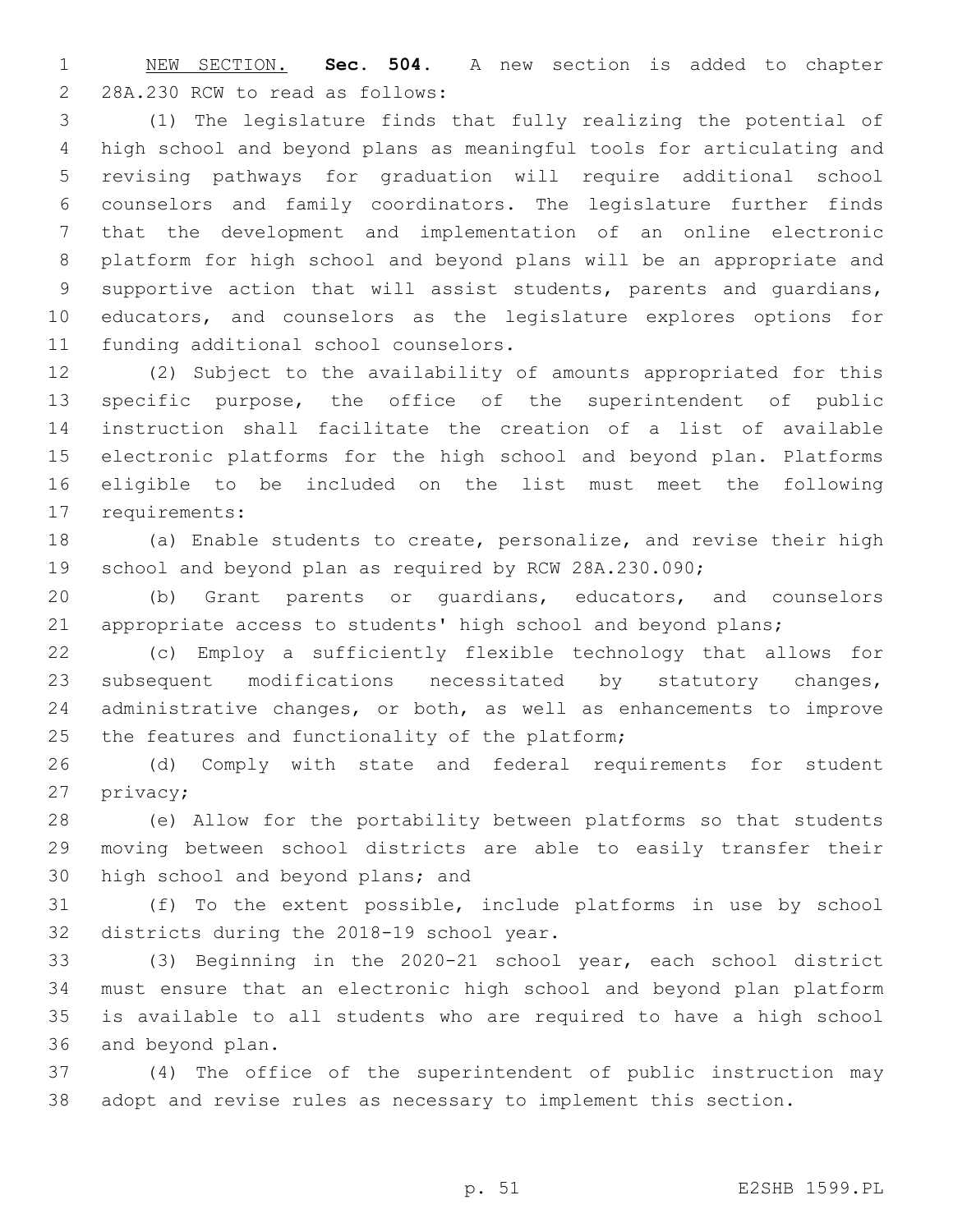NEW SECTION. **Sec. 504.** A new section is added to chapter 28A.230 RCW to read as follows:

(1) The legislature finds that fully realizing the potential of high school and beyond plans as meaningful tools for articulating and revising pathways for graduation will require additional school counselors and family coordinators. The legislature further finds that the development and implementation of an online electronic platform for high school and beyond plans will be an appropriate and supportive action that will assist students, parents and guardians, educators, and counselors as the legislature explores options for funding additional school counselors.

(2) Subject to the availability of amounts appropriated for this specific purpose, the office of the superintendent of public instruction shall facilitate the creation of a list of available electronic platforms for the high school and beyond plan. Platforms eligible to be included on the list must meet the following requirements:

(a) Enable students to create, personalize, and revise their high school and beyond plan as required by RCW 28A.230.090;

(b) Grant parents or guardians, educators, and counselors appropriate access to students' high school and beyond plans;

(c) Employ a sufficiently flexible technology that allows for subsequent modifications necessitated by statutory changes, administrative changes, or both, as well as enhancements to improve the features and functionality of the platform;

(d) Comply with state and federal requirements for student privacy;

(e) Allow for the portability between platforms so that students moving between school districts are able to easily transfer their high school and beyond plans; and

(f) To the extent possible, include platforms in use by school districts during the 2018-19 school year.

(3) Beginning in the 2020-21 school year, each school district must ensure that an electronic high school and beyond plan platform is available to all students who are required to have a high school and beyond plan.

(4) The office of the superintendent of public instruction may adopt and revise rules as necessary to implement this section.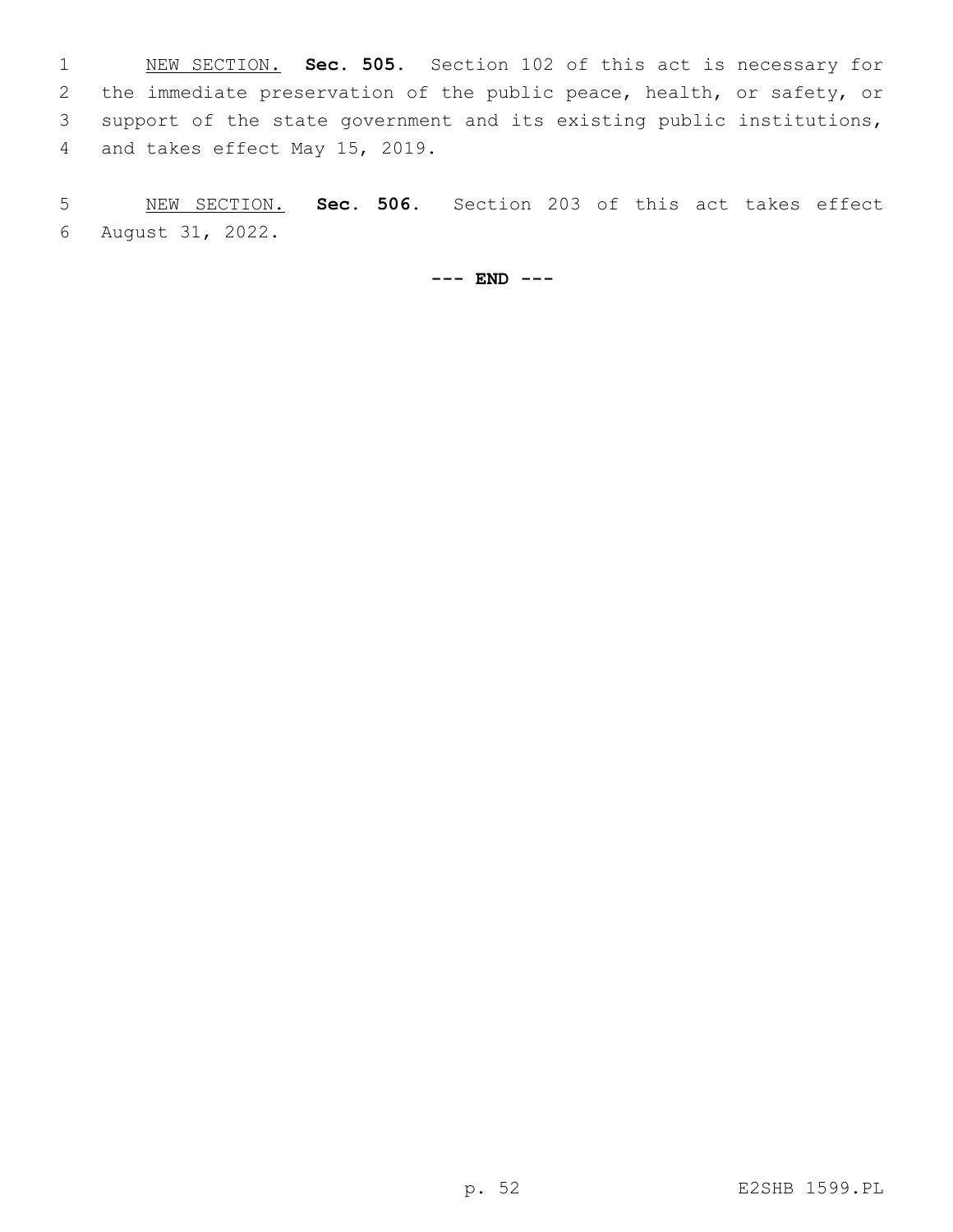NEW SECTION. **Sec. 505.** Section 102 of this act is necessary for the immediate preservation of the public peace, health, or safety, or support of the state government and its existing public institutions, and takes effect May 15, 2019.

NEW SECTION. **Sec. 506.** Section 203 of this act takes effect August 31, 2022.

**--- END ---**